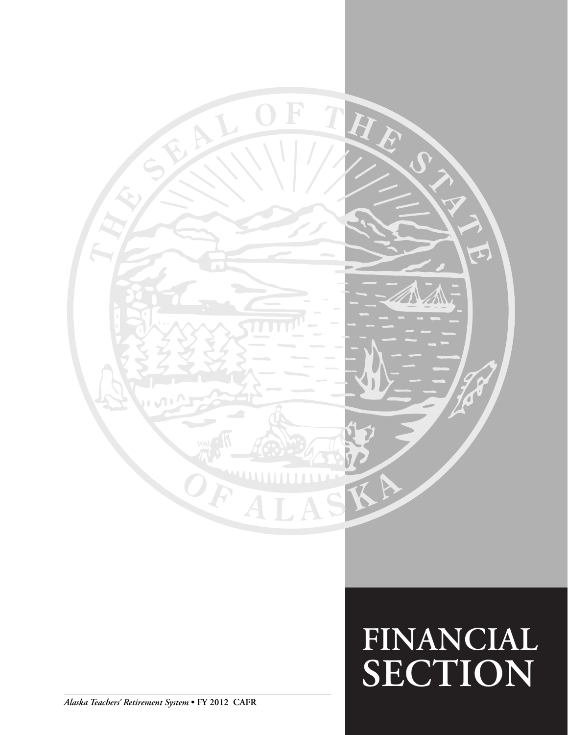# FINANCIAL SECTION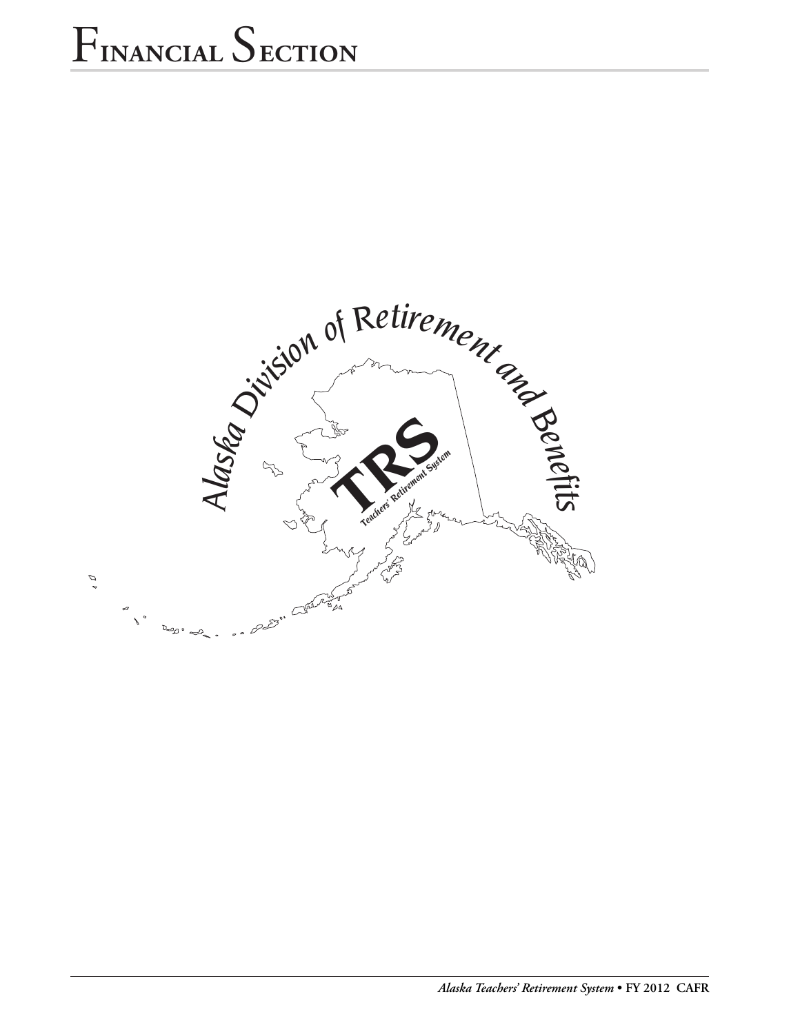# Financial Section

Alaska Division of Retirement and Benefits

TRS

Teachers' Retirement System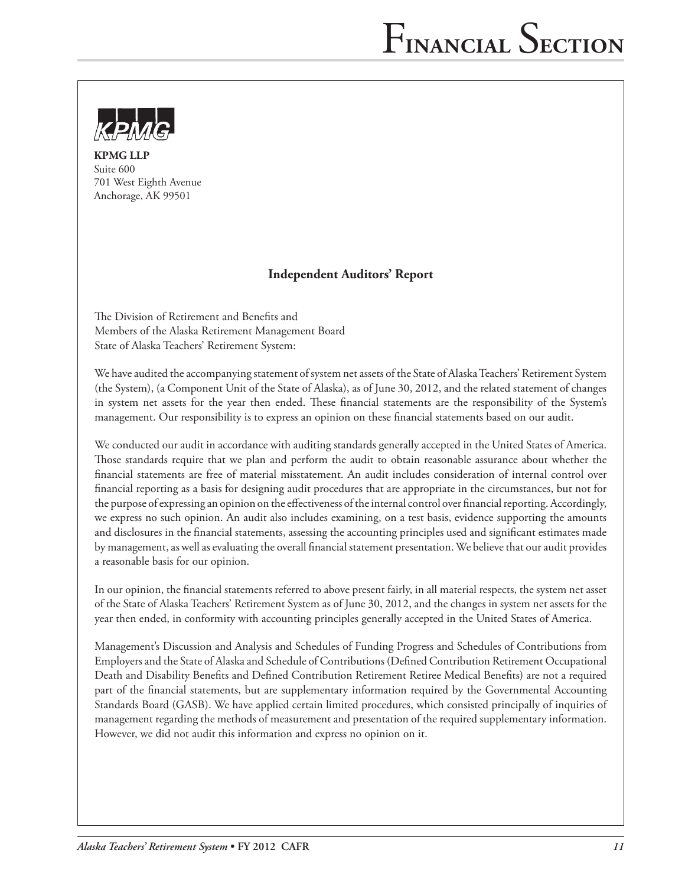KPMG

**KPMG LLP**
Suite 600
701 West Eighth Avenue
Anchorage, AK 99501

## Independent Auditors' Report

The Division of Retirement and Benefits and
Members of the Alaska Retirement Management Board
State of Alaska Teachers' Retirement System:

We have audited the accompanying statement of system net assets of the State of Alaska Teachers' Retirement System (the System), (a Component Unit of the State of Alaska), as of June 30, 2012, and the related statement of changes in system net assets for the year then ended. These financial statements are the responsibility of the System's management. Our responsibility is to express an opinion on these financial statements based on our audit.

We conducted our audit in accordance with auditing standards generally accepted in the United States of America. Those standards require that we plan and perform the audit to obtain reasonable assurance about whether the financial statements are free of material misstatement. An audit includes consideration of internal control over financial reporting as a basis for designing audit procedures that are appropriate in the circumstances, but not for the purpose of expressing an opinion on the effectiveness of the internal control over financial reporting. Accordingly, we express no such opinion. An audit also includes examining, on a test basis, evidence supporting the amounts and disclosures in the financial statements, assessing the accounting principles used and significant estimates made by management, as well as evaluating the overall financial statement presentation. We believe that our audit provides a reasonable basis for our opinion.

In our opinion, the financial statements referred to above present fairly, in all material respects, the system net asset of the State of Alaska Teachers' Retirement System as of June 30, 2012, and the changes in system net assets for the year then ended, in conformity with accounting principles generally accepted in the United States of America.

Management's Discussion and Analysis and Schedules of Funding Progress and Schedules of Contributions from Employers and the State of Alaska and Schedule of Contributions (Defined Contribution Retirement Occupational Death and Disability Benefits and Defined Contribution Retirement Retiree Medical Benefits) are not a required part of the financial statements, but are supplementary information required by the Governmental Accounting Standards Board (GASB). We have applied certain limited procedures, which consisted principally of inquiries of management regarding the methods of measurement and presentation of the required supplementary information. However, we did not audit this information and express no opinion on it.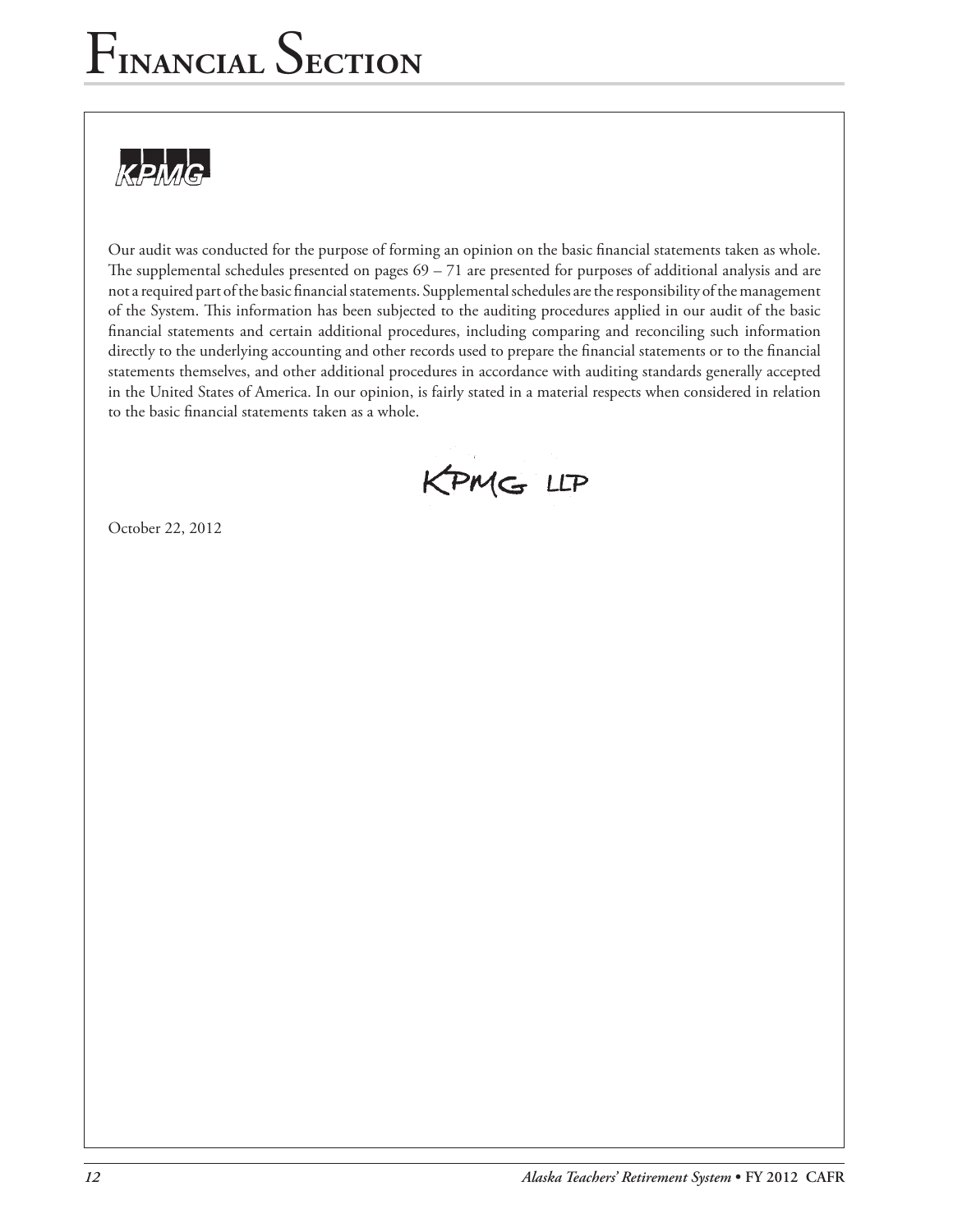# Financial Section

KPMG

Our audit was conducted for the purpose of forming an opinion on the basic financial statements taken as whole. The supplemental schedules presented on pages 69 – 71 are presented for purposes of additional analysis and are not a required part of the basic financial statements. Supplemental schedules are the responsibility of the management of the System. This information has been subjected to the auditing procedures applied in our audit of the basic financial statements and certain additional procedures, including comparing and reconciling such information directly to the underlying accounting and other records used to prepare the financial statements or to the financial statements themselves, and other additional procedures in accordance with auditing standards generally accepted in the United States of America. In our opinion, is fairly stated in a material respects when considered in relation to the basic financial statements taken as a whole.

KPMG LLP

October 22, 2012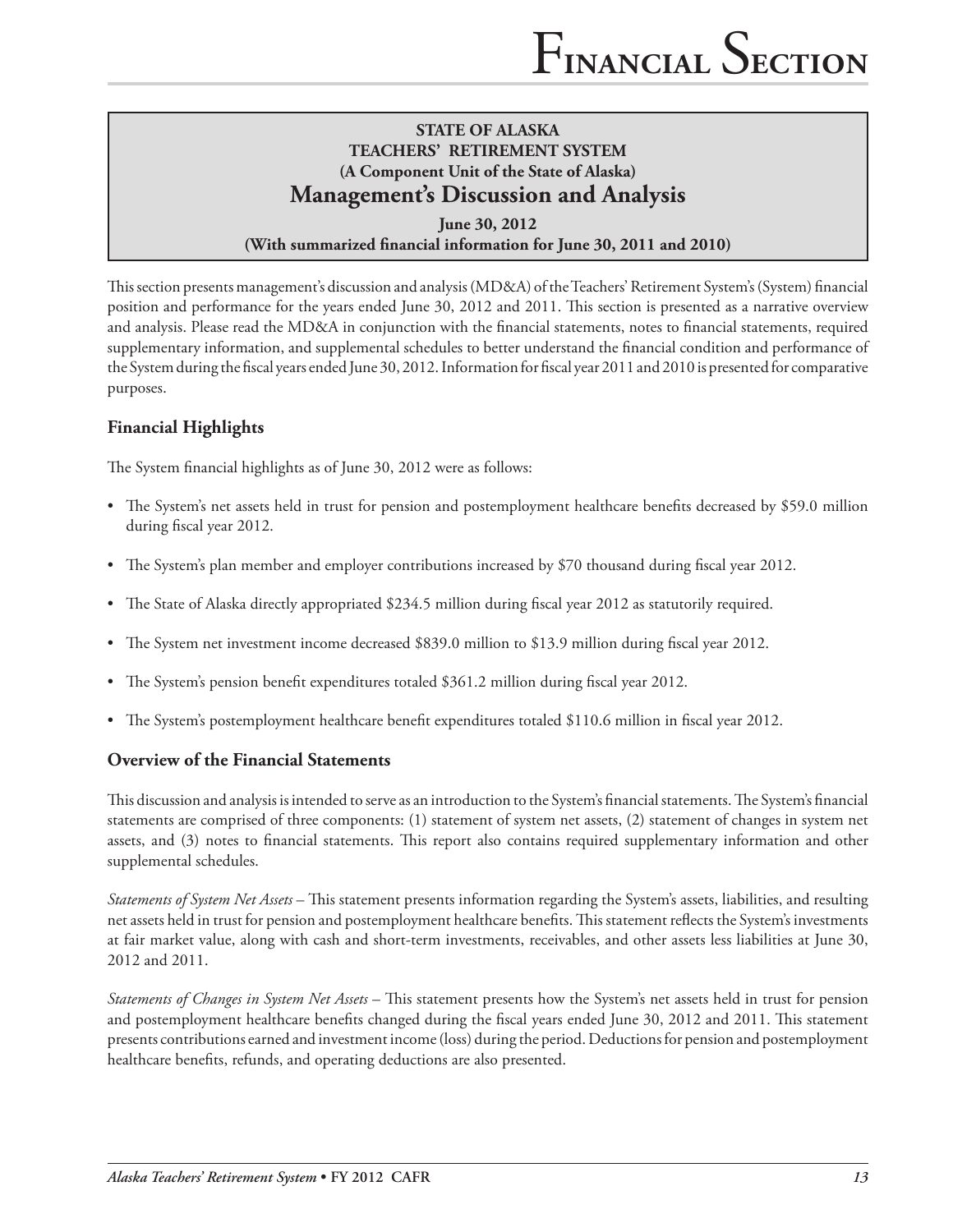**STATE OF ALASKA**
**TEACHERS' RETIREMENT SYSTEM**
**(A Component Unit of the State of Alaska)**

# Management's Discussion and Analysis

**June 30, 2012**
**(With summarized financial information for June 30, 2011 and 2010)**

This section presents management's discussion and analysis (MD&A) of the Teachers' Retirement System's (System) financial position and performance for the years ended June 30, 2012 and 2011. This section is presented as a narrative overview and analysis. Please read the MD&A in conjunction with the financial statements, notes to financial statements, required supplementary information, and supplemental schedules to better understand the financial condition and performance of the System during the fiscal years ended June 30, 2012. Information for fiscal year 2011 and 2010 is presented for comparative purposes.

## Financial Highlights

The System financial highlights as of June 30, 2012 were as follows:

- The System's net assets held in trust for pension and postemployment healthcare benefits decreased by $59.0 million during fiscal year 2012.
- The System's plan member and employer contributions increased by $70 thousand during fiscal year 2012.
- The State of Alaska directly appropriated $234.5 million during fiscal year 2012 as statutorily required.
- The System net investment income decreased $839.0 million to $13.9 million during fiscal year 2012.
- The System's pension benefit expenditures totaled $361.2 million during fiscal year 2012.
- The System's postemployment healthcare benefit expenditures totaled $110.6 million in fiscal year 2012.

## Overview of the Financial Statements

This discussion and analysis is intended to serve as an introduction to the System's financial statements. The System's financial statements are comprised of three components: (1) statement of system net assets, (2) statement of changes in system net assets, and (3) notes to financial statements. This report also contains required supplementary information and other supplemental schedules.

*Statements of System Net Assets* – This statement presents information regarding the System's assets, liabilities, and resulting net assets held in trust for pension and postemployment healthcare benefits. This statement reflects the System's investments at fair market value, along with cash and short-term investments, receivables, and other assets less liabilities at June 30, 2012 and 2011.

*Statements of Changes in System Net Assets* – This statement presents how the System's net assets held in trust for pension and postemployment healthcare benefits changed during the fiscal years ended June 30, 2012 and 2011. This statement presents contributions earned and investment income (loss) during the period. Deductions for pension and postemployment healthcare benefits, refunds, and operating deductions are also presented.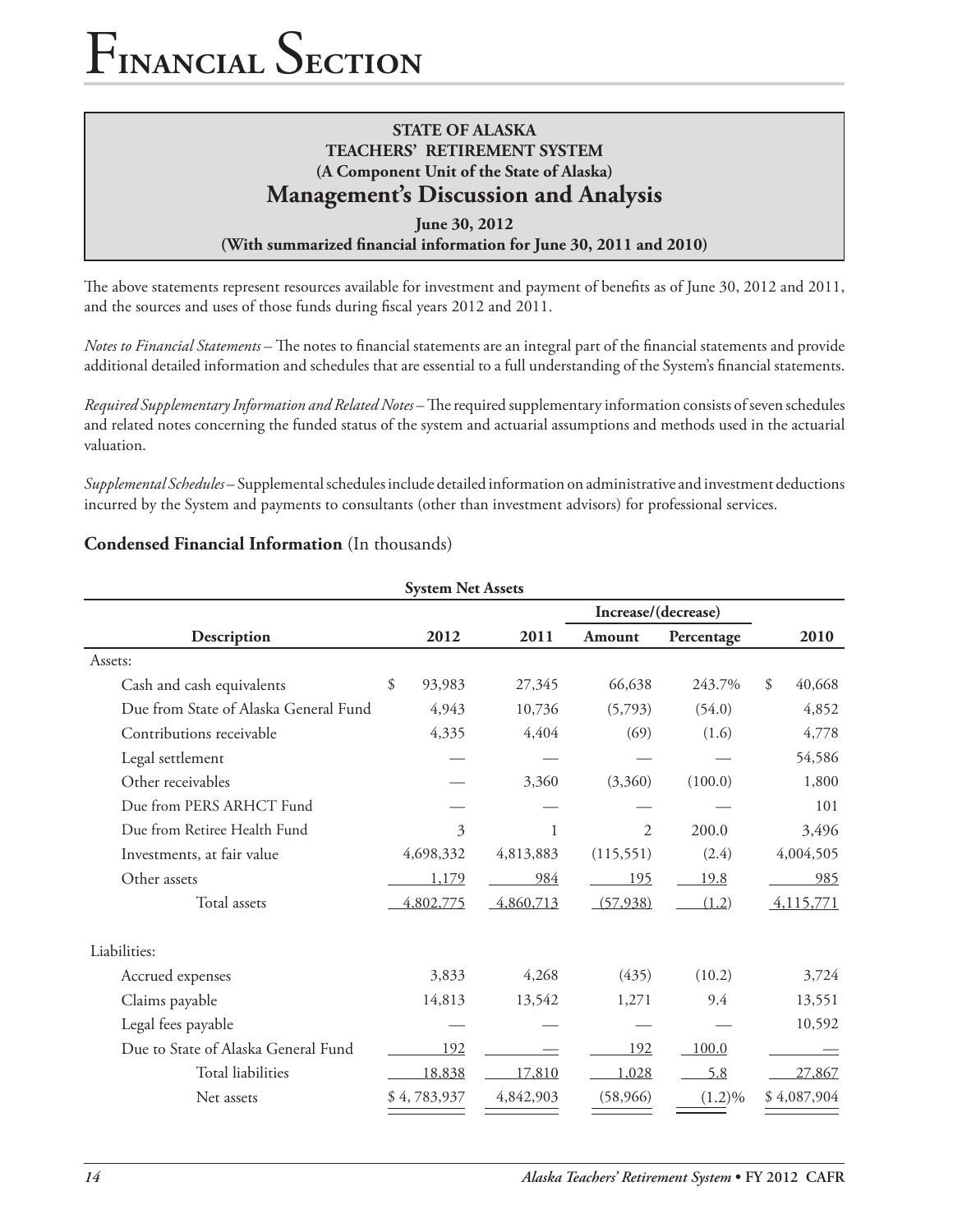**STATE OF ALASKA**
**TEACHERS' RETIREMENT SYSTEM**
**(A Component Unit of the State of Alaska)**
## Management's Discussion and Analysis
**June 30, 2012**
**(With summarized financial information for June 30, 2011 and 2010)**

The above statements represent resources available for investment and payment of benefits as of June 30, 2012 and 2011, and the sources and uses of those funds during fiscal years 2012 and 2011.

*Notes to Financial Statements* – The notes to financial statements are an integral part of the financial statements and provide additional detailed information and schedules that are essential to a full understanding of the System's financial statements.

*Required Supplementary Information and Related Notes* – The required supplementary information consists of seven schedules and related notes concerning the funded status of the system and actuarial assumptions and methods used in the actuarial valuation.

*Supplemental Schedules* – Supplemental schedules include detailed information on administrative and investment deductions incurred by the System and payments to consultants (other than investment advisors) for professional services.

### Condensed Financial Information (In thousands)

**System Net Assets**

| | | | Increase/(decrease) | | |
|---|---|---|---|---|---|
| **Description** | **2012** | **2011** | **Amount** | **Percentage** | **2010** |
| Assets: | | | | | |
| Cash and cash equivalents | $ 93,983 | 27,345 | 66,638 | 243.7% | $ 40,668 |
| Due from State of Alaska General Fund | 4,943 | 10,736 | (5,793) | (54.0) | 4,852 |
| Contributions receivable | 4,335 | 4,404 | (69) | (1.6) | 4,778 |
| Legal settlement | — | — | — | — | 54,586 |
| Other receivables | — | 3,360 | (3,360) | (100.0) | 1,800 |
| Due from PERS ARHCT Fund | — | — | — | — | 101 |
| Due from Retiree Health Fund | 3 | 1 | 2 | 200.0 | 3,496 |
| Investments, at fair value | 4,698,332 | 4,813,883 | (115,551) | (2.4) | 4,004,505 |
| Other assets | 1,179 | 984 | 195 | 19.8 | 985 |
| Total assets | 4,802,775 | 4,860,713 | (57,938) | (1.2) | 4,115,771 |
| Liabilities: | | | | | |
| Accrued expenses | 3,833 | 4,268 | (435) | (10.2) | 3,724 |
| Claims payable | 14,813 | 13,542 | 1,271 | 9.4 | 13,551 |
| Legal fees payable | — | — | — | — | 10,592 |
| Due to State of Alaska General Fund | 192 | — | 192 | 100.0 | — |
| Total liabilities | 18,838 | 17,810 | 1,028 | 5.8 | 27,867 |
| Net assets | $ 4, 783,937 | 4,842,903 | (58,966) | (1.2)% | $ 4,087,904 |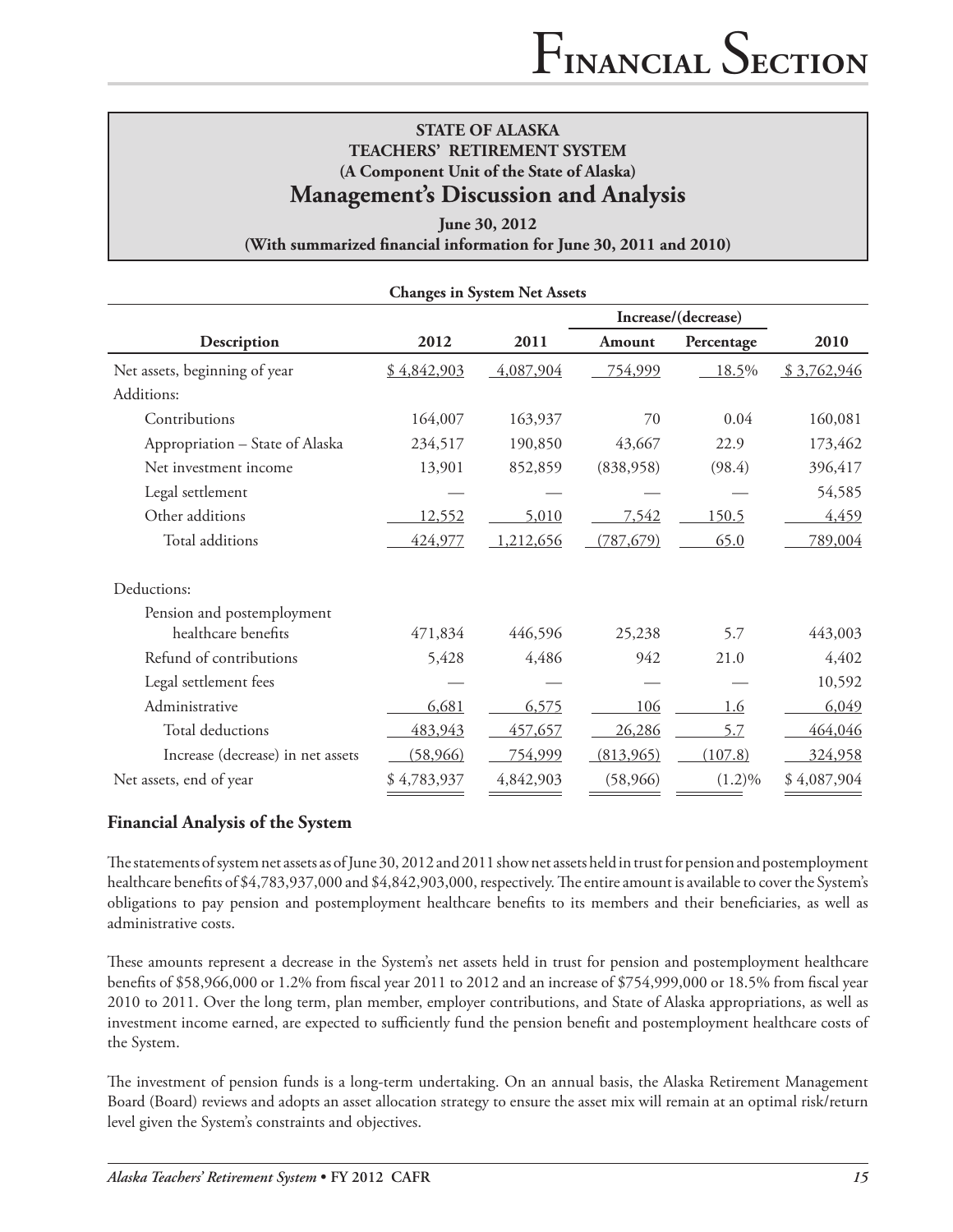**STATE OF ALASKA**
**TEACHERS' RETIREMENT SYSTEM**
**(A Component Unit of the State of Alaska)**

## Management's Discussion and Analysis

**June 30, 2012**
**(With summarized financial information for June 30, 2011 and 2010)**

**Changes in System Net Assets**

| Description | 2012 | 2011 | Increase/(decrease) Amount | Percentage | 2010 |
|---|---|---|---|---|---|
| Net assets, beginning of year | $ 4,842,903 | 4,087,904 | 754,999 | 18.5% | $ 3,762,946 |
| Additions: | | | | | |
| Contributions | 164,007 | 163,937 | 70 | 0.04 | 160,081 |
| Appropriation – State of Alaska | 234,517 | 190,850 | 43,667 | 22.9 | 173,462 |
| Net investment income | 13,901 | 852,859 | (838,958) | (98.4) | 396,417 |
| Legal settlement | — | — | — | — | 54,585 |
| Other additions | 12,552 | 5,010 | 7,542 | 150.5 | 4,459 |
| Total additions | 424,977 | 1,212,656 | (787,679) | 65.0 | 789,004 |
| Deductions: | | | | | |
| Pension and postemployment healthcare benefits | 471,834 | 446,596 | 25,238 | 5.7 | 443,003 |
| Refund of contributions | 5,428 | 4,486 | 942 | 21.0 | 4,402 |
| Legal settlement fees | — | — | — | — | 10,592 |
| Administrative | 6,681 | 6,575 | 106 | 1.6 | 6,049 |
| Total deductions | 483,943 | 457,657 | 26,286 | 5.7 | 464,046 |
| Increase (decrease) in net assets | (58,966) | 754,999 | (813,965) | (107.8) | 324,958 |
| Net assets, end of year | $ 4,783,937 | 4,842,903 | (58,966) | (1.2)% | $ 4,087,904 |

### Financial Analysis of the System

The statements of system net assets as of June 30, 2012 and 2011 show net assets held in trust for pension and postemployment healthcare benefits of $4,783,937,000 and $4,842,903,000, respectively. The entire amount is available to cover the System's obligations to pay pension and postemployment healthcare benefits to its members and their beneficiaries, as well as administrative costs.

These amounts represent a decrease in the System's net assets held in trust for pension and postemployment healthcare benefits of $58,966,000 or 1.2% from fiscal year 2011 to 2012 and an increase of $754,999,000 or 18.5% from fiscal year 2010 to 2011. Over the long term, plan member, employer contributions, and State of Alaska appropriations, as well as investment income earned, are expected to sufficiently fund the pension benefit and postemployment healthcare costs of the System.

The investment of pension funds is a long-term undertaking. On an annual basis, the Alaska Retirement Management Board (Board) reviews and adopts an asset allocation strategy to ensure the asset mix will remain at an optimal risk/return level given the System's constraints and objectives.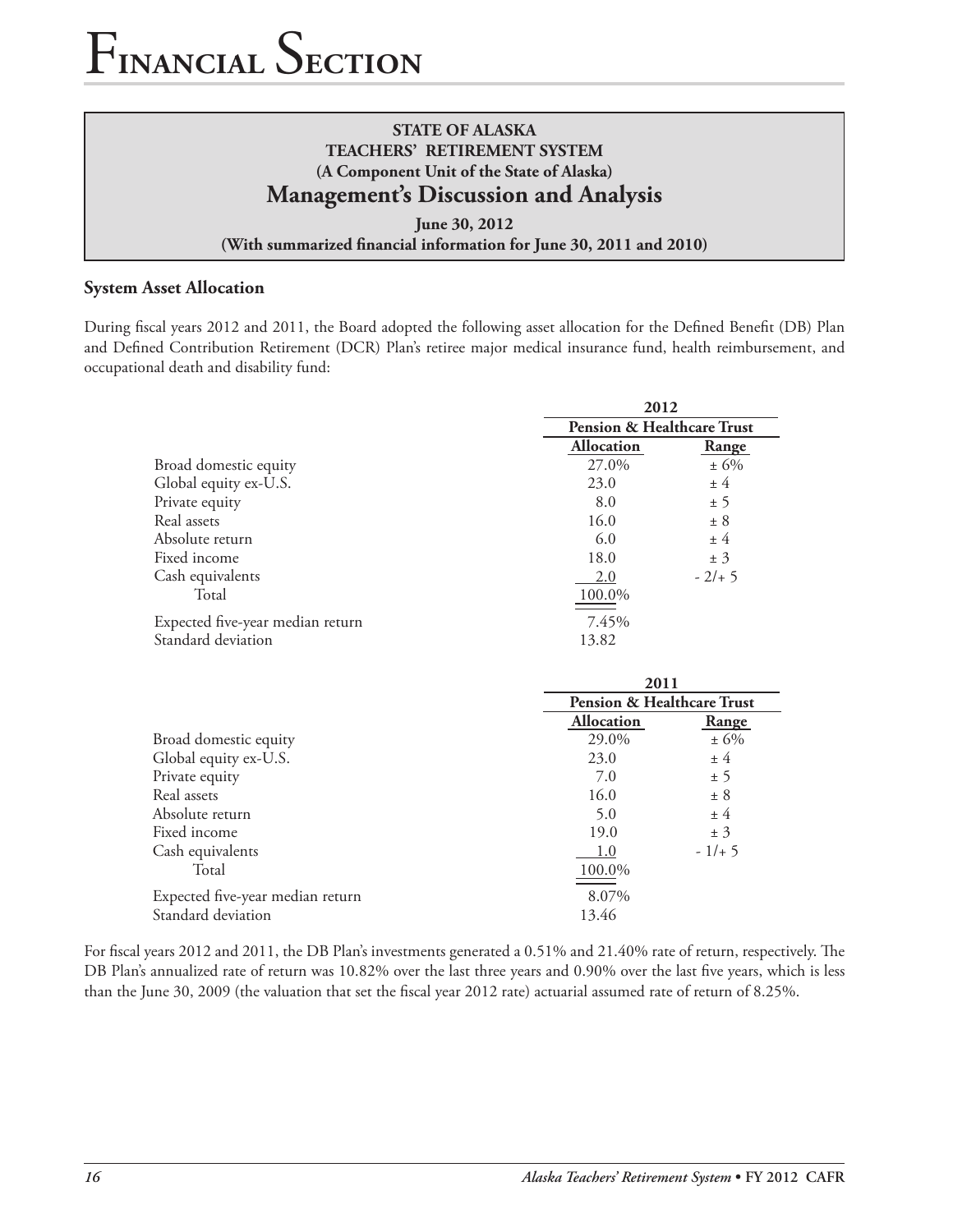# STATE OF ALASKA
## TEACHERS' RETIREMENT SYSTEM
**(A Component Unit of the State of Alaska)**
## Management's Discussion and Analysis

**June 30, 2012**
**(With summarized financial information for June 30, 2011 and 2010)**

### System Asset Allocation

During fiscal years 2012 and 2011, the Board adopted the following asset allocation for the Defined Benefit (DB) Plan and Defined Contribution Retirement (DCR) Plan's retiree major medical insurance fund, health reimbursement, and occupational death and disability fund:

| | 2012 | |
|---|---|---|
| | Pension & Healthcare Trust | |
| | Allocation | Range |
| Broad domestic equity | 27.0% | ± 6% |
| Global equity ex-U.S. | 23.0 | ± 4 |
| Private equity | 8.0 | ± 5 |
| Real assets | 16.0 | ± 8 |
| Absolute return | 6.0 | ± 4 |
| Fixed income | 18.0 | ± 3 |
| Cash equivalents | 2.0 | - 2/+ 5 |
| Total | 100.0% | |
| Expected five-year median return | 7.45% | |
| Standard deviation | 13.82 | |

| | 2011 | |
|---|---|---|
| | Pension & Healthcare Trust | |
| | Allocation | Range |
| Broad domestic equity | 29.0% | ± 6% |
| Global equity ex-U.S. | 23.0 | ± 4 |
| Private equity | 7.0 | ± 5 |
| Real assets | 16.0 | ± 8 |
| Absolute return | 5.0 | ± 4 |
| Fixed income | 19.0 | ± 3 |
| Cash equivalents | 1.0 | - 1/+ 5 |
| Total | 100.0% | |
| Expected five-year median return | 8.07% | |
| Standard deviation | 13.46 | |

For fiscal years 2012 and 2011, the DB Plan's investments generated a 0.51% and 21.40% rate of return, respectively. The DB Plan's annualized rate of return was 10.82% over the last three years and 0.90% over the last five years, which is less than the June 30, 2009 (the valuation that set the fiscal year 2012 rate) actuarial assumed rate of return of 8.25%.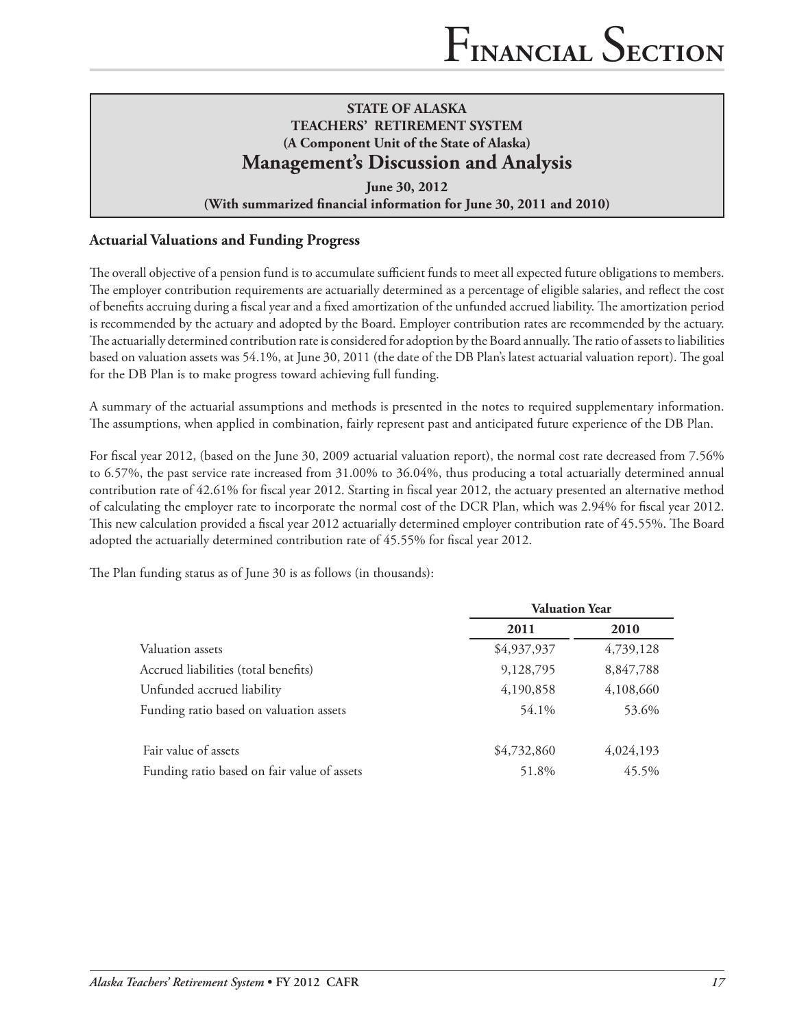## STATE OF ALASKA
## TEACHERS' RETIREMENT SYSTEM
### (A Component Unit of the State of Alaska)
# Management's Discussion and Analysis

**June 30, 2012**
**(With summarized financial information for June 30, 2011 and 2010)**

### Actuarial Valuations and Funding Progress

The overall objective of a pension fund is to accumulate sufficient funds to meet all expected future obligations to members. The employer contribution requirements are actuarially determined as a percentage of eligible salaries, and reflect the cost of benefits accruing during a fiscal year and a fixed amortization of the unfunded accrued liability. The amortization period is recommended by the actuary and adopted by the Board. Employer contribution rates are recommended by the actuary. The actuarially determined contribution rate is considered for adoption by the Board annually. The ratio of assets to liabilities based on valuation assets was 54.1%, at June 30, 2011 (the date of the DB Plan's latest actuarial valuation report). The goal for the DB Plan is to make progress toward achieving full funding.

A summary of the actuarial assumptions and methods is presented in the notes to required supplementary information. The assumptions, when applied in combination, fairly represent past and anticipated future experience of the DB Plan.

For fiscal year 2012, (based on the June 30, 2009 actuarial valuation report), the normal cost rate decreased from 7.56% to 6.57%, the past service rate increased from 31.00% to 36.04%, thus producing a total actuarially determined annual contribution rate of 42.61% for fiscal year 2012. Starting in fiscal year 2012, the actuary presented an alternative method of calculating the employer rate to incorporate the normal cost of the DCR Plan, which was 2.94% for fiscal year 2012. This new calculation provided a fiscal year 2012 actuarially determined employer contribution rate of 45.55%. The Board adopted the actuarially determined contribution rate of 45.55% for fiscal year 2012.

The Plan funding status as of June 30 is as follows (in thousands):

| | Valuation Year | |
|---|---|---|
| | 2011 | 2010 |
| Valuation assets | $4,937,937 | 4,739,128 |
| Accrued liabilities (total benefits) | 9,128,795 | 8,847,788 |
| Unfunded accrued liability | 4,190,858 | 4,108,660 |
| Funding ratio based on valuation assets | 54.1% | 53.6% |
| | | |
| Fair value of assets | $4,732,860 | 4,024,193 |
| Funding ratio based on fair value of assets | 51.8% | 45.5% |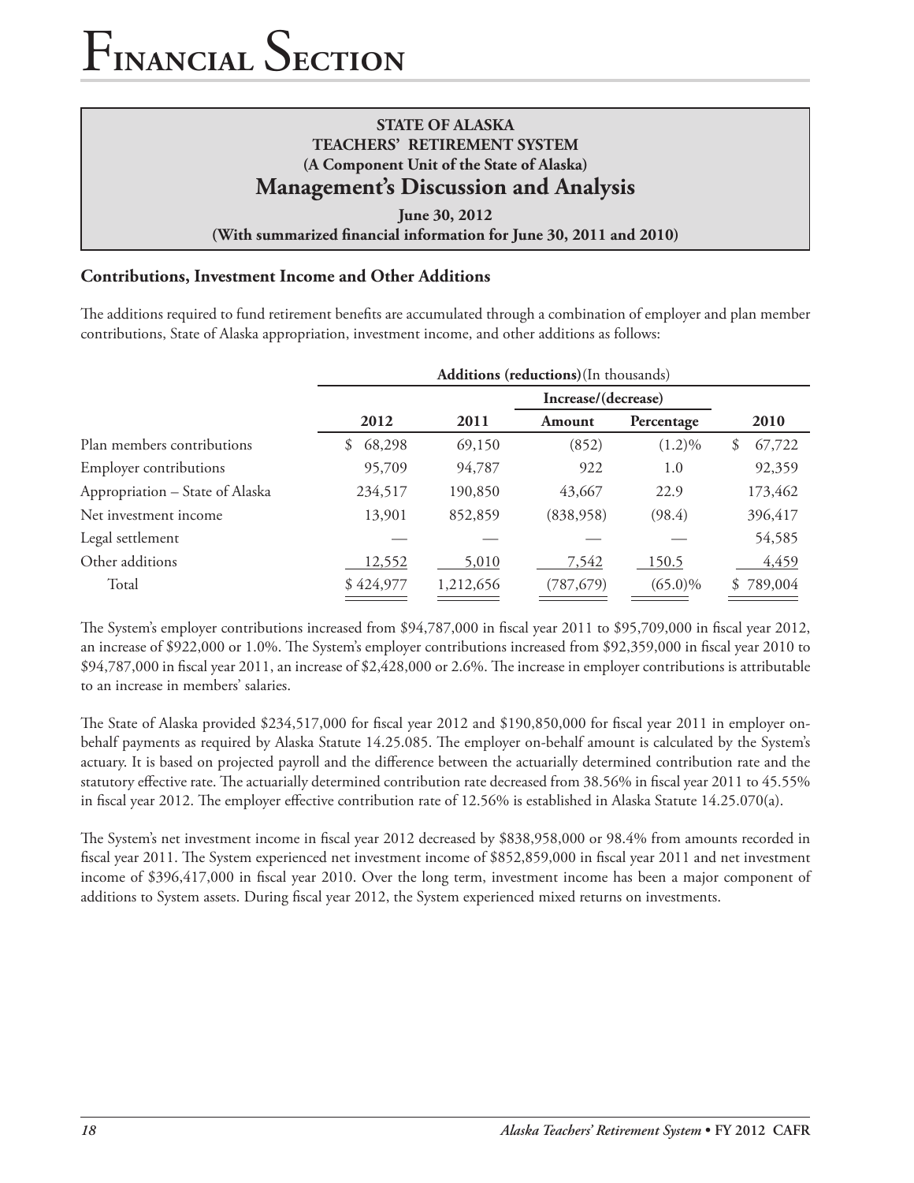### STATE OF ALASKA
### TEACHERS' RETIREMENT SYSTEM
### (A Component Unit of the State of Alaska)
## Management's Discussion and Analysis

**June 30, 2012**
**(With summarized financial information for June 30, 2011 and 2010)**

### Contributions, Investment Income and Other Additions

The additions required to fund retirement benefits are accumulated through a combination of employer and plan member contributions, State of Alaska appropriation, investment income, and other additions as follows:

| | **Additions (reductions)** (In thousands) | | | | |
|---|---|---|---|---|---|
| | | | **Increase/(decrease)** | | |
| | **2012** | **2011** | **Amount** | **Percentage** | **2010** |
| Plan members contributions | $ 68,298 | 69,150 | (852) | (1.2)% | $ 67,722 |
| Employer contributions | 95,709 | 94,787 | 922 | 1.0 | 92,359 |
| Appropriation – State of Alaska | 234,517 | 190,850 | 43,667 | 22.9 | 173,462 |
| Net investment income | 13,901 | 852,859 | (838,958) | (98.4) | 396,417 |
| Legal settlement | — | — | — | — | 54,585 |
| Other additions | 12,552 | 5,010 | 7,542 | 150.5 | 4,459 |
| Total | $ 424,977 | 1,212,656 | (787,679) | (65.0)% | $ 789,004 |

The System's employer contributions increased from $94,787,000 in fiscal year 2011 to $95,709,000 in fiscal year 2012, an increase of $922,000 or 1.0%. The System's employer contributions increased from $92,359,000 in fiscal year 2010 to $94,787,000 in fiscal year 2011, an increase of $2,428,000 or 2.6%. The increase in employer contributions is attributable to an increase in members' salaries.

The State of Alaska provided $234,517,000 for fiscal year 2012 and $190,850,000 for fiscal year 2011 in employer on-behalf payments as required by Alaska Statute 14.25.085. The employer on-behalf amount is calculated by the System's actuary. It is based on projected payroll and the difference between the actuarially determined contribution rate and the statutory effective rate. The actuarially determined contribution rate decreased from 38.56% in fiscal year 2011 to 45.55% in fiscal year 2012. The employer effective contribution rate of 12.56% is established in Alaska Statute 14.25.070(a).

The System's net investment income in fiscal year 2012 decreased by $838,958,000 or 98.4% from amounts recorded in fiscal year 2011. The System experienced net investment income of $852,859,000 in fiscal year 2011 and net investment income of $396,417,000 in fiscal year 2010. Over the long term, investment income has been a major component of additions to System assets. During fiscal year 2012, the System experienced mixed returns on investments.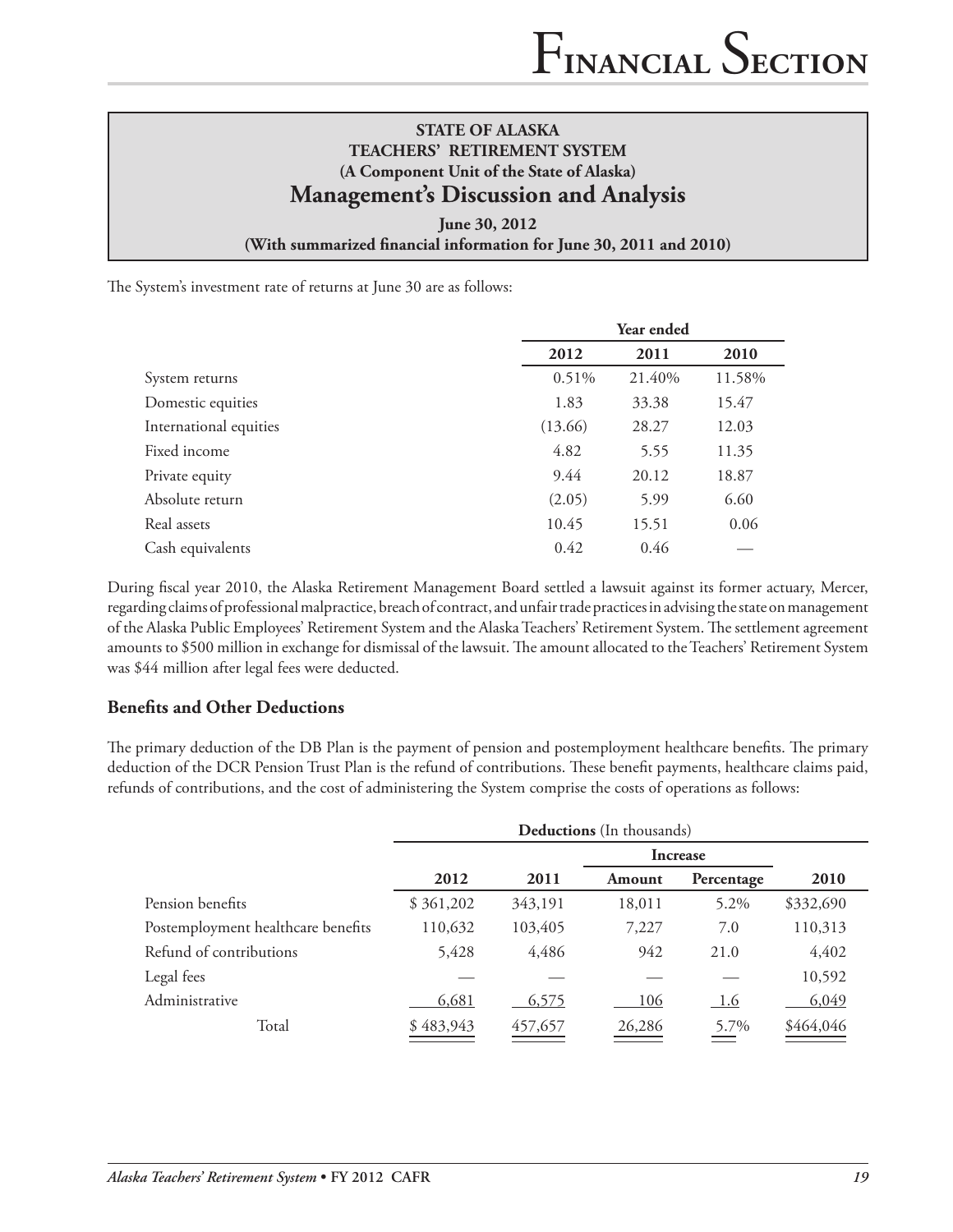**STATE OF ALASKA**
**TEACHERS' RETIREMENT SYSTEM**
**(A Component Unit of the State of Alaska)**

## Management's Discussion and Analysis

**June 30, 2012**
**(With summarized financial information for June 30, 2011 and 2010)**

The System's investment rate of returns at June 30 are as follows:

| | Year ended | | |
|---|---|---|---|
| | **2012** | **2011** | **2010** |
| System returns | 0.51% | 21.40% | 11.58% |
| Domestic equities | 1.83 | 33.38 | 15.47 |
| International equities | (13.66) | 28.27 | 12.03 |
| Fixed income | 4.82 | 5.55 | 11.35 |
| Private equity | 9.44 | 20.12 | 18.87 |
| Absolute return | (2.05) | 5.99 | 6.60 |
| Real assets | 10.45 | 15.51 | 0.06 |
| Cash equivalents | 0.42 | 0.46 | — |

During fiscal year 2010, the Alaska Retirement Management Board settled a lawsuit against its former actuary, Mercer, regarding claims of professional malpractice, breach of contract, and unfair trade practices in advising the state on management of the Alaska Public Employees' Retirement System and the Alaska Teachers' Retirement System. The settlement agreement amounts to $500 million in exchange for dismissal of the lawsuit. The amount allocated to the Teachers' Retirement System was $44 million after legal fees were deducted.

### Benefits and Other Deductions

The primary deduction of the DB Plan is the payment of pension and postemployment healthcare benefits. The primary deduction of the DCR Pension Trust Plan is the refund of contributions. These benefit payments, healthcare claims paid, refunds of contributions, and the cost of administering the System comprise the costs of operations as follows:

| | **Deductions** (In thousands) | | | | |
|---|---|---|---|---|---|
| | | | Increase | | |
| | **2012** | **2011** | **Amount** | **Percentage** | **2010** |
| Pension benefits | $ 361,202 | 343,191 | 18,011 | 5.2% | $332,690 |
| Postemployment healthcare benefits | 110,632 | 103,405 | 7,227 | 7.0 | 110,313 |
| Refund of contributions | 5,428 | 4,486 | 942 | 21.0 | 4,402 |
| Legal fees | — | — | — | — | 10,592 |
| Administrative | 6,681 | 6,575 | 106 | 1.6 | 6,049 |
| Total | $ 483,943 | 457,657 | 26,286 | 5.7% | $464,046 |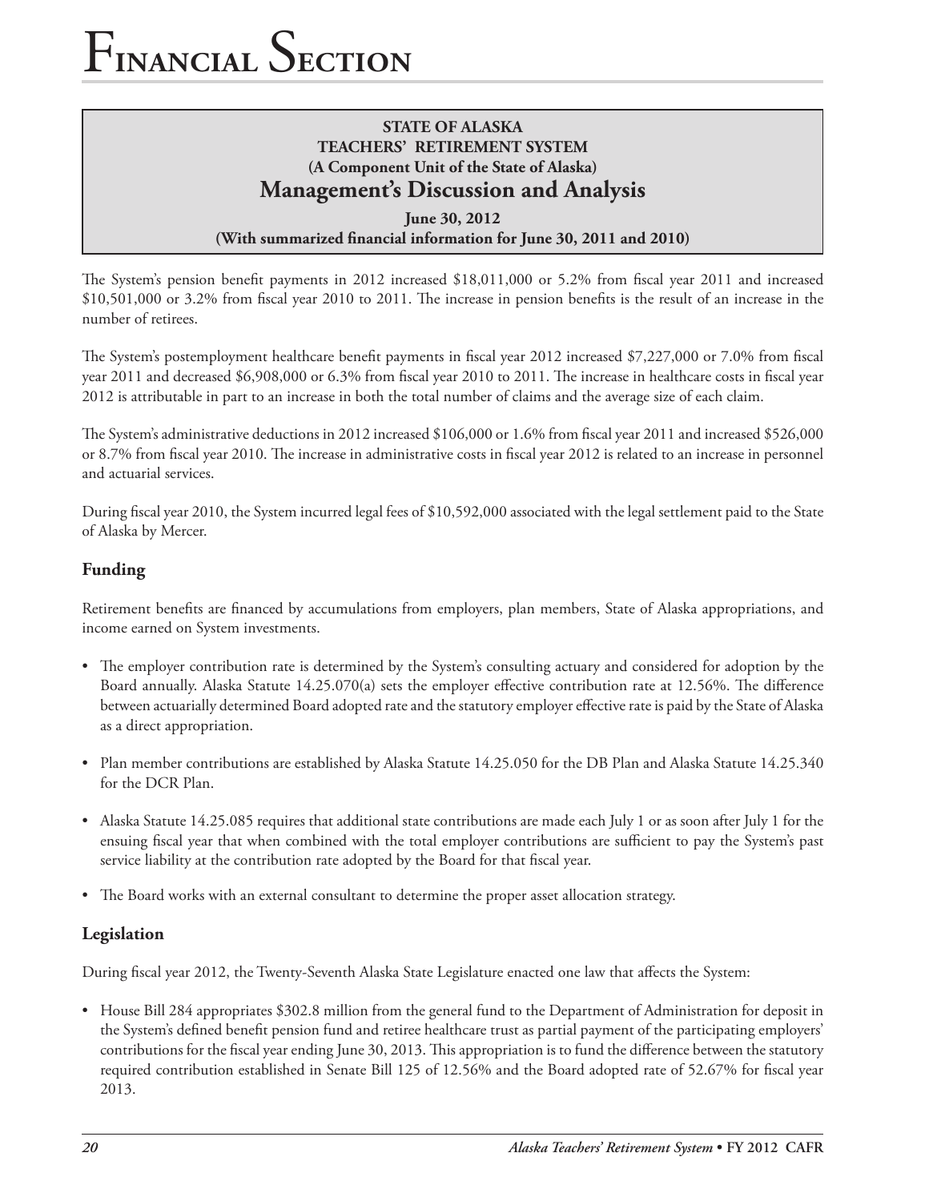**STATE OF ALASKA**
**TEACHERS' RETIREMENT SYSTEM**
**(A Component Unit of the State of Alaska)**

## Management's Discussion and Analysis

**June 30, 2012**
**(With summarized financial information for June 30, 2011 and 2010)**

The System's pension benefit payments in 2012 increased $18,011,000 or 5.2% from fiscal year 2011 and increased $10,501,000 or 3.2% from fiscal year 2010 to 2011. The increase in pension benefits is the result of an increase in the number of retirees.

The System's postemployment healthcare benefit payments in fiscal year 2012 increased $7,227,000 or 7.0% from fiscal year 2011 and decreased $6,908,000 or 6.3% from fiscal year 2010 to 2011. The increase in healthcare costs in fiscal year 2012 is attributable in part to an increase in both the total number of claims and the average size of each claim.

The System's administrative deductions in 2012 increased $106,000 or 1.6% from fiscal year 2011 and increased $526,000 or 8.7% from fiscal year 2010. The increase in administrative costs in fiscal year 2012 is related to an increase in personnel and actuarial services.

During fiscal year 2010, the System incurred legal fees of $10,592,000 associated with the legal settlement paid to the State of Alaska by Mercer.

### Funding

Retirement benefits are financed by accumulations from employers, plan members, State of Alaska appropriations, and income earned on System investments.

- The employer contribution rate is determined by the System's consulting actuary and considered for adoption by the Board annually. Alaska Statute 14.25.070(a) sets the employer effective contribution rate at 12.56%. The difference between actuarially determined Board adopted rate and the statutory employer effective rate is paid by the State of Alaska as a direct appropriation.
- Plan member contributions are established by Alaska Statute 14.25.050 for the DB Plan and Alaska Statute 14.25.340 for the DCR Plan.
- Alaska Statute 14.25.085 requires that additional state contributions are made each July 1 or as soon after July 1 for the ensuing fiscal year that when combined with the total employer contributions are sufficient to pay the System's past service liability at the contribution rate adopted by the Board for that fiscal year.
- The Board works with an external consultant to determine the proper asset allocation strategy.

### Legislation

During fiscal year 2012, the Twenty-Seventh Alaska State Legislature enacted one law that affects the System:

- House Bill 284 appropriates $302.8 million from the general fund to the Department of Administration for deposit in the System's defined benefit pension fund and retiree healthcare trust as partial payment of the participating employers' contributions for the fiscal year ending June 30, 2013. This appropriation is to fund the difference between the statutory required contribution established in Senate Bill 125 of 12.56% and the Board adopted rate of 52.67% for fiscal year 2013.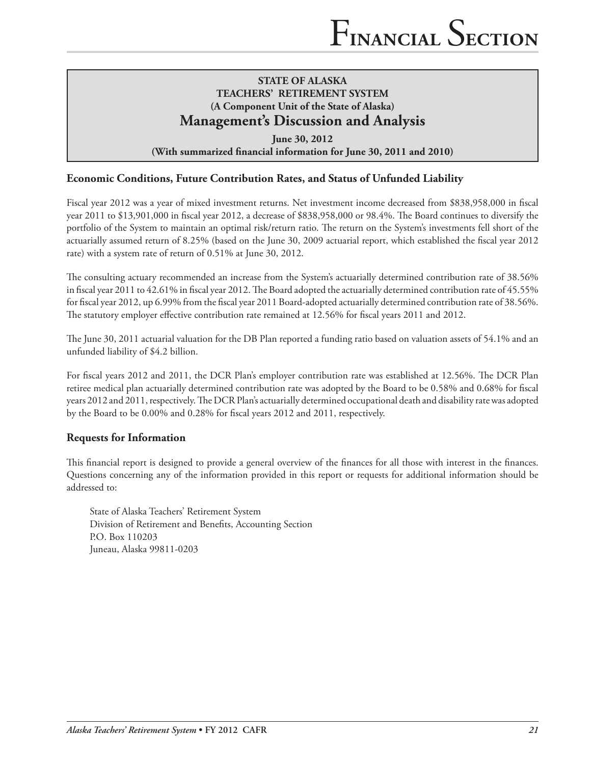**STATE OF ALASKA**
**TEACHERS' RETIREMENT SYSTEM**
**(A Component Unit of the State of Alaska)**

# Management's Discussion and Analysis

**June 30, 2012**
**(With summarized financial information for June 30, 2011 and 2010)**

## Economic Conditions, Future Contribution Rates, and Status of Unfunded Liability

Fiscal year 2012 was a year of mixed investment returns. Net investment income decreased from $838,958,000 in fiscal year 2011 to $13,901,000 in fiscal year 2012, a decrease of $838,958,000 or 98.4%. The Board continues to diversify the portfolio of the System to maintain an optimal risk/return ratio. The return on the System's investments fell short of the actuarially assumed return of 8.25% (based on the June 30, 2009 actuarial report, which established the fiscal year 2012 rate) with a system rate of return of 0.51% at June 30, 2012.

The consulting actuary recommended an increase from the System's actuarially determined contribution rate of 38.56% in fiscal year 2011 to 42.61% in fiscal year 2012. The Board adopted the actuarially determined contribution rate of 45.55% for fiscal year 2012, up 6.99% from the fiscal year 2011 Board-adopted actuarially determined contribution rate of 38.56%. The statutory employer effective contribution rate remained at 12.56% for fiscal years 2011 and 2012.

The June 30, 2011 actuarial valuation for the DB Plan reported a funding ratio based on valuation assets of 54.1% and an unfunded liability of $4.2 billion.

For fiscal years 2012 and 2011, the DCR Plan's employer contribution rate was established at 12.56%. The DCR Plan retiree medical plan actuarially determined contribution rate was adopted by the Board to be 0.58% and 0.68% for fiscal years 2012 and 2011, respectively. The DCR Plan's actuarially determined occupational death and disability rate was adopted by the Board to be 0.00% and 0.28% for fiscal years 2012 and 2011, respectively.

## Requests for Information

This financial report is designed to provide a general overview of the finances for all those with interest in the finances. Questions concerning any of the information provided in this report or requests for additional information should be addressed to:

State of Alaska Teachers' Retirement System
Division of Retirement and Benefits, Accounting Section
P.O. Box 110203
Juneau, Alaska 99811-0203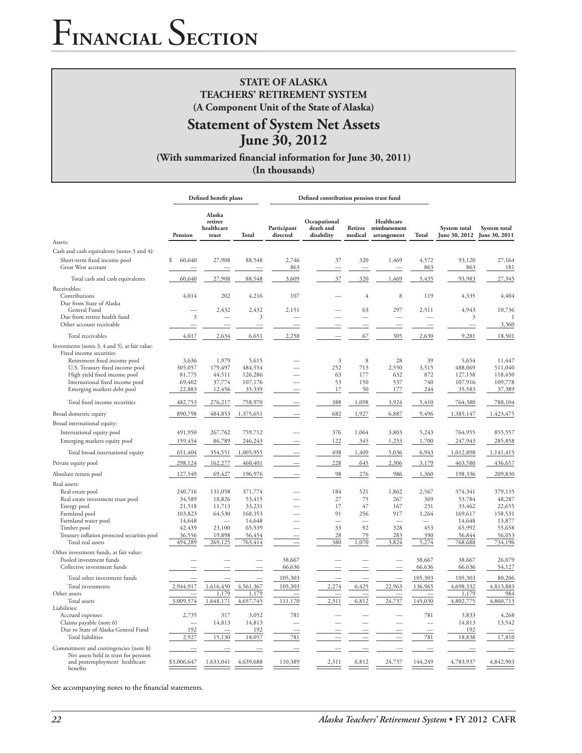# Financial Section

**STATE OF ALASKA**
**TEACHERS' RETIREMENT SYSTEM**
**(A Component Unit of the State of Alaska)**

## Statement of System Net Assets
## June 30, 2012

**(With summarized financial information for June 30, 2011)**
**(In thousands)**

| | Defined benefit plans | | | Defined contribution pension trust fund | | | | | | |
|---|---|---|---|---|---|---|---|---|---|---|
| | Pension | Alaska retiree healthcare trust | Total | Participant directed | Occupational death and disability | Retiree medical | Healthcare reimbursement arrangement | Total | System total June 30, 2012 | System total June 30, 2011 |
| Assets: | | | | | | | | | | |
| Cash and cash equivalents (notes 3 and 4): | | | | | | | | | | |
| Short-term fixed income pool | $ 60,640 | 27,908 | 88,548 | 2,746 | 37 | 320 | 1,469 | 4,572 | 93,120 | 27,164 |
| Great West account | — | — | — | 863 | — | — | — | 863 | 863 | 181 |
| Total cash and cash equivalents | 60,640 | 27,908 | 88,548 | 3,609 | 37 | 320 | 1,469 | 5,435 | 93,983 | 27,345 |
| Receivables: | | | | | | | | | | |
| Contributions | 4,014 | 202 | 4,216 | 107 | — | 4 | 8 | 119 | 4,335 | 4,404 |
| Due from State of Alaska General Fund | — | 2,432 | 2,432 | 2,151 | — | 63 | 297 | 2,511 | 4,943 | 10,736 |
| Due from retiree health fund | 3 | — | 3 | — | — | — | — | — | 3 | 1 |
| Other account receivable | — | — | — | — | — | — | — | — | — | 3,360 |
| Total receivables | 4,017 | 2,634 | 6,651 | 2,258 | — | 67 | 305 | 2,630 | 9,281 | 18,501 |
| Investments (notes 3, 4 and 5), at fair value: | | | | | | | | | | |
| Fixed income securities | | | | | | | | | | |
| Retirement fixed income pool | 3,636 | 1,979 | 5,615 | — | 3 | 8 | 28 | 39 | 5,654 | 11,447 |
| U.S. Treasury fixed income pool | 305,057 | 179,497 | 484,554 | — | 252 | 713 | 2,550 | 3,515 | 488,069 | 511,040 |
| High yield fixed income pool | 81,775 | 44,511 | 126,286 | — | 63 | 177 | 632 | 872 | 127,158 | 118,450 |
| International fixed income pool | 69,402 | 37,774 | 107,176 | — | 53 | 150 | 537 | 740 | 107,916 | 109,778 |
| Emerging markets debt pool | 22,883 | 12,456 | 35,339 | — | 17 | 50 | 177 | 244 | 35,583 | 37,389 |
| Total fixed income securities | 482,753 | 276,217 | 758,970 | — | 388 | 1,098 | 3,924 | 5,410 | 764,380 | 788,104 |
| Broad domestic equity | 890,798 | 484,853 | 1,375,651 | — | 682 | 1,927 | 6,887 | 9,496 | 1,385,147 | 1,423,475 |
| Broad international equity: | | | | | | | | | | |
| International equity pool | 491,950 | 267,762 | 759,712 | — | 376 | 1,064 | 3,803 | 5,243 | 764,955 | 855,557 |
| Emerging markets equity pool | 159,454 | 86,789 | 246,243 | — | 122 | 345 | 1,233 | 1,700 | 247,943 | 285,858 |
| Total broad international equity | 651,404 | 354,551 | 1,005,955 | — | 498 | 1,409 | 5,036 | 6,943 | 1,012,898 | 1,141,415 |
| Private equity pool | 298,124 | 162,277 | 460,401 | — | 228 | 645 | 2,306 | 3,179 | 463,580 | 436,657 |
| Absolute return pool | 127,549 | 69,427 | 196,976 | — | 98 | 276 | 986 | 1,360 | 198,336 | 209,830 |
| Real assets: | | | | | | | | | | |
| Real estate pool | 240,716 | 131,058 | 371,774 | — | 184 | 521 | 1,862 | 2,567 | 374,341 | 379,135 |
| Real estate investment trust pool | 34,589 | 18,826 | 53,415 | — | 27 | 75 | 267 | 369 | 53,784 | 48,287 |
| Energy pool | 21,518 | 11,713 | 33,231 | — | 17 | 47 | 167 | 231 | 33,462 | 22,655 |
| Farmland pool | 103,823 | 64,530 | 168,353 | — | 91 | 256 | 917 | 1,264 | 169,617 | 158,531 |
| Farmland water pool | 14,648 | — | 14,648 | — | — | — | — | — | 14,648 | 13,877 |
| Timber pool | 42,439 | 23,100 | 65,539 | — | 33 | 92 | 328 | 453 | 65,992 | 55,658 |
| Treasury inflation protected securities pool | 36,556 | 19,898 | 56,454 | — | 28 | 79 | 283 | 390 | 56,844 | 56,053 |
| Total real assets | 494,289 | 269,125 | 763,414 | — | 380 | 1,070 | 3,824 | 5,274 | 768,688 | 734,196 |
| Other investment funds, at fair value: | | | | | | | | | | |
| Pooled investment funds | — | — | — | 38,667 | — | — | — | 38,667 | 38,667 | 26,079 |
| Collective investment funds | — | — | — | 66,636 | — | — | — | 66,636 | 66,636 | 54,127 |
| Total other investment funds | — | — | — | 105,303 | — | — | — | 105,303 | 105,303 | 80,206 |
| Total investments | 2,944,917 | 1,616,450 | 4,561,367 | 105,303 | 2,274 | 6,425 | 22,963 | 136,965 | 4,698,332 | 4,813,883 |
| Other assets | — | 1,179 | 1,179 | — | — | — | — | — | 1,179 | 984 |
| Total assets | 3,009,574 | 1,648,171 | 4,657,745 | 111,170 | 2,311 | 6,812 | 24,737 | 145,030 | 4,802,775 | 4,860,713 |
| Liabilities: | | | | | | | | | | |
| Accrued expenses | 2,735 | 317 | 3,052 | 781 | — | — | — | 781 | 3,833 | 4,268 |
| Claims payable (note 6) | — | 14,813 | 14,813 | — | — | — | — | — | 14,813 | 13,542 |
| Due to State of Alaska General Fund | 192 | — | 192 | — | — | — | — | — | 192 | — |
| Total liabilities | 2,927 | 15,130 | 18,057 | 781 | — | — | — | 781 | 18,838 | 17,810 |
| Commitment and contingencies (note 8) | — | — | — | — | — | — | — | — | — | — |
| Net assets held in trust for pension and postemployment healthcare benefits | $3,006,647 | 1,633,041 | 4,639,688 | 110,389 | 2,311 | 6,812 | 24,737 | 144,249 | 4,783,937 | 4,842,903 |

See accompanying notes to the financial statements.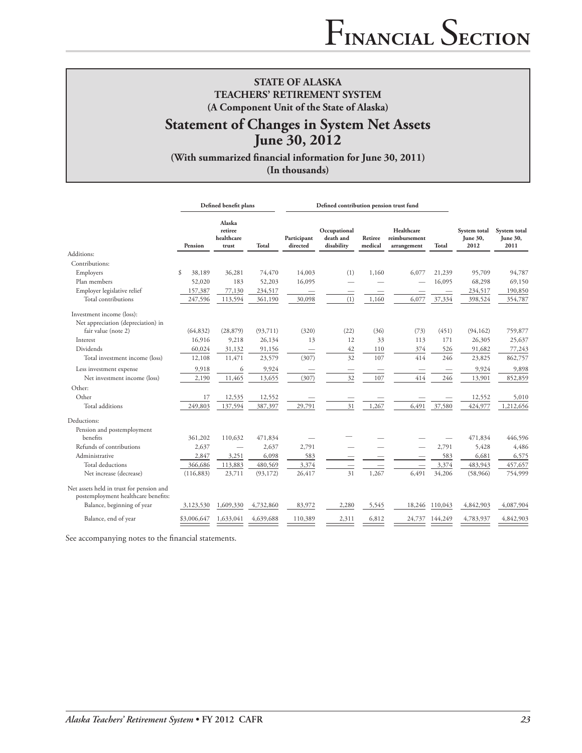**STATE OF ALASKA**
**TEACHERS' RETIREMENT SYSTEM**
**(A Component Unit of the State of Alaska)**

# Statement of Changes in System Net Assets June 30, 2012

**(With summarized financial information for June 30, 2011)**
**(In thousands)**

| | Defined benefit plans | | | Defined contribution pension trust fund | | | | | | |
|---|---|---|---|---|---|---|---|---|---|---|
| | Pension | Alaska retiree healthcare trust | Total | Participant directed | Occupational death and disability | Retiree medical | Healthcare reimbursement arrangement | Total | System total June 30, 2012 | System total June 30, 2011 |
| Additions: | | | | | | | | | | |
| Contributions: | | | | | | | | | | |
| Employers | $ 38,189 | 36,281 | 74,470 | 14,003 | (1) | 1,160 | 6,077 | 21,239 | 95,709 | 94,787 |
| Plan members | 52,020 | 183 | 52,203 | 16,095 | — | — | — | 16,095 | 68,298 | 69,150 |
| Employer legislative relief | 157,387 | 77,130 | 234,517 | — | — | — | — | — | 234,517 | 190,850 |
| Total contributions | 247,596 | 113,594 | 361,190 | 30,098 | (1) | 1,160 | 6,077 | 37,334 | 398,524 | 354,787 |
| Investment income (loss): | | | | | | | | | | |
| Net appreciation (depreciation) in fair value (note 2) | (64,832) | (28,879) | (93,711) | (320) | (22) | (36) | (73) | (451) | (94,162) | 759,877 |
| Interest | 16,916 | 9,218 | 26,134 | 13 | 12 | 33 | 113 | 171 | 26,305 | 25,637 |
| Dividends | 60,024 | 31,132 | 91,156 | — | 42 | 110 | 374 | 526 | 91,682 | 77,243 |
| Total investment income (loss) | 12,108 | 11,471 | 23,579 | (307) | 32 | 107 | 414 | 246 | 23,825 | 862,757 |
| Less investment expense | 9,918 | 6 | 9,924 | — | — | — | — | — | 9,924 | 9,898 |
| Net investment income (loss) | 2,190 | 11,465 | 13,655 | (307) | 32 | 107 | 414 | 246 | 13,901 | 852,859 |
| Other: | | | | | | | | | | |
| Other | 17 | 12,535 | 12,552 | — | — | — | — | — | 12,552 | 5,010 |
| Total additions | 249,803 | 137,594 | 387,397 | 29,791 | 31 | 1,267 | 6,491 | 37,580 | 424,977 | 1,212,656 |
| Deductions: | | | | | | | | | | |
| Pension and postemployment benefits | 361,202 | 110,632 | 471,834 | — | — | — | — | — | 471,834 | 446,596 |
| Refunds of contributions | 2,637 | — | 2,637 | 2,791 | — | — | — | 2,791 | 5,428 | 4,486 |
| Administrative | 2,847 | 3,251 | 6,098 | 583 | — | — | — | 583 | 6,681 | 6,575 |
| Total deductions | 366,686 | 113,883 | 480,569 | 3,374 | — | — | — | 3,374 | 483,943 | 457,657 |
| Net increase (decrease) | (116,883) | 23,711 | (93,172) | 26,417 | 31 | 1,267 | 6,491 | 34,206 | (58,966) | 754,999 |
| Net assets held in trust for pension and postemployment healthcare benefits: | | | | | | | | | | |
| Balance, beginning of year | 3,123,530 | 1,609,330 | 4,732,860 | 83,972 | 2,280 | 5,545 | 18,246 | 110,043 | 4,842,903 | 4,087,904 |
| Balance, end of year | $3,006,647 | 1,633,041 | 4,639,688 | 110,389 | 2,311 | 6,812 | 24,737 | 144,249 | 4,783,937 | 4,842,903 |

See accompanying notes to the financial statements.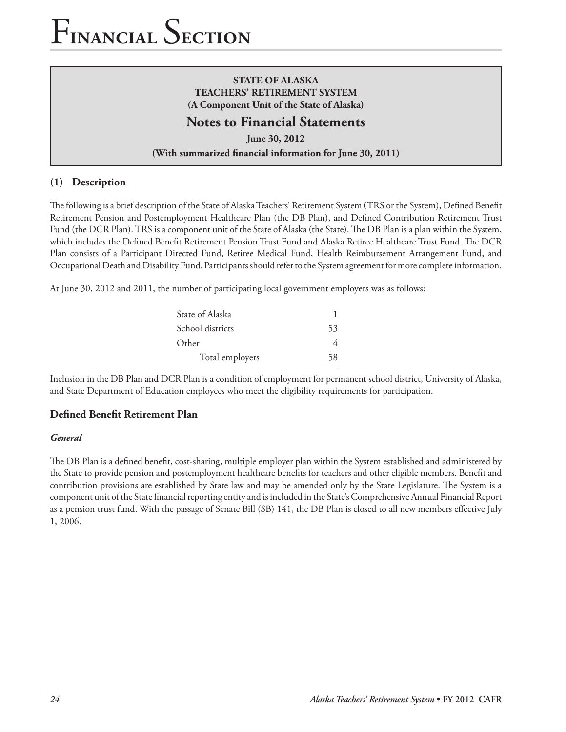# Financial Section

**STATE OF ALASKA**
**TEACHERS' RETIREMENT SYSTEM**
**(A Component Unit of the State of Alaska)**

## Notes to Financial Statements

**June 30, 2012**

**(With summarized financial information for June 30, 2011)**

### (1) Description

The following is a brief description of the State of Alaska Teachers' Retirement System (TRS or the System), Defined Benefit Retirement Pension and Postemployment Healthcare Plan (the DB Plan), and Defined Contribution Retirement Trust Fund (the DCR Plan). TRS is a component unit of the State of Alaska (the State). The DB Plan is a plan within the System, which includes the Defined Benefit Retirement Pension Trust Fund and Alaska Retiree Healthcare Trust Fund. The DCR Plan consists of a Participant Directed Fund, Retiree Medical Fund, Health Reimbursement Arrangement Fund, and Occupational Death and Disability Fund. Participants should refer to the System agreement for more complete information.

At June 30, 2012 and 2011, the number of participating local government employers was as follows:

| | |
|---|---|
| State of Alaska | 1 |
| School districts | 53 |
| Other | 4 |
| Total employers | 58 |

Inclusion in the DB Plan and DCR Plan is a condition of employment for permanent school district, University of Alaska, and State Department of Education employees who meet the eligibility requirements for participation.

### Defined Benefit Retirement Plan

#### *General*

The DB Plan is a defined benefit, cost-sharing, multiple employer plan within the System established and administered by the State to provide pension and postemployment healthcare benefits for teachers and other eligible members. Benefit and contribution provisions are established by State law and may be amended only by the State Legislature. The System is a component unit of the State financial reporting entity and is included in the State's Comprehensive Annual Financial Report as a pension trust fund. With the passage of Senate Bill (SB) 141, the DB Plan is closed to all new members effective July 1, 2006.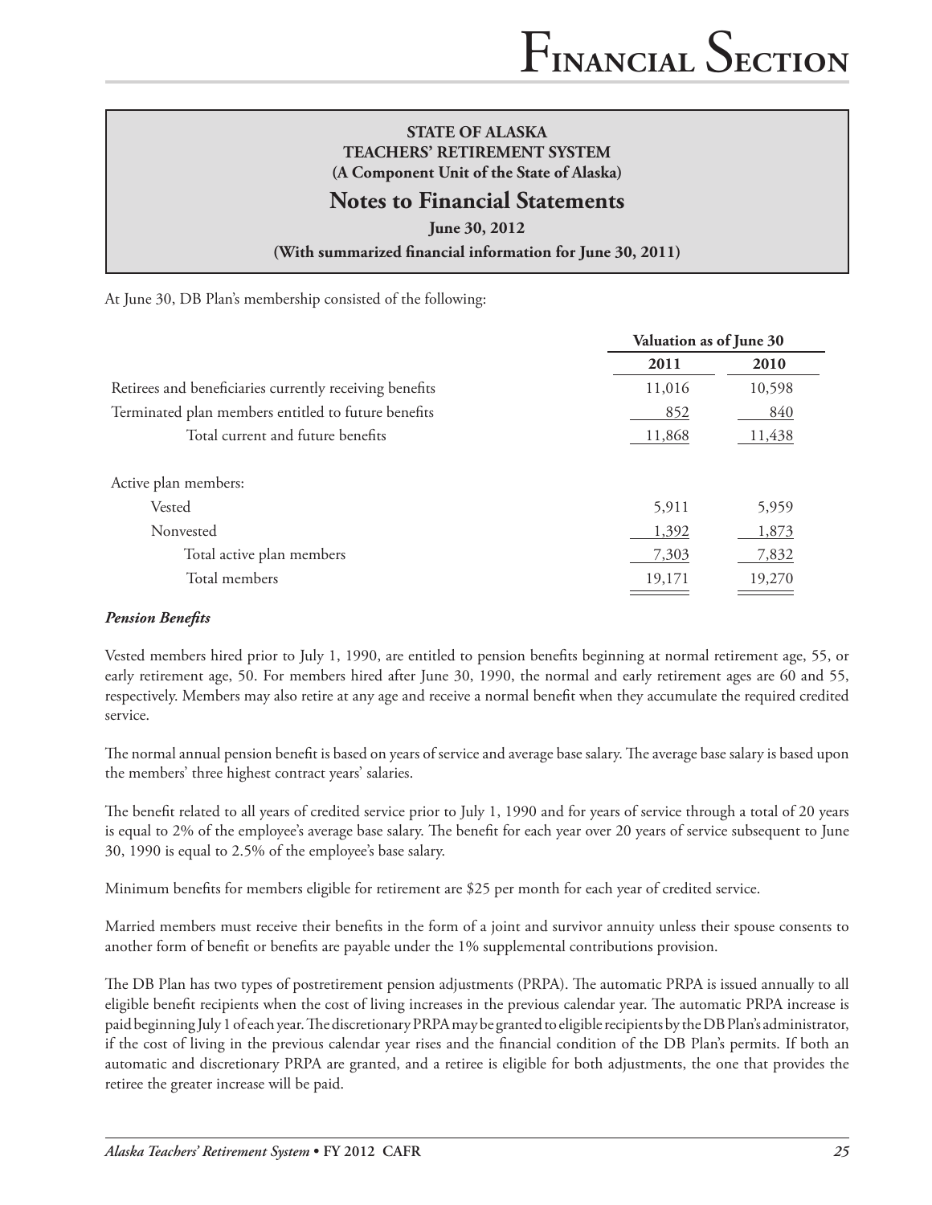**STATE OF ALASKA**
**TEACHERS' RETIREMENT SYSTEM**
**(A Component Unit of the State of Alaska)**

## Notes to Financial Statements

**June 30, 2012**

**(With summarized financial information for June 30, 2011)**

At June 30, DB Plan's membership consisted of the following:

| | Valuation as of June 30 | |
|---|---|---|
| | **2011** | **2010** |
| Retirees and beneficiaries currently receiving benefits | 11,016 | 10,598 |
| Terminated plan members entitled to future benefits | 852 | 840 |
| Total current and future benefits | 11,868 | 11,438 |
| Active plan members: | | |
| Vested | 5,911 | 5,959 |
| Nonvested | 1,392 | 1,873 |
| Total active plan members | 7,303 | 7,832 |
| Total members | 19,171 | 19,270 |

***Pension Benefits***

Vested members hired prior to July 1, 1990, are entitled to pension benefits beginning at normal retirement age, 55, or early retirement age, 50. For members hired after June 30, 1990, the normal and early retirement ages are 60 and 55, respectively. Members may also retire at any age and receive a normal benefit when they accumulate the required credited service.

The normal annual pension benefit is based on years of service and average base salary. The average base salary is based upon the members' three highest contract years' salaries.

The benefit related to all years of credited service prior to July 1, 1990 and for years of service through a total of 20 years is equal to 2% of the employee's average base salary. The benefit for each year over 20 years of service subsequent to June 30, 1990 is equal to 2.5% of the employee's base salary.

Minimum benefits for members eligible for retirement are $25 per month for each year of credited service.

Married members must receive their benefits in the form of a joint and survivor annuity unless their spouse consents to another form of benefit or benefits are payable under the 1% supplemental contributions provision.

The DB Plan has two types of postretirement pension adjustments (PRPA). The automatic PRPA is issued annually to all eligible benefit recipients when the cost of living increases in the previous calendar year. The automatic PRPA increase is paid beginning July 1 of each year. The discretionary PRPA may be granted to eligible recipients by the DB Plan's administrator, if the cost of living in the previous calendar year rises and the financial condition of the DB Plan's permits. If both an automatic and discretionary PRPA are granted, and a retiree is eligible for both adjustments, the one that provides the retiree the greater increase will be paid.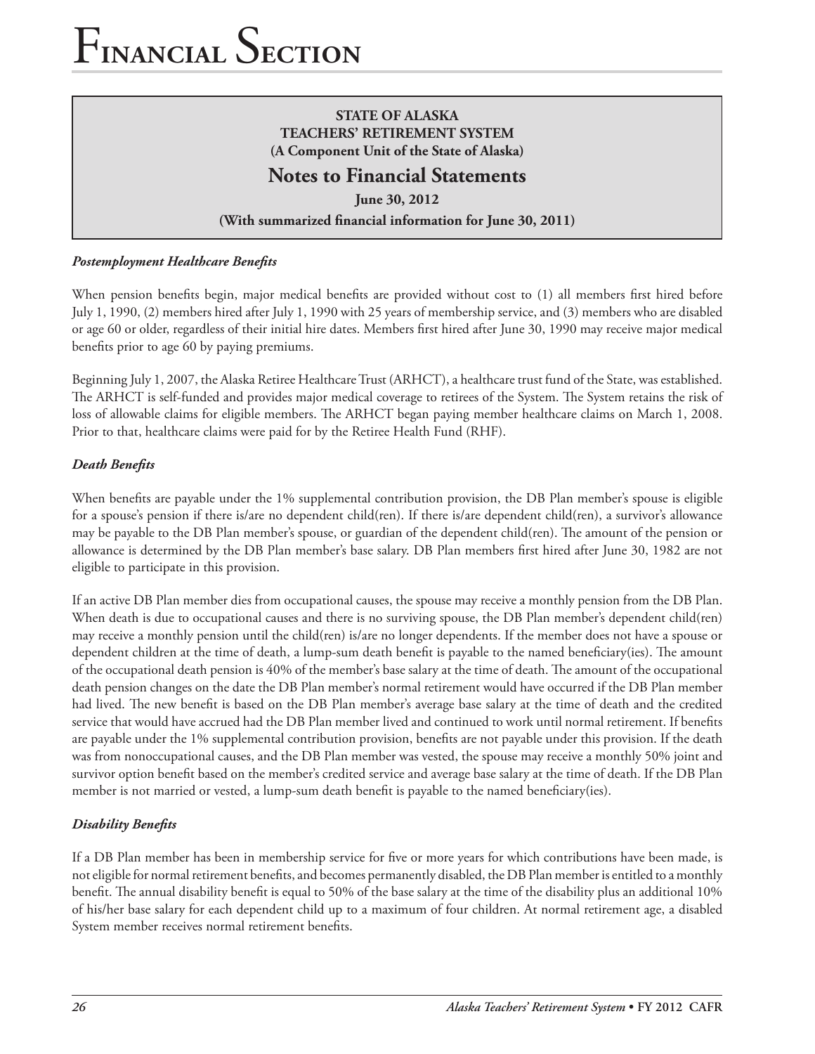### STATE OF ALASKA
### TEACHERS' RETIREMENT SYSTEM
### (A Component Unit of the State of Alaska)

## Notes to Financial Statements

**June 30, 2012**

**(With summarized financial information for June 30, 2011)**

***Postemployment Healthcare Benefits***

When pension benefits begin, major medical benefits are provided without cost to (1) all members first hired before July 1, 1990, (2) members hired after July 1, 1990 with 25 years of membership service, and (3) members who are disabled or age 60 or older, regardless of their initial hire dates. Members first hired after June 30, 1990 may receive major medical benefits prior to age 60 by paying premiums.

Beginning July 1, 2007, the Alaska Retiree Healthcare Trust (ARHCT), a healthcare trust fund of the State, was established. The ARHCT is self-funded and provides major medical coverage to retirees of the System. The System retains the risk of loss of allowable claims for eligible members. The ARHCT began paying member healthcare claims on March 1, 2008. Prior to that, healthcare claims were paid for by the Retiree Health Fund (RHF).

***Death Benefits***

When benefits are payable under the 1% supplemental contribution provision, the DB Plan member's spouse is eligible for a spouse's pension if there is/are no dependent child(ren). If there is/are dependent child(ren), a survivor's allowance may be payable to the DB Plan member's spouse, or guardian of the dependent child(ren). The amount of the pension or allowance is determined by the DB Plan member's base salary. DB Plan members first hired after June 30, 1982 are not eligible to participate in this provision.

If an active DB Plan member dies from occupational causes, the spouse may receive a monthly pension from the DB Plan. When death is due to occupational causes and there is no surviving spouse, the DB Plan member's dependent child(ren) may receive a monthly pension until the child(ren) is/are no longer dependents. If the member does not have a spouse or dependent children at the time of death, a lump-sum death benefit is payable to the named beneficiary(ies). The amount of the occupational death pension is 40% of the member's base salary at the time of death. The amount of the occupational death pension changes on the date the DB Plan member's normal retirement would have occurred if the DB Plan member had lived. The new benefit is based on the DB Plan member's average base salary at the time of death and the credited service that would have accrued had the DB Plan member lived and continued to work until normal retirement. If benefits are payable under the 1% supplemental contribution provision, benefits are not payable under this provision. If the death was from nonoccupational causes, and the DB Plan member was vested, the spouse may receive a monthly 50% joint and survivor option benefit based on the member's credited service and average base salary at the time of death. If the DB Plan member is not married or vested, a lump-sum death benefit is payable to the named beneficiary(ies).

***Disability Benefits***

If a DB Plan member has been in membership service for five or more years for which contributions have been made, is not eligible for normal retirement benefits, and becomes permanently disabled, the DB Plan member is entitled to a monthly benefit. The annual disability benefit is equal to 50% of the base salary at the time of the disability plus an additional 10% of his/her base salary for each dependent child up to a maximum of four children. At normal retirement age, a disabled System member receives normal retirement benefits.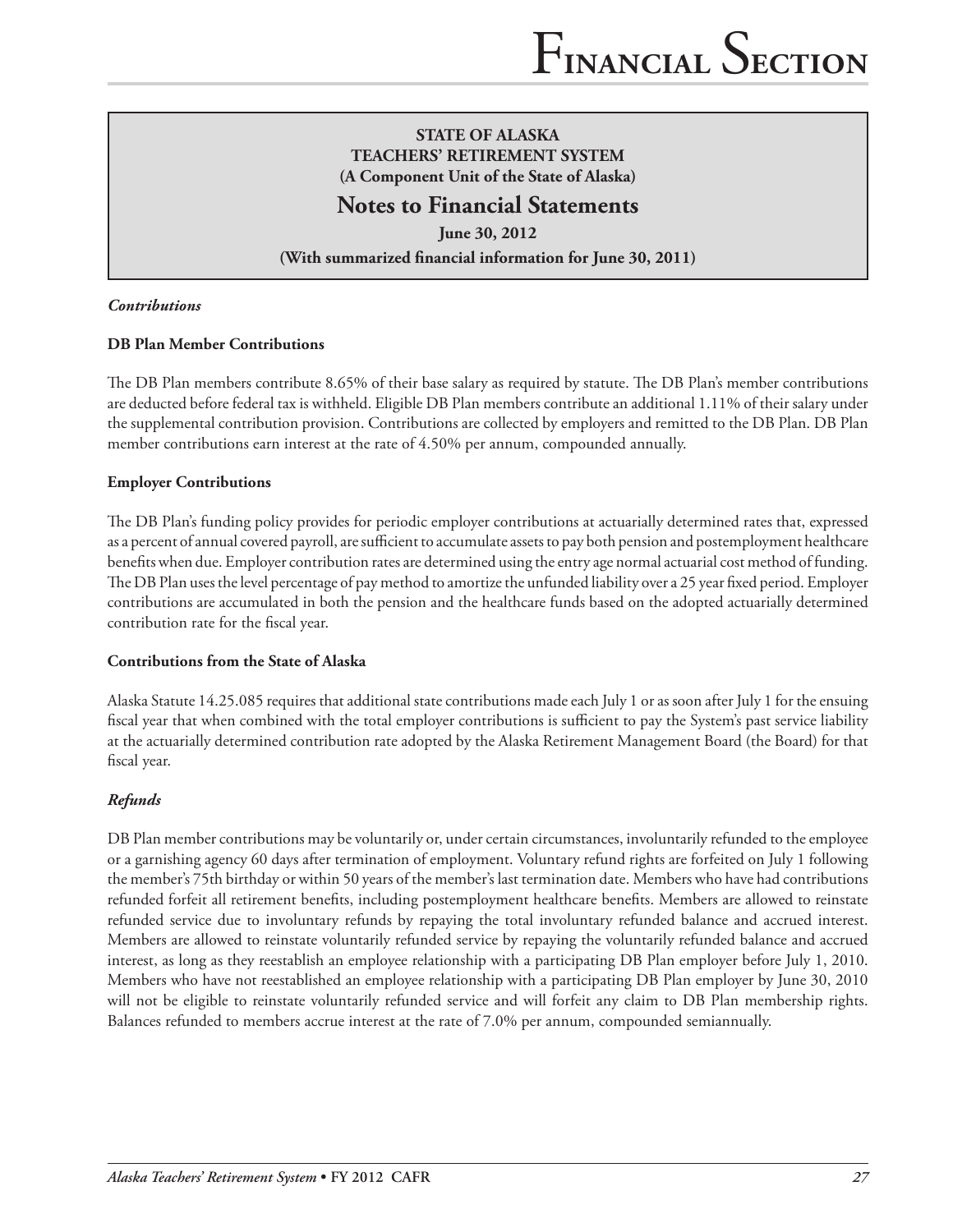**STATE OF ALASKA**
**TEACHERS' RETIREMENT SYSTEM**
**(A Component Unit of the State of Alaska)**

## Notes to Financial Statements

**June 30, 2012**

**(With summarized financial information for June 30, 2011)**

***Contributions***

**DB Plan Member Contributions**

The DB Plan members contribute 8.65% of their base salary as required by statute. The DB Plan's member contributions are deducted before federal tax is withheld. Eligible DB Plan members contribute an additional 1.11% of their salary under the supplemental contribution provision. Contributions are collected by employers and remitted to the DB Plan. DB Plan member contributions earn interest at the rate of 4.50% per annum, compounded annually.

**Employer Contributions**

The DB Plan's funding policy provides for periodic employer contributions at actuarially determined rates that, expressed as a percent of annual covered payroll, are sufficient to accumulate assets to pay both pension and postemployment healthcare benefits when due. Employer contribution rates are determined using the entry age normal actuarial cost method of funding. The DB Plan uses the level percentage of pay method to amortize the unfunded liability over a 25 year fixed period. Employer contributions are accumulated in both the pension and the healthcare funds based on the adopted actuarially determined contribution rate for the fiscal year.

**Contributions from the State of Alaska**

Alaska Statute 14.25.085 requires that additional state contributions made each July 1 or as soon after July 1 for the ensuing fiscal year that when combined with the total employer contributions is sufficient to pay the System's past service liability at the actuarially determined contribution rate adopted by the Alaska Retirement Management Board (the Board) for that fiscal year.

***Refunds***

DB Plan member contributions may be voluntarily or, under certain circumstances, involuntarily refunded to the employee or a garnishing agency 60 days after termination of employment. Voluntary refund rights are forfeited on July 1 following the member's 75th birthday or within 50 years of the member's last termination date. Members who have had contributions refunded forfeit all retirement benefits, including postemployment healthcare benefits. Members are allowed to reinstate refunded service due to involuntary refunds by repaying the total involuntary refunded balance and accrued interest. Members are allowed to reinstate voluntarily refunded service by repaying the voluntarily refunded balance and accrued interest, as long as they reestablish an employee relationship with a participating DB Plan employer before July 1, 2010. Members who have not reestablished an employee relationship with a participating DB Plan employer by June 30, 2010 will not be eligible to reinstate voluntarily refunded service and will forfeit any claim to DB Plan membership rights. Balances refunded to members accrue interest at the rate of 7.0% per annum, compounded semiannually.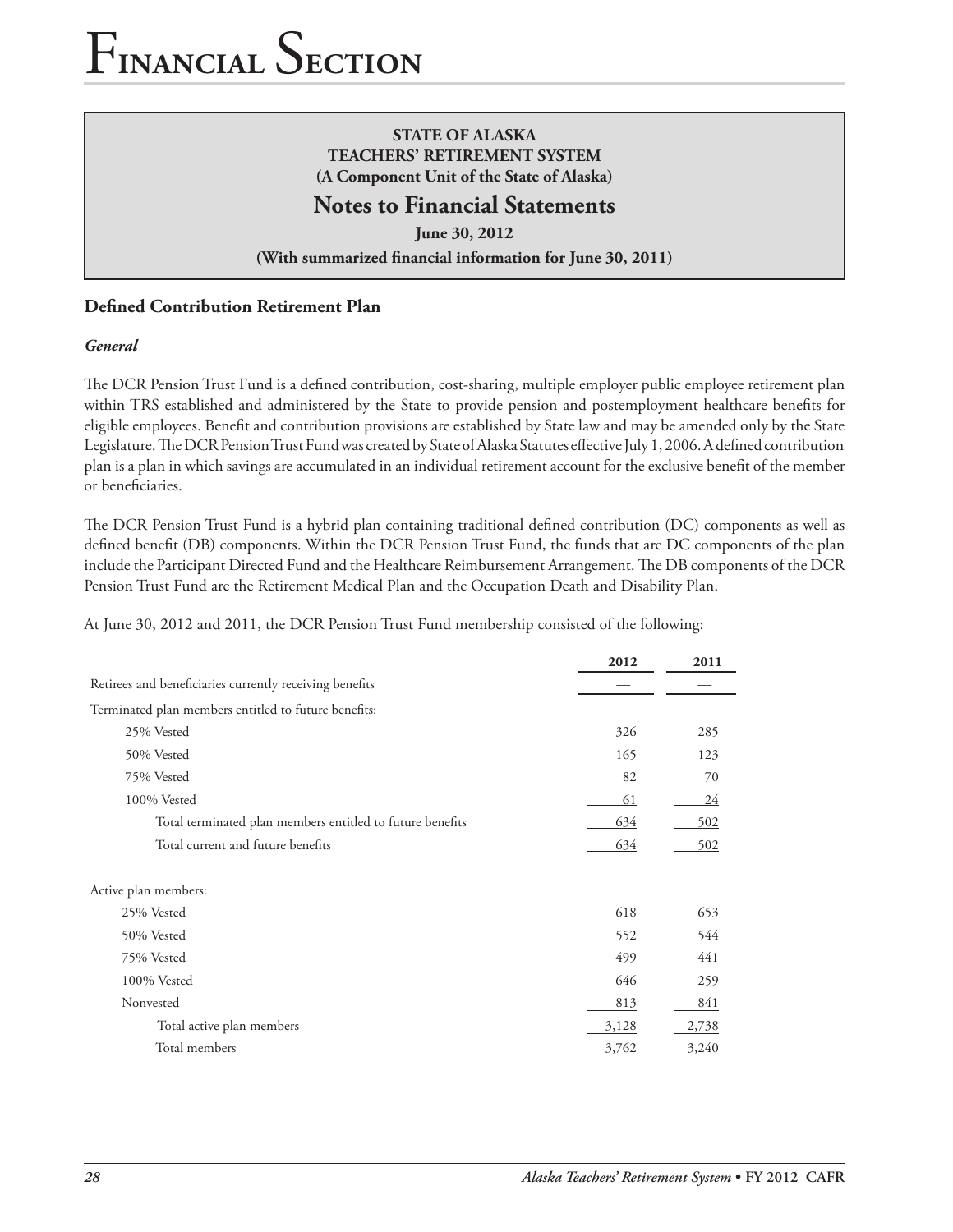# Financial Section

**STATE OF ALASKA**
**TEACHERS' RETIREMENT SYSTEM**
**(A Component Unit of the State of Alaska)**

## Notes to Financial Statements

**June 30, 2012**

**(With summarized financial information for June 30, 2011)**

### Defined Contribution Retirement Plan

***General***

The DCR Pension Trust Fund is a defined contribution, cost-sharing, multiple employer public employee retirement plan within TRS established and administered by the State to provide pension and postemployment healthcare benefits for eligible employees. Benefit and contribution provisions are established by State law and may be amended only by the State Legislature. The DCR Pension Trust Fund was created by State of Alaska Statutes effective July 1, 2006. A defined contribution plan is a plan in which savings are accumulated in an individual retirement account for the exclusive benefit of the member or beneficiaries.

The DCR Pension Trust Fund is a hybrid plan containing traditional defined contribution (DC) components as well as defined benefit (DB) components. Within the DCR Pension Trust Fund, the funds that are DC components of the plan include the Participant Directed Fund and the Healthcare Reimbursement Arrangement. The DB components of the DCR Pension Trust Fund are the Retirement Medical Plan and the Occupation Death and Disability Plan.

At June 30, 2012 and 2011, the DCR Pension Trust Fund membership consisted of the following:

| | 2012 | 2011 |
|---|---|---|
| Retirees and beneficiaries currently receiving benefits | — | — |
| Terminated plan members entitled to future benefits: | | |
| 25% Vested | 326 | 285 |
| 50% Vested | 165 | 123 |
| 75% Vested | 82 | 70 |
| 100% Vested | 61 | 24 |
| Total terminated plan members entitled to future benefits | 634 | 502 |
| Total current and future benefits | 634 | 502 |
| Active plan members: | | |
| 25% Vested | 618 | 653 |
| 50% Vested | 552 | 544 |
| 75% Vested | 499 | 441 |
| 100% Vested | 646 | 259 |
| Nonvested | 813 | 841 |
| Total active plan members | 3,128 | 2,738 |
| Total members | 3,762 | 3,240 |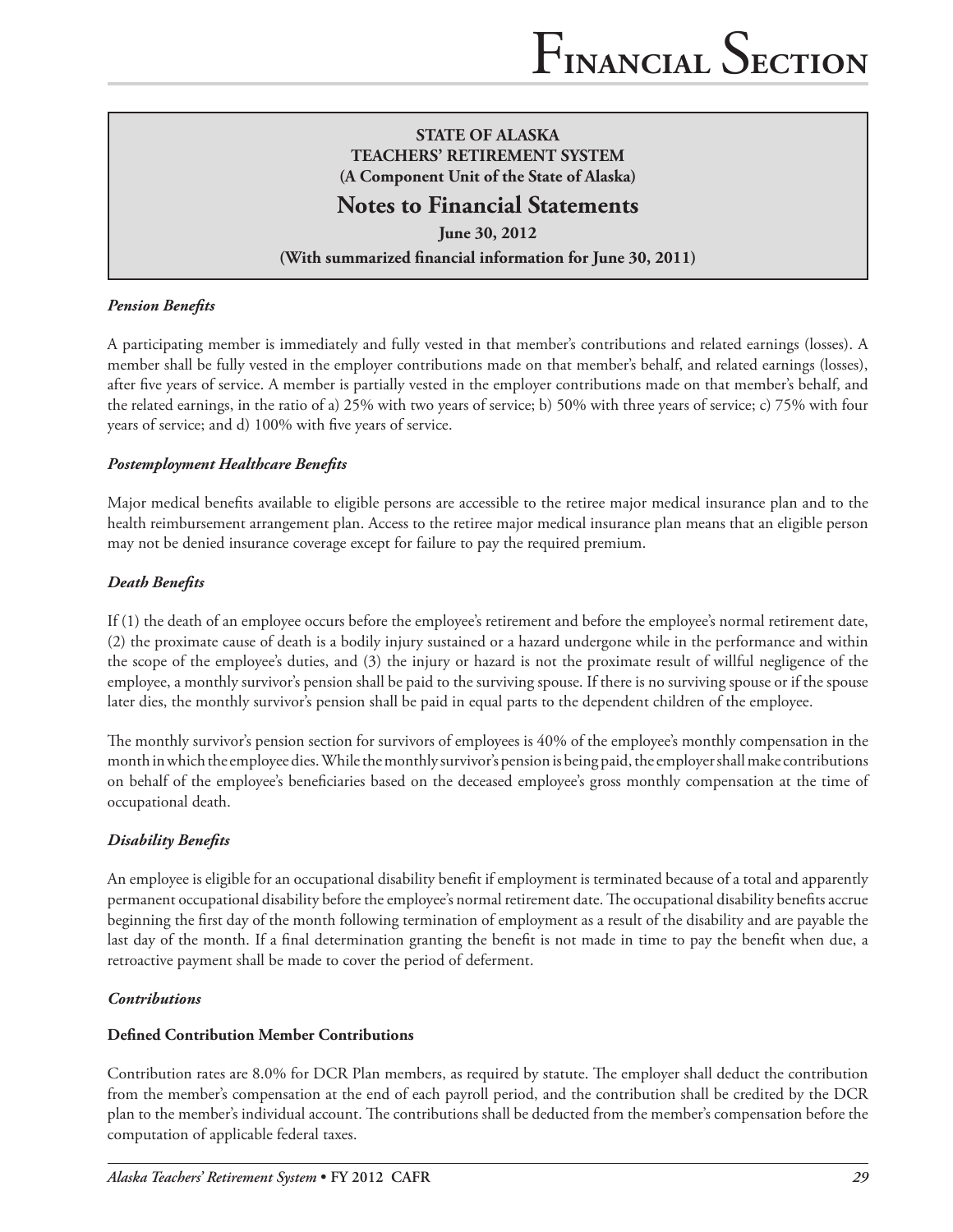**STATE OF ALASKA**
**TEACHERS' RETIREMENT SYSTEM**
**(A Component Unit of the State of Alaska)**

## Notes to Financial Statements

**June 30, 2012**

**(With summarized financial information for June 30, 2011)**

***Pension Benefits***

A participating member is immediately and fully vested in that member's contributions and related earnings (losses). A member shall be fully vested in the employer contributions made on that member's behalf, and related earnings (losses), after five years of service. A member is partially vested in the employer contributions made on that member's behalf, and the related earnings, in the ratio of a) 25% with two years of service; b) 50% with three years of service; c) 75% with four years of service; and d) 100% with five years of service.

***Postemployment Healthcare Benefits***

Major medical benefits available to eligible persons are accessible to the retiree major medical insurance plan and to the health reimbursement arrangement plan. Access to the retiree major medical insurance plan means that an eligible person may not be denied insurance coverage except for failure to pay the required premium.

***Death Benefits***

If (1) the death of an employee occurs before the employee's retirement and before the employee's normal retirement date, (2) the proximate cause of death is a bodily injury sustained or a hazard undergone while in the performance and within the scope of the employee's duties, and (3) the injury or hazard is not the proximate result of willful negligence of the employee, a monthly survivor's pension shall be paid to the surviving spouse. If there is no surviving spouse or if the spouse later dies, the monthly survivor's pension shall be paid in equal parts to the dependent children of the employee.

The monthly survivor's pension section for survivors of employees is 40% of the employee's monthly compensation in the month in which the employee dies. While the monthly survivor's pension is being paid, the employer shall make contributions on behalf of the employee's beneficiaries based on the deceased employee's gross monthly compensation at the time of occupational death.

***Disability Benefits***

An employee is eligible for an occupational disability benefit if employment is terminated because of a total and apparently permanent occupational disability before the employee's normal retirement date. The occupational disability benefits accrue beginning the first day of the month following termination of employment as a result of the disability and are payable the last day of the month. If a final determination granting the benefit is not made in time to pay the benefit when due, a retroactive payment shall be made to cover the period of deferment.

***Contributions***

**Defined Contribution Member Contributions**

Contribution rates are 8.0% for DCR Plan members, as required by statute. The employer shall deduct the contribution from the member's compensation at the end of each payroll period, and the contribution shall be credited by the DCR plan to the member's individual account. The contributions shall be deducted from the member's compensation before the computation of applicable federal taxes.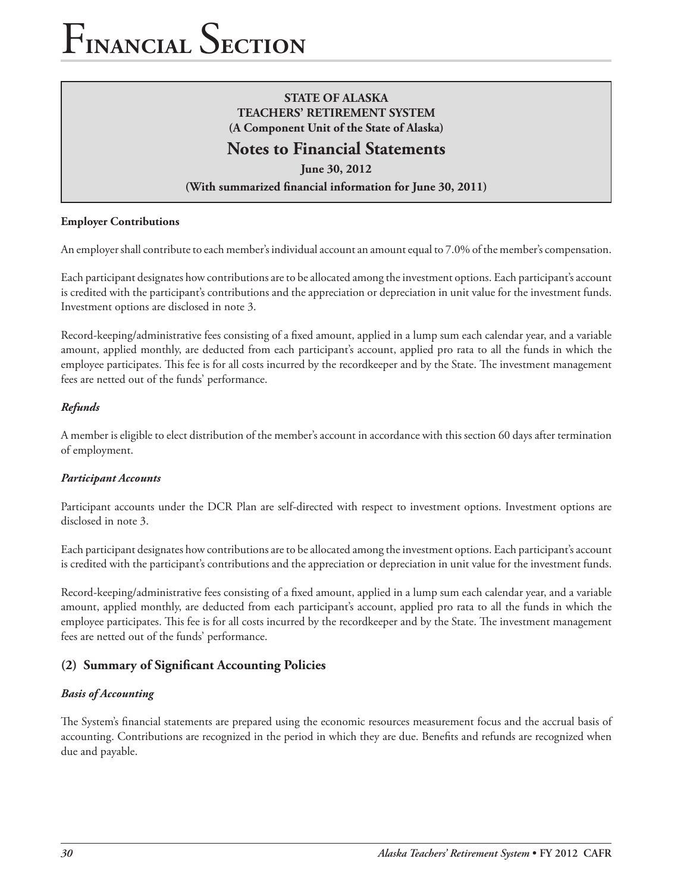**STATE OF ALASKA**
**TEACHERS' RETIREMENT SYSTEM**
**(A Component Unit of the State of Alaska)**

## Notes to Financial Statements

**June 30, 2012**

**(With summarized financial information for June 30, 2011)**

**Employer Contributions**

An employer shall contribute to each member's individual account an amount equal to 7.0% of the member's compensation.

Each participant designates how contributions are to be allocated among the investment options. Each participant's account is credited with the participant's contributions and the appreciation or depreciation in unit value for the investment funds. Investment options are disclosed in note 3.

Record-keeping/administrative fees consisting of a fixed amount, applied in a lump sum each calendar year, and a variable amount, applied monthly, are deducted from each participant's account, applied pro rata to all the funds in which the employee participates. This fee is for all costs incurred by the recordkeeper and by the State. The investment management fees are netted out of the funds' performance.

***Refunds***

A member is eligible to elect distribution of the member's account in accordance with this section 60 days after termination of employment.

***Participant Accounts***

Participant accounts under the DCR Plan are self-directed with respect to investment options. Investment options are disclosed in note 3.

Each participant designates how contributions are to be allocated among the investment options. Each participant's account is credited with the participant's contributions and the appreciation or depreciation in unit value for the investment funds.

Record-keeping/administrative fees consisting of a fixed amount, applied in a lump sum each calendar year, and a variable amount, applied monthly, are deducted from each participant's account, applied pro rata to all the funds in which the employee participates. This fee is for all costs incurred by the recordkeeper and by the State. The investment management fees are netted out of the funds' performance.

## (2) Summary of Significant Accounting Policies

***Basis of Accounting***

The System's financial statements are prepared using the economic resources measurement focus and the accrual basis of accounting. Contributions are recognized in the period in which they are due. Benefits and refunds are recognized when due and payable.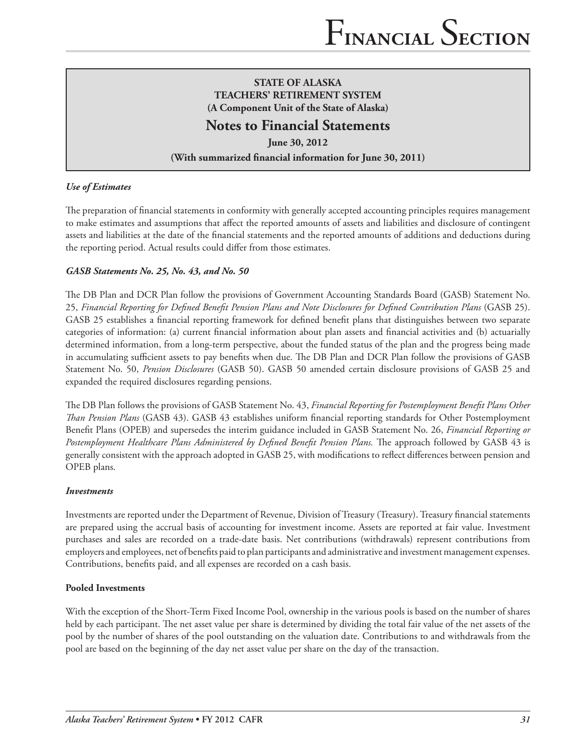**STATE OF ALASKA**
**TEACHERS' RETIREMENT SYSTEM**
**(A Component Unit of the State of Alaska)**

## Notes to Financial Statements

**June 30, 2012**

**(With summarized financial information for June 30, 2011)**

***Use of Estimates***

The preparation of financial statements in conformity with generally accepted accounting principles requires management to make estimates and assumptions that affect the reported amounts of assets and liabilities and disclosure of contingent assets and liabilities at the date of the financial statements and the reported amounts of additions and deductions during the reporting period. Actual results could differ from those estimates.

***GASB Statements No. 25, No. 43, and No. 50***

The DB Plan and DCR Plan follow the provisions of Government Accounting Standards Board (GASB) Statement No. 25, *Financial Reporting for Defined Benefit Pension Plans and Note Disclosures for Defined Contribution Plans* (GASB 25). GASB 25 establishes a financial reporting framework for defined benefit plans that distinguishes between two separate categories of information: (a) current financial information about plan assets and financial activities and (b) actuarially determined information, from a long-term perspective, about the funded status of the plan and the progress being made in accumulating sufficient assets to pay benefits when due. The DB Plan and DCR Plan follow the provisions of GASB Statement No. 50, *Pension Disclosures* (GASB 50). GASB 50 amended certain disclosure provisions of GASB 25 and expanded the required disclosures regarding pensions.

The DB Plan follows the provisions of GASB Statement No. 43, *Financial Reporting for Postemployment Benefit Plans Other Than Pension Plans* (GASB 43). GASB 43 establishes uniform financial reporting standards for Other Postemployment Benefit Plans (OPEB) and supersedes the interim guidance included in GASB Statement No. 26, *Financial Reporting or Postemployment Healthcare Plans Administered by Defined Benefit Pension Plans.* The approach followed by GASB 43 is generally consistent with the approach adopted in GASB 25, with modifications to reflect differences between pension and OPEB plans.

***Investments***

Investments are reported under the Department of Revenue, Division of Treasury (Treasury). Treasury financial statements are prepared using the accrual basis of accounting for investment income. Assets are reported at fair value. Investment purchases and sales are recorded on a trade-date basis. Net contributions (withdrawals) represent contributions from employers and employees, net of benefits paid to plan participants and administrative and investment management expenses. Contributions, benefits paid, and all expenses are recorded on a cash basis.

**Pooled Investments**

With the exception of the Short-Term Fixed Income Pool, ownership in the various pools is based on the number of shares held by each participant. The net asset value per share is determined by dividing the total fair value of the net assets of the pool by the number of shares of the pool outstanding on the valuation date. Contributions to and withdrawals from the pool are based on the beginning of the day net asset value per share on the day of the transaction.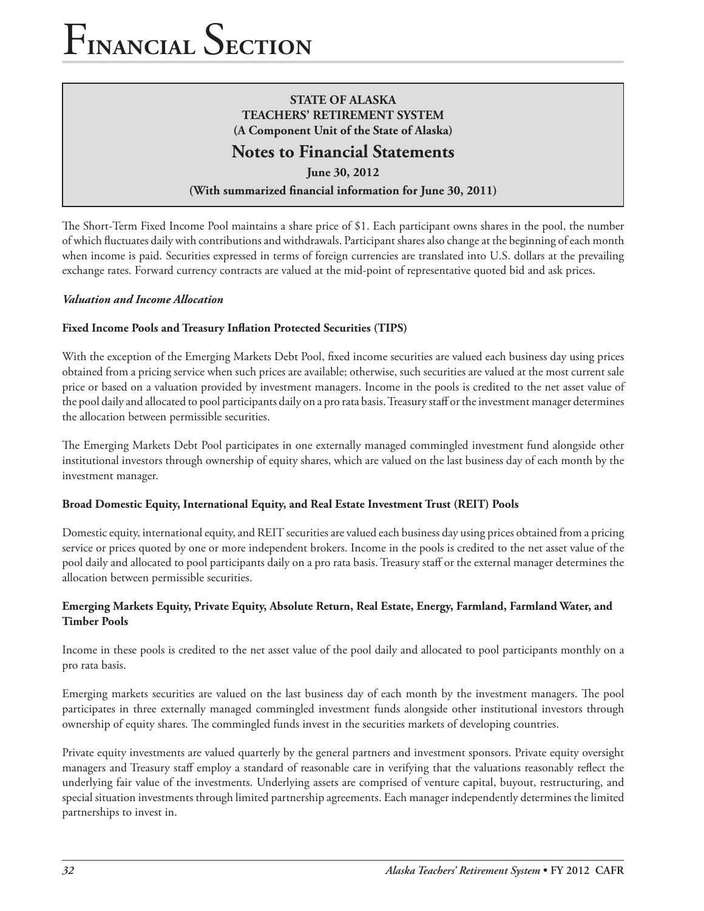The Short-Term Fixed Income Pool maintains a share price of $1. Each participant owns shares in the pool, the number of which fluctuates daily with contributions and withdrawals. Participant shares also change at the beginning of each month when income is paid. Securities expressed in terms of foreign currencies are translated into U.S. dollars at the prevailing exchange rates. Forward currency contracts are valued at the mid-point of representative quoted bid and ask prices.

### *Valuation and Income Allocation*

**Fixed Income Pools and Treasury Inflation Protected Securities (TIPS)**

With the exception of the Emerging Markets Debt Pool, fixed income securities are valued each business day using prices obtained from a pricing service when such prices are available; otherwise, such securities are valued at the most current sale price or based on a valuation provided by investment managers. Income in the pools is credited to the net asset value of the pool daily and allocated to pool participants daily on a pro rata basis. Treasury staff or the investment manager determines the allocation between permissible securities.

The Emerging Markets Debt Pool participates in one externally managed commingled investment fund alongside other institutional investors through ownership of equity shares, which are valued on the last business day of each month by the investment manager.

**Broad Domestic Equity, International Equity, and Real Estate Investment Trust (REIT) Pools**

Domestic equity, international equity, and REIT securities are valued each business day using prices obtained from a pricing service or prices quoted by one or more independent brokers. Income in the pools is credited to the net asset value of the pool daily and allocated to pool participants daily on a pro rata basis. Treasury staff or the external manager determines the allocation between permissible securities.

**Emerging Markets Equity, Private Equity, Absolute Return, Real Estate, Energy, Farmland, Farmland Water, and Timber Pools**

Income in these pools is credited to the net asset value of the pool daily and allocated to pool participants monthly on a pro rata basis.

Emerging markets securities are valued on the last business day of each month by the investment managers. The pool participates in three externally managed commingled investment funds alongside other institutional investors through ownership of equity shares. The commingled funds invest in the securities markets of developing countries.

Private equity investments are valued quarterly by the general partners and investment sponsors. Private equity oversight managers and Treasury staff employ a standard of reasonable care in verifying that the valuations reasonably reflect the underlying fair value of the investments. Underlying assets are comprised of venture capital, buyout, restructuring, and special situation investments through limited partnership agreements. Each manager independently determines the limited partnerships to invest in.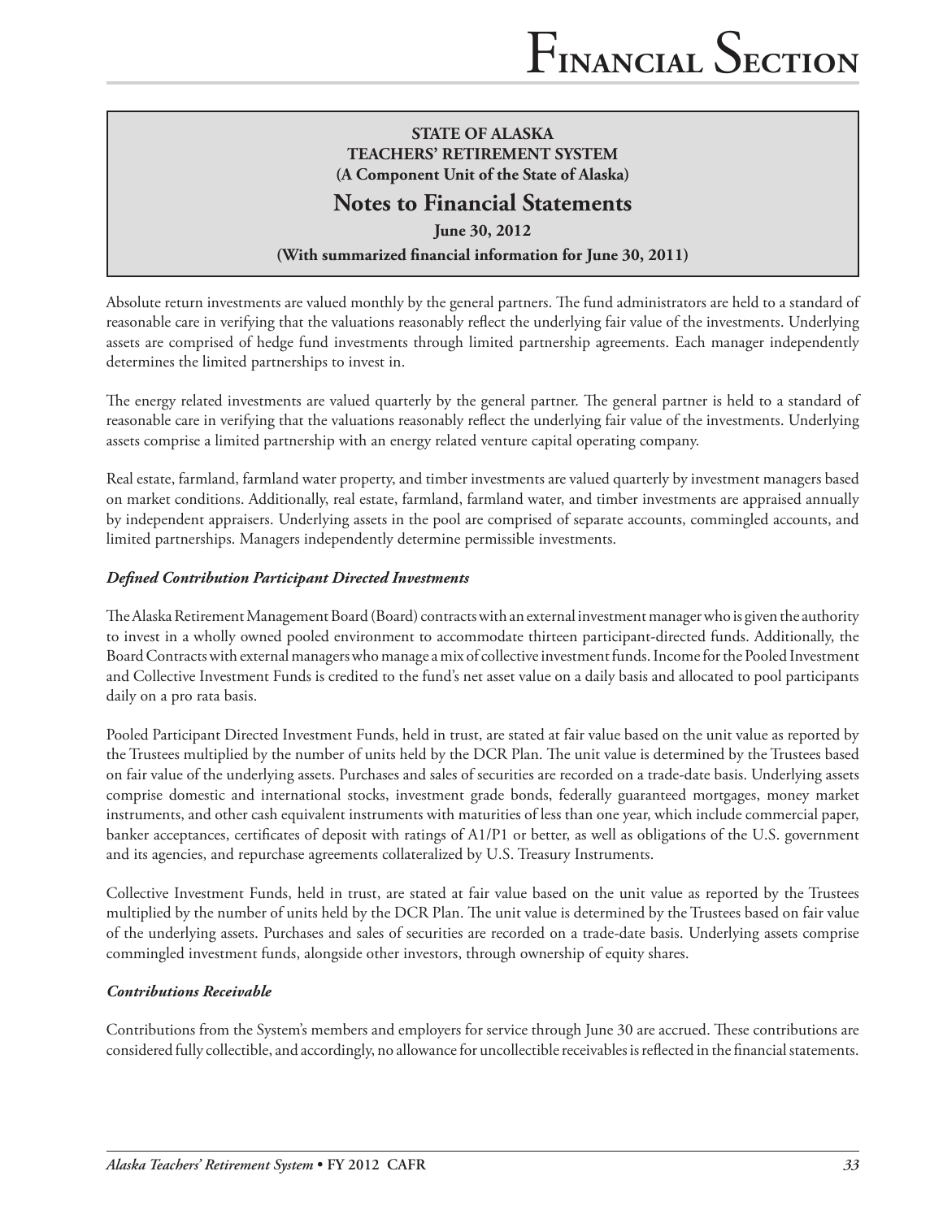**STATE OF ALASKA**
**TEACHERS' RETIREMENT SYSTEM**
**(A Component Unit of the State of Alaska)**

## Notes to Financial Statements

**June 30, 2012**

**(With summarized financial information for June 30, 2011)**

Absolute return investments are valued monthly by the general partners. The fund administrators are held to a standard of reasonable care in verifying that the valuations reasonably reflect the underlying fair value of the investments. Underlying assets are comprised of hedge fund investments through limited partnership agreements. Each manager independently determines the limited partnerships to invest in.

The energy related investments are valued quarterly by the general partner. The general partner is held to a standard of reasonable care in verifying that the valuations reasonably reflect the underlying fair value of the investments. Underlying assets comprise a limited partnership with an energy related venture capital operating company.

Real estate, farmland, farmland water property, and timber investments are valued quarterly by investment managers based on market conditions. Additionally, real estate, farmland, farmland water, and timber investments are appraised annually by independent appraisers. Underlying assets in the pool are comprised of separate accounts, commingled accounts, and limited partnerships. Managers independently determine permissible investments.

### *Defined Contribution Participant Directed Investments*

The Alaska Retirement Management Board (Board) contracts with an external investment manager who is given the authority to invest in a wholly owned pooled environment to accommodate thirteen participant-directed funds. Additionally, the Board Contracts with external managers who manage a mix of collective investment funds. Income for the Pooled Investment and Collective Investment Funds is credited to the fund's net asset value on a daily basis and allocated to pool participants daily on a pro rata basis.

Pooled Participant Directed Investment Funds, held in trust, are stated at fair value based on the unit value as reported by the Trustees multiplied by the number of units held by the DCR Plan. The unit value is determined by the Trustees based on fair value of the underlying assets. Purchases and sales of securities are recorded on a trade-date basis. Underlying assets comprise domestic and international stocks, investment grade bonds, federally guaranteed mortgages, money market instruments, and other cash equivalent instruments with maturities of less than one year, which include commercial paper, banker acceptances, certificates of deposit with ratings of A1/P1 or better, as well as obligations of the U.S. government and its agencies, and repurchase agreements collateralized by U.S. Treasury Instruments.

Collective Investment Funds, held in trust, are stated at fair value based on the unit value as reported by the Trustees multiplied by the number of units held by the DCR Plan. The unit value is determined by the Trustees based on fair value of the underlying assets. Purchases and sales of securities are recorded on a trade-date basis. Underlying assets comprise commingled investment funds, alongside other investors, through ownership of equity shares.

### *Contributions Receivable*

Contributions from the System's members and employers for service through June 30 are accrued. These contributions are considered fully collectible, and accordingly, no allowance for uncollectible receivables is reflected in the financial statements.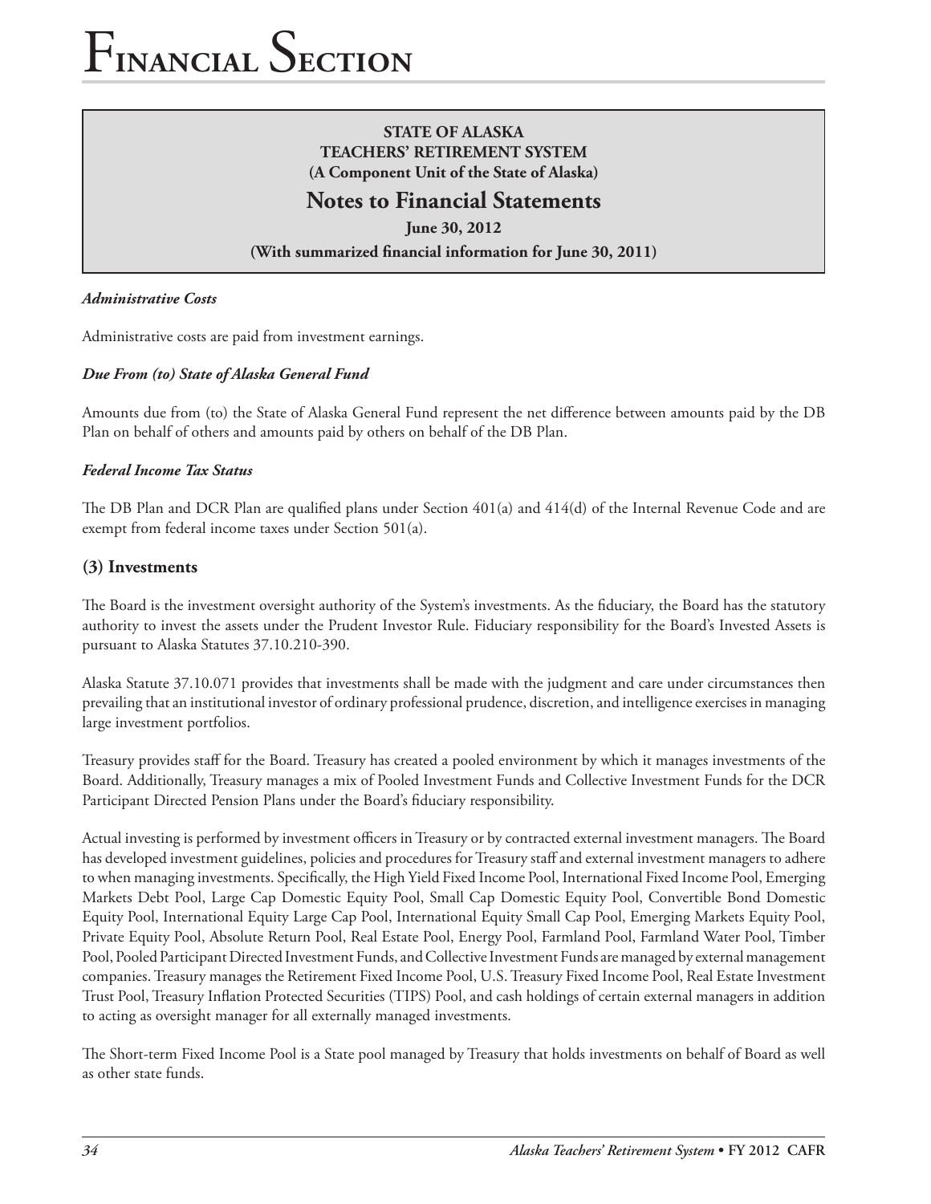**STATE OF ALASKA**
**TEACHERS' RETIREMENT SYSTEM**
**(A Component Unit of the State of Alaska)**

## Notes to Financial Statements

**June 30, 2012**

**(With summarized financial information for June 30, 2011)**

***Administrative Costs***

Administrative costs are paid from investment earnings.

***Due From (to) State of Alaska General Fund***

Amounts due from (to) the State of Alaska General Fund represent the net difference between amounts paid by the DB Plan on behalf of others and amounts paid by others on behalf of the DB Plan.

***Federal Income Tax Status***

The DB Plan and DCR Plan are qualified plans under Section 401(a) and 414(d) of the Internal Revenue Code and are exempt from federal income taxes under Section 501(a).

### (3) Investments

The Board is the investment oversight authority of the System's investments. As the fiduciary, the Board has the statutory authority to invest the assets under the Prudent Investor Rule. Fiduciary responsibility for the Board's Invested Assets is pursuant to Alaska Statutes 37.10.210-390.

Alaska Statute 37.10.071 provides that investments shall be made with the judgment and care under circumstances then prevailing that an institutional investor of ordinary professional prudence, discretion, and intelligence exercises in managing large investment portfolios.

Treasury provides staff for the Board. Treasury has created a pooled environment by which it manages investments of the Board. Additionally, Treasury manages a mix of Pooled Investment Funds and Collective Investment Funds for the DCR Participant Directed Pension Plans under the Board's fiduciary responsibility.

Actual investing is performed by investment officers in Treasury or by contracted external investment managers. The Board has developed investment guidelines, policies and procedures for Treasury staff and external investment managers to adhere to when managing investments. Specifically, the High Yield Fixed Income Pool, International Fixed Income Pool, Emerging Markets Debt Pool, Large Cap Domestic Equity Pool, Small Cap Domestic Equity Pool, Convertible Bond Domestic Equity Pool, International Equity Large Cap Pool, International Equity Small Cap Pool, Emerging Markets Equity Pool, Private Equity Pool, Absolute Return Pool, Real Estate Pool, Energy Pool, Farmland Pool, Farmland Water Pool, Timber Pool, Pooled Participant Directed Investment Funds, and Collective Investment Funds are managed by external management companies. Treasury manages the Retirement Fixed Income Pool, U.S. Treasury Fixed Income Pool, Real Estate Investment Trust Pool, Treasury Inflation Protected Securities (TIPS) Pool, and cash holdings of certain external managers in addition to acting as oversight manager for all externally managed investments.

The Short-term Fixed Income Pool is a State pool managed by Treasury that holds investments on behalf of Board as well as other state funds.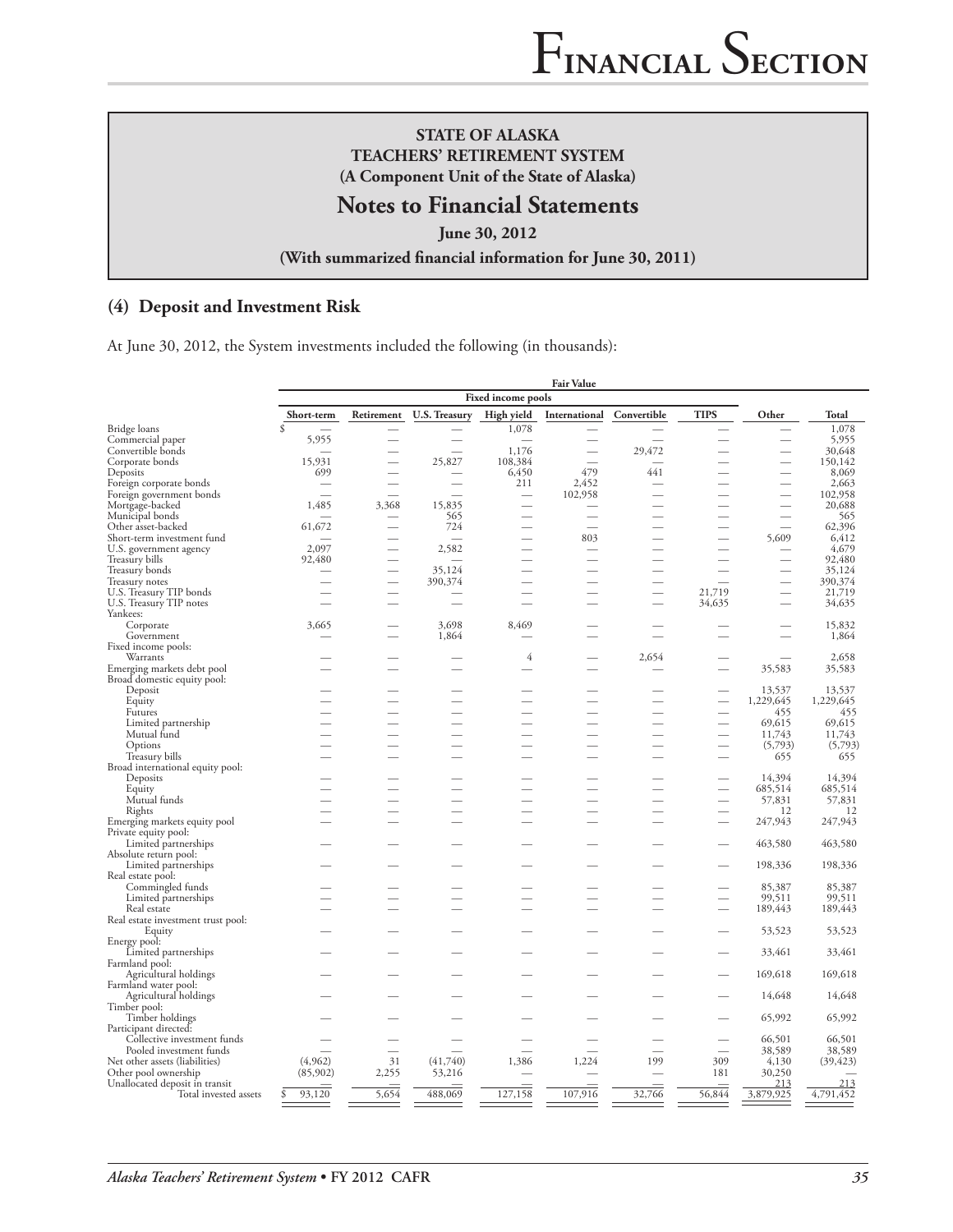**STATE OF ALASKA**
**TEACHERS' RETIREMENT SYSTEM**
**(A Component Unit of the State of Alaska)**

## Notes to Financial Statements

**June 30, 2012**

**(With summarized financial information for June 30, 2011)**

### (4) Deposit and Investment Risk

At June 30, 2012, the System investments included the following (in thousands):

| | Fair Value | | | | | | | | |
|---|---|---|---|---|---|---|---|---|---|
| | Fixed income pools | | | | | | | | |
| | Short-term | Retirement | U.S. Treasury | High yield | International | Convertible | TIPS | Other | Total |
| Bridge loans | $ — | — | — | 1,078 | — | — | — | — | 1,078 |
| Commercial paper | 5,955 | — | — | — | — | — | — | — | 5,955 |
| Convertible bonds | — | — | — | 1,176 | — | 29,472 | — | — | 30,648 |
| Corporate bonds | 15,931 | — | 25,827 | 108,384 | — | — | — | — | 150,142 |
| Deposits | 699 | — | — | 6,450 | 479 | 441 | — | — | 8,069 |
| Foreign corporate bonds | — | — | — | 211 | 2,452 | — | — | — | 2,663 |
| Foreign government bonds | — | — | — | — | 102,958 | — | — | — | 102,958 |
| Mortgage-backed | 1,485 | 3,368 | 15,835 | — | — | — | — | — | 20,688 |
| Municipal bonds | — | — | 565 | — | — | — | — | — | 565 |
| Other asset-backed | 61,672 | — | 724 | — | — | — | — | — | 62,396 |
| Short-term investment fund | — | — | — | — | 803 | — | — | 5,609 | 6,412 |
| U.S. government agency | 2,097 | — | 2,582 | — | — | — | — | — | 4,679 |
| Treasury bills | 92,480 | — | — | — | — | — | — | — | 92,480 |
| Treasury bonds | — | — | 35,124 | — | — | — | — | — | 35,124 |
| Treasury notes | — | — | 390,374 | — | — | — | — | — | 390,374 |
| U.S. Treasury TIP bonds | — | — | — | — | — | — | 21,719 | — | 21,719 |
| U.S. Treasury TIP notes | — | — | — | — | — | — | 34,635 | — | 34,635 |
| Yankees: | | | | | | | | | |
| Corporate | 3,665 | — | 3,698 | 8,469 | — | — | — | — | 15,832 |
| Government | — | — | 1,864 | — | — | — | — | — | 1,864 |
| Fixed income pools: | | | | | | | | | |
| Warrants | — | — | — | 4 | — | 2,654 | — | — | 2,658 |
| Emerging markets debt pool | — | — | — | — | — | — | — | 35,583 | 35,583 |
| Broad domestic equity pool: | | | | | | | | | |
| Deposit | — | — | — | — | — | — | — | 13,537 | 13,537 |
| Equity | — | — | — | — | — | — | — | 1,229,645 | 1,229,645 |
| Futures | — | — | — | — | — | — | — | 455 | 455 |
| Limited partnership | — | — | — | — | — | — | — | 69,615 | 69,615 |
| Mutual fund | — | — | — | — | — | — | — | 11,743 | 11,743 |
| Options | — | — | — | — | — | — | — | (5,793) | (5,793) |
| Treasury bills | — | — | — | — | — | — | — | 655 | 655 |
| Broad international equity pool: | | | | | | | | | |
| Deposits | — | — | — | — | — | — | — | 14,394 | 14,394 |
| Equity | — | — | — | — | — | — | — | 685,514 | 685,514 |
| Mutual funds | — | — | — | — | — | — | — | 57,831 | 57,831 |
| Rights | — | — | — | — | — | — | — | 12 | 12 |
| Emerging markets equity pool | — | — | — | — | — | — | — | 247,943 | 247,943 |
| Private equity pool: | | | | | | | | | |
| Limited partnerships | — | — | — | — | — | — | — | 463,580 | 463,580 |
| Absolute return pool: | | | | | | | | | |
| Limited partnerships | — | — | — | — | — | — | — | 198,336 | 198,336 |
| Real estate pool: | | | | | | | | | |
| Commingled funds | — | — | — | — | — | — | — | 85,387 | 85,387 |
| Limited partnerships | — | — | — | — | — | — | — | 99,511 | 99,511 |
| Real estate | — | — | — | — | — | — | — | 189,443 | 189,443 |
| Real estate investment trust pool: | | | | | | | | | |
| Equity | — | — | — | — | — | — | — | 53,523 | 53,523 |
| Energy pool: | | | | | | | | | |
| Limited partnerships | — | — | — | — | — | — | — | 33,461 | 33,461 |
| Farmland pool: | | | | | | | | | |
| Agricultural holdings | — | — | — | — | — | — | — | 169,618 | 169,618 |
| Farmland water pool: | | | | | | | | | |
| Agricultural holdings | — | — | — | — | — | — | — | 14,648 | 14,648 |
| Timber pool: | | | | | | | | | |
| Timber holdings | — | — | — | — | — | — | — | 65,992 | 65,992 |
| Participant directed: | | | | | | | | | |
| Collective investment funds | — | — | — | — | — | — | — | 66,501 | 66,501 |
| Pooled investment funds | — | — | — | — | — | — | — | 38,589 | 38,589 |
| Net other assets (liabilities) | (4,962) | 31 | (41,740) | 1,386 | 1,224 | 199 | 309 | 4,130 | (39,423) |
| Other pool ownership | (85,902) | 2,255 | 53,216 | — | — | — | 181 | 30,250 | — |
| Unallocated deposit in transit | — | — | — | — | — | — | — | 213 | 213 |
| Total invested assets | $ 93,120 | 5,654 | 488,069 | 127,158 | 107,916 | 32,766 | 56,844 | 3,879,925 | 4,791,452 |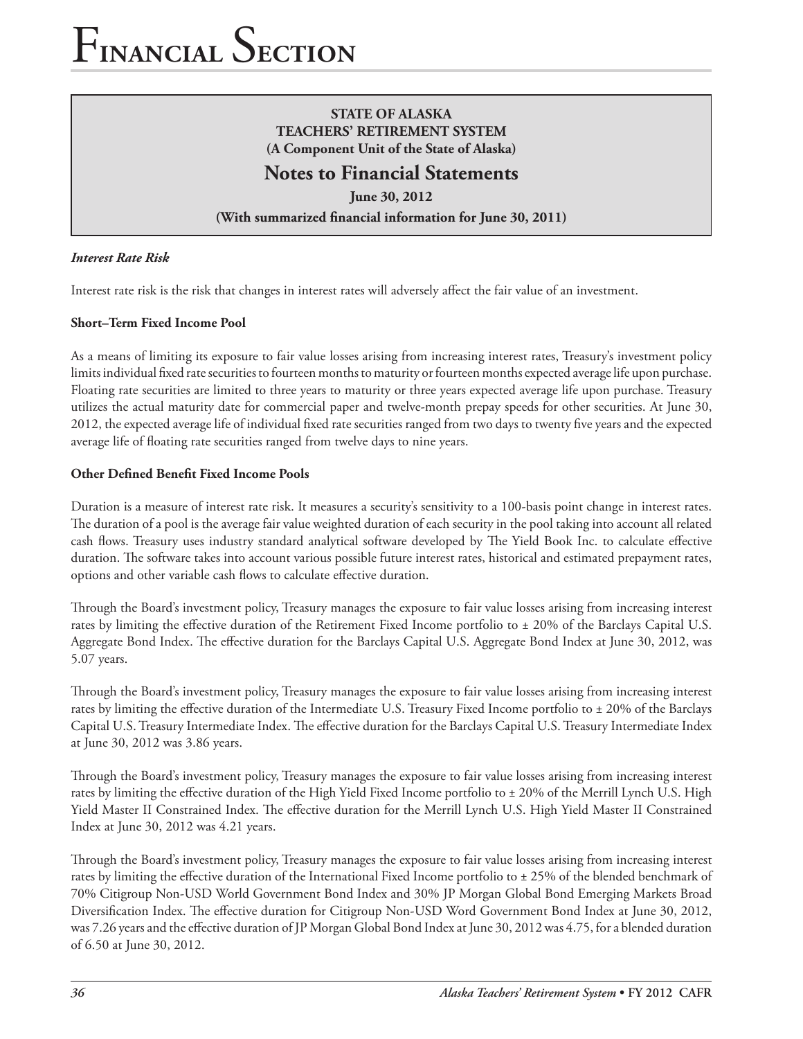# Financial Section

**STATE OF ALASKA**
**TEACHERS' RETIREMENT SYSTEM**
**(A Component Unit of the State of Alaska)**

## Notes to Financial Statements

**June 30, 2012**

**(With summarized financial information for June 30, 2011)**

***Interest Rate Risk***

Interest rate risk is the risk that changes in interest rates will adversely affect the fair value of an investment.

**Short–Term Fixed Income Pool**

As a means of limiting its exposure to fair value losses arising from increasing interest rates, Treasury's investment policy limits individual fixed rate securities to fourteen months to maturity or fourteen months expected average life upon purchase. Floating rate securities are limited to three years to maturity or three years expected average life upon purchase. Treasury utilizes the actual maturity date for commercial paper and twelve-month prepay speeds for other securities. At June 30, 2012, the expected average life of individual fixed rate securities ranged from two days to twenty five years and the expected average life of floating rate securities ranged from twelve days to nine years.

**Other Defined Benefit Fixed Income Pools**

Duration is a measure of interest rate risk. It measures a security's sensitivity to a 100-basis point change in interest rates. The duration of a pool is the average fair value weighted duration of each security in the pool taking into account all related cash flows. Treasury uses industry standard analytical software developed by The Yield Book Inc. to calculate effective duration. The software takes into account various possible future interest rates, historical and estimated prepayment rates, options and other variable cash flows to calculate effective duration.

Through the Board's investment policy, Treasury manages the exposure to fair value losses arising from increasing interest rates by limiting the effective duration of the Retirement Fixed Income portfolio to ± 20% of the Barclays Capital U.S. Aggregate Bond Index. The effective duration for the Barclays Capital U.S. Aggregate Bond Index at June 30, 2012, was 5.07 years.

Through the Board's investment policy, Treasury manages the exposure to fair value losses arising from increasing interest rates by limiting the effective duration of the Intermediate U.S. Treasury Fixed Income portfolio to ± 20% of the Barclays Capital U.S. Treasury Intermediate Index. The effective duration for the Barclays Capital U.S. Treasury Intermediate Index at June 30, 2012 was 3.86 years.

Through the Board's investment policy, Treasury manages the exposure to fair value losses arising from increasing interest rates by limiting the effective duration of the High Yield Fixed Income portfolio to ± 20% of the Merrill Lynch U.S. High Yield Master II Constrained Index. The effective duration for the Merrill Lynch U.S. High Yield Master II Constrained Index at June 30, 2012 was 4.21 years.

Through the Board's investment policy, Treasury manages the exposure to fair value losses arising from increasing interest rates by limiting the effective duration of the International Fixed Income portfolio to ± 25% of the blended benchmark of 70% Citigroup Non-USD World Government Bond Index and 30% JP Morgan Global Bond Emerging Markets Broad Diversification Index. The effective duration for Citigroup Non-USD Word Government Bond Index at June 30, 2012, was 7.26 years and the effective duration of JP Morgan Global Bond Index at June 30, 2012 was 4.75, for a blended duration of 6.50 at June 30, 2012.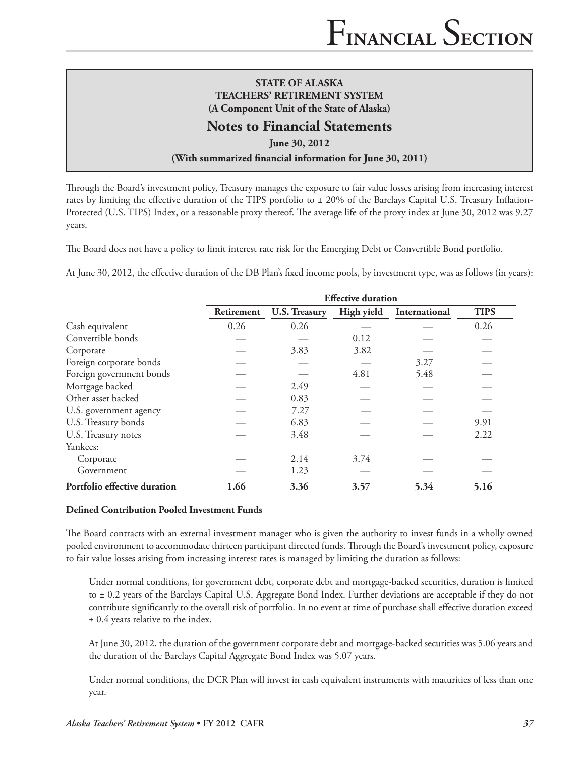**STATE OF ALASKA**
**TEACHERS' RETIREMENT SYSTEM**
**(A Component Unit of the State of Alaska)**

## Notes to Financial Statements

**June 30, 2012**

**(With summarized financial information for June 30, 2011)**

Through the Board's investment policy, Treasury manages the exposure to fair value losses arising from increasing interest rates by limiting the effective duration of the TIPS portfolio to ± 20% of the Barclays Capital U.S. Treasury Inflation-Protected (U.S. TIPS) Index, or a reasonable proxy thereof. The average life of the proxy index at June 30, 2012 was 9.27 years.

The Board does not have a policy to limit interest rate risk for the Emerging Debt or Convertible Bond portfolio.

At June 30, 2012, the effective duration of the DB Plan's fixed income pools, by investment type, was as follows (in years):

| | Effective duration | | | | |
|---|---|---|---|---|---|
| | **Retirement** | **U.S. Treasury** | **High yield** | **International** | **TIPS** |
| Cash equivalent | 0.26 | 0.26 | — | — | 0.26 |
| Convertible bonds | — | — | 0.12 | — | — |
| Corporate | — | 3.83 | 3.82 | — | — |
| Foreign corporate bonds | — | — | — | 3.27 | — |
| Foreign government bonds | — | — | 4.81 | 5.48 | — |
| Mortgage backed | — | 2.49 | — | — | — |
| Other asset backed | — | 0.83 | — | — | — |
| U.S. government agency | — | 7.27 | — | — | — |
| U.S. Treasury bonds | — | 6.83 | — | — | 9.91 |
| U.S. Treasury notes | — | 3.48 | — | — | 2.22 |
| Yankees: | | | | | |
| Corporate | — | 2.14 | 3.74 | — | — |
| Government | — | 1.23 | — | — | — |
| **Portfolio effective duration** | **1.66** | **3.36** | **3.57** | **5.34** | **5.16** |

**Defined Contribution Pooled Investment Funds**

The Board contracts with an external investment manager who is given the authority to invest funds in a wholly owned pooled environment to accommodate thirteen participant directed funds. Through the Board's investment policy, exposure to fair value losses arising from increasing interest rates is managed by limiting the duration as follows:

Under normal conditions, for government debt, corporate debt and mortgage-backed securities, duration is limited to ± 0.2 years of the Barclays Capital U.S. Aggregate Bond Index. Further deviations are acceptable if they do not contribute significantly to the overall risk of portfolio. In no event at time of purchase shall effective duration exceed ± 0.4 years relative to the index.

At June 30, 2012, the duration of the government corporate debt and mortgage-backed securities was 5.06 years and the duration of the Barclays Capital Aggregate Bond Index was 5.07 years.

Under normal conditions, the DCR Plan will invest in cash equivalent instruments with maturities of less than one year.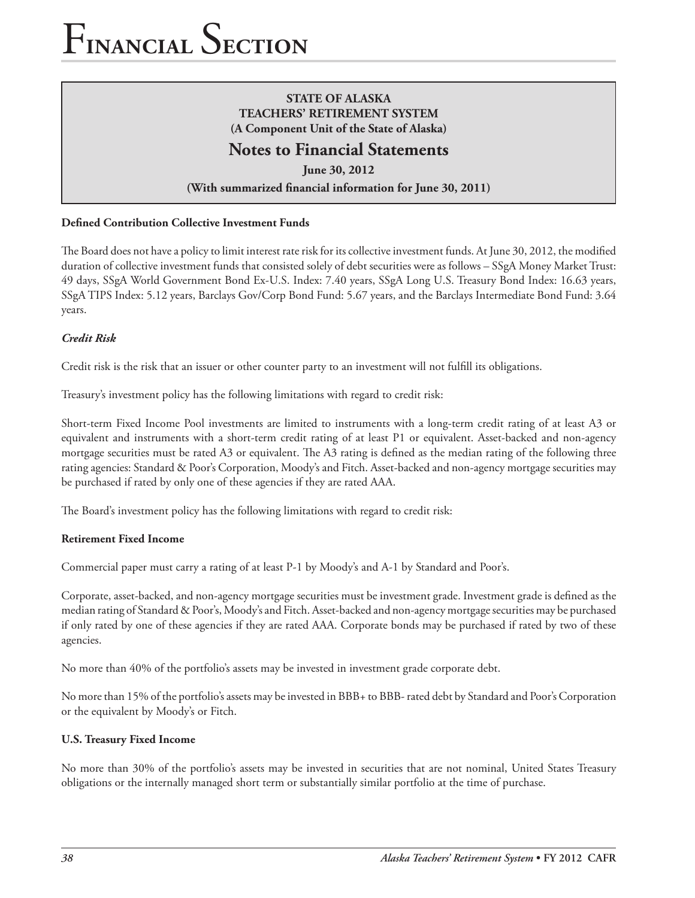**STATE OF ALASKA**
**TEACHERS' RETIREMENT SYSTEM**
**(A Component Unit of the State of Alaska)**

## Notes to Financial Statements

**June 30, 2012**

**(With summarized financial information for June 30, 2011)**

**Defined Contribution Collective Investment Funds**

The Board does not have a policy to limit interest rate risk for its collective investment funds. At June 30, 2012, the modified duration of collective investment funds that consisted solely of debt securities were as follows – SSgA Money Market Trust: 49 days, SSgA World Government Bond Ex-U.S. Index: 7.40 years, SSgA Long U.S. Treasury Bond Index: 16.63 years, SSgA TIPS Index: 5.12 years, Barclays Gov/Corp Bond Fund: 5.67 years, and the Barclays Intermediate Bond Fund: 3.64 years.

***Credit Risk***

Credit risk is the risk that an issuer or other counter party to an investment will not fulfill its obligations.

Treasury's investment policy has the following limitations with regard to credit risk:

Short-term Fixed Income Pool investments are limited to instruments with a long-term credit rating of at least A3 or equivalent and instruments with a short-term credit rating of at least P1 or equivalent. Asset-backed and non-agency mortgage securities must be rated A3 or equivalent. The A3 rating is defined as the median rating of the following three rating agencies: Standard & Poor's Corporation, Moody's and Fitch. Asset-backed and non-agency mortgage securities may be purchased if rated by only one of these agencies if they are rated AAA.

The Board's investment policy has the following limitations with regard to credit risk:

**Retirement Fixed Income**

Commercial paper must carry a rating of at least P-1 by Moody's and A-1 by Standard and Poor's.

Corporate, asset-backed, and non-agency mortgage securities must be investment grade. Investment grade is defined as the median rating of Standard & Poor's, Moody's and Fitch. Asset-backed and non-agency mortgage securities may be purchased if only rated by one of these agencies if they are rated AAA. Corporate bonds may be purchased if rated by two of these agencies.

No more than 40% of the portfolio's assets may be invested in investment grade corporate debt.

No more than 15% of the portfolio's assets may be invested in BBB+ to BBB- rated debt by Standard and Poor's Corporation or the equivalent by Moody's or Fitch.

**U.S. Treasury Fixed Income**

No more than 30% of the portfolio's assets may be invested in securities that are not nominal, United States Treasury obligations or the internally managed short term or substantially similar portfolio at the time of purchase.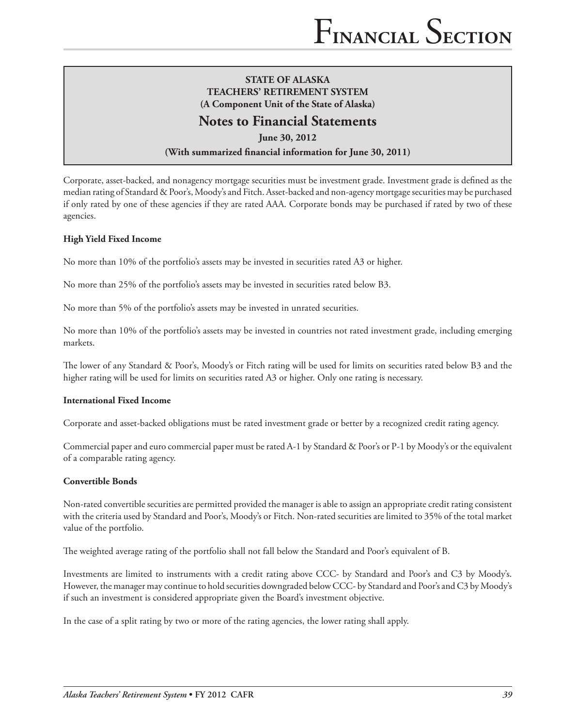STATE OF ALASKA
TEACHERS' RETIREMENT SYSTEM
(A Component Unit of the State of Alaska)

## Notes to Financial Statements

June 30, 2012

(With summarized financial information for June 30, 2011)

Corporate, asset-backed, and nonagency mortgage securities must be investment grade. Investment grade is defined as the median rating of Standard & Poor's, Moody's and Fitch. Asset-backed and non-agency mortgage securities may be purchased if only rated by one of these agencies if they are rated AAA. Corporate bonds may be purchased if rated by two of these agencies.

**High Yield Fixed Income**

No more than 10% of the portfolio's assets may be invested in securities rated A3 or higher.

No more than 25% of the portfolio's assets may be invested in securities rated below B3.

No more than 5% of the portfolio's assets may be invested in unrated securities.

No more than 10% of the portfolio's assets may be invested in countries not rated investment grade, including emerging markets.

The lower of any Standard & Poor's, Moody's or Fitch rating will be used for limits on securities rated below B3 and the higher rating will be used for limits on securities rated A3 or higher. Only one rating is necessary.

**International Fixed Income**

Corporate and asset-backed obligations must be rated investment grade or better by a recognized credit rating agency.

Commercial paper and euro commercial paper must be rated A-1 by Standard & Poor's or P-1 by Moody's or the equivalent of a comparable rating agency.

**Convertible Bonds**

Non-rated convertible securities are permitted provided the manager is able to assign an appropriate credit rating consistent with the criteria used by Standard and Poor's, Moody's or Fitch. Non-rated securities are limited to 35% of the total market value of the portfolio.

The weighted average rating of the portfolio shall not fall below the Standard and Poor's equivalent of B.

Investments are limited to instruments with a credit rating above CCC- by Standard and Poor's and C3 by Moody's. However, the manager may continue to hold securities downgraded below CCC- by Standard and Poor's and C3 by Moody's if such an investment is considered appropriate given the Board's investment objective.

In the case of a split rating by two or more of the rating agencies, the lower rating shall apply.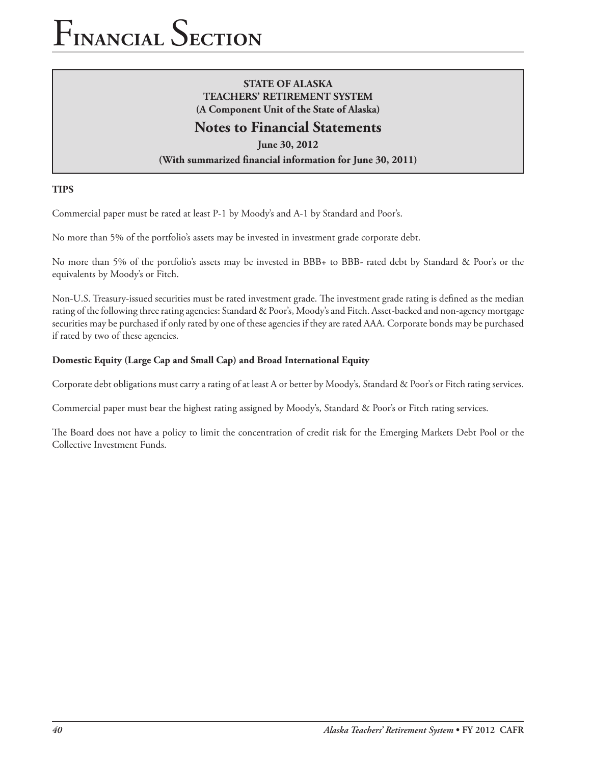**STATE OF ALASKA**
**TEACHERS' RETIREMENT SYSTEM**
**(A Component Unit of the State of Alaska)**

## Notes to Financial Statements

**June 30, 2012**

**(With summarized financial information for June 30, 2011)**

**TIPS**

Commercial paper must be rated at least P-1 by Moody's and A-1 by Standard and Poor's.

No more than 5% of the portfolio's assets may be invested in investment grade corporate debt.

No more than 5% of the portfolio's assets may be invested in BBB+ to BBB- rated debt by Standard & Poor's or the equivalents by Moody's or Fitch.

Non-U.S. Treasury-issued securities must be rated investment grade. The investment grade rating is defined as the median rating of the following three rating agencies: Standard & Poor's, Moody's and Fitch. Asset-backed and non-agency mortgage securities may be purchased if only rated by one of these agencies if they are rated AAA. Corporate bonds may be purchased if rated by two of these agencies.

**Domestic Equity (Large Cap and Small Cap) and Broad International Equity**

Corporate debt obligations must carry a rating of at least A or better by Moody's, Standard & Poor's or Fitch rating services.

Commercial paper must bear the highest rating assigned by Moody's, Standard & Poor's or Fitch rating services.

The Board does not have a policy to limit the concentration of credit risk for the Emerging Markets Debt Pool or the Collective Investment Funds.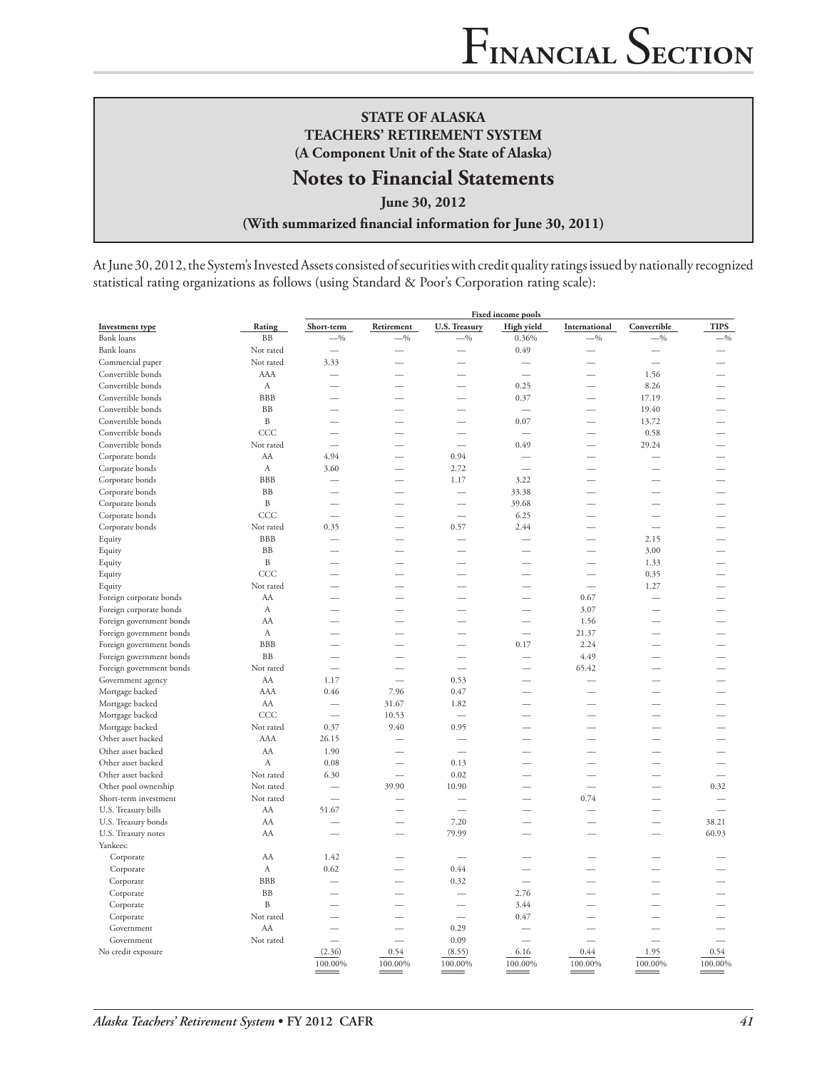**STATE OF ALASKA**
**TEACHERS' RETIREMENT SYSTEM**
**(A Component Unit of the State of Alaska)**

## Notes to Financial Statements

**June 30, 2012**

**(With summarized financial information for June 30, 2011)**

At June 30, 2012, the System's Invested Assets consisted of securities with credit quality ratings issued by nationally recognized statistical rating organizations as follows (using Standard & Poor's Corporation rating scale):

| | | Fixed income pools | | | | | | |
|---|---|---|---|---|---|---|---|---|
| **Investment type** | **Rating** | **Short-term** | **Retirement** | **U.S. Treasury** | **High yield** | **International** | **Convertible** | **TIPS** |
| Bank loans | BB | —% | —% | —% | 0.36% | —% | —% | —% |
| Bank loans | Not rated | — | — | — | 0.49 | — | — | — |
| Commercial paper | Not rated | 3.33 | — | — | — | — | — | — |
| Convertible bonds | AAA | — | — | — | — | — | 1.56 | — |
| Convertible bonds | A | — | — | — | 0.25 | — | 8.26 | — |
| Convertible bonds | BBB | — | — | — | 0.37 | — | 17.19 | — |
| Convertible bonds | BB | — | — | — | — | — | 19.40 | — |
| Convertible bonds | B | — | — | — | 0.07 | — | 13.72 | — |
| Convertible bonds | CCC | — | — | — | — | — | 0.58 | — |
| Convertible bonds | Not rated | — | — | — | 0.49 | — | 29.24 | — |
| Corporate bonds | AA | 4.94 | — | 0.94 | — | — | — | — |
| Corporate bonds | A | 3.60 | — | 2.72 | — | — | — | — |
| Corporate bonds | BBB | — | — | 1.17 | 3.22 | — | — | — |
| Corporate bonds | BB | — | — | — | 33.38 | — | — | — |
| Corporate bonds | B | — | — | — | 39.68 | — | — | — |
| Corporate bonds | CCC | — | — | — | 6.25 | — | — | — |
| Corporate bonds | Not rated | 0.35 | — | 0.57 | 2.44 | — | — | — |
| Equity | BBB | — | — | — | — | — | 2.15 | — |
| Equity | BB | — | — | — | — | — | 3.00 | — |
| Equity | B | — | — | — | — | — | 1.33 | — |
| Equity | CCC | — | — | — | — | — | 0.35 | — |
| Equity | Not rated | — | — | — | — | — | 1.27 | — |
| Foreign corporate bonds | AA | — | — | — | — | 0.67 | — | — |
| Foreign corporate bonds | A | — | — | — | — | 3.07 | — | — |
| Foreign government bonds | AA | — | — | — | — | 1.56 | — | — |
| Foreign government bonds | A | — | — | — | — | 21.37 | — | — |
| Foreign government bonds | BBB | — | — | — | 0.17 | 2.24 | — | — |
| Foreign government bonds | BB | — | — | — | — | 4.49 | — | — |
| Foreign government bonds | Not rated | — | — | — | — | 65.42 | — | — |
| Government agency | AA | 1.17 | — | 0.53 | — | — | — | — |
| Mortgage backed | AAA | 0.46 | 7.96 | 0.47 | — | — | — | — |
| Mortgage backed | AA | — | 31.67 | 1.82 | — | — | — | — |
| Mortgage backed | CCC | — | 10.53 | — | — | — | — | — |
| Mortgage backed | Not rated | 0.37 | 9.40 | 0.95 | — | — | — | — |
| Other asset backed | AAA | 26.15 | — | — | — | — | — | — |
| Other asset backed | AA | 1.90 | — | — | — | — | — | — |
| Other asset backed | A | 0.08 | — | 0.13 | — | — | — | — |
| Other asset backed | Not rated | 6.30 | — | 0.02 | — | — | — | — |
| Other pool ownership | Not rated | — | 39.90 | 10.90 | — | — | — | 0.32 |
| Short-term investment | Not rated | — | — | — | — | 0.74 | — | — |
| U.S. Treasury bills | AA | 51.67 | — | — | — | — | — | — |
| U.S. Treasury bonds | AA | — | — | 7.20 | — | — | — | 38.21 |
| U.S. Treasury notes | AA | — | — | 79.99 | — | — | — | 60.93 |
| Yankees: | | | | | | | | |
| Corporate | AA | 1.42 | — | — | — | — | — | — |
| Corporate | A | 0.62 | — | 0.44 | — | — | — | — |
| Corporate | BBB | — | — | 0.32 | — | — | — | — |
| Corporate | BB | — | — | — | 2.76 | — | — | — |
| Corporate | B | — | — | — | 3.44 | — | — | — |
| Corporate | Not rated | — | — | — | 0.47 | — | — | — |
| Government | AA | — | — | 0.29 | — | — | — | — |
| Government | Not rated | — | — | 0.09 | — | — | — | — |
| No credit exposure | | (2.36) | 0.54 | (8.55) | 6.16 | 0.44 | 1.95 | 0.54 |
| | | 100.00% | 100.00% | 100.00% | 100.00% | 100.00% | 100.00% | 100.00% |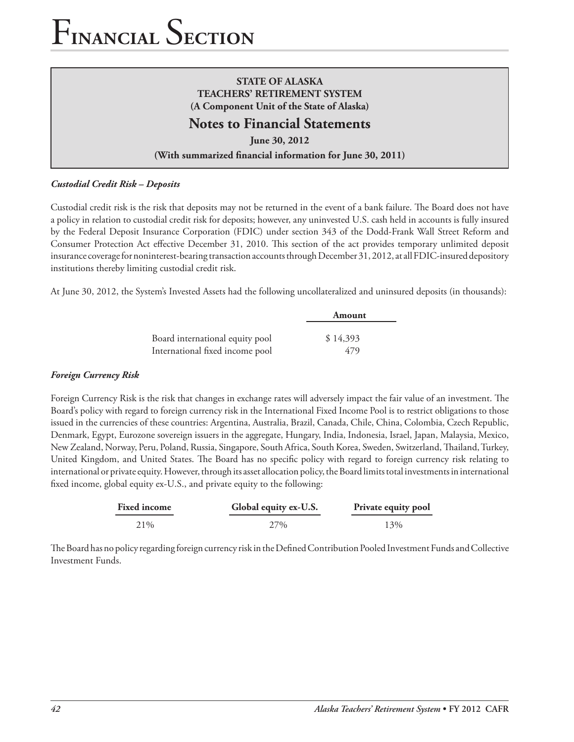**STATE OF ALASKA**
**TEACHERS' RETIREMENT SYSTEM**
**(A Component Unit of the State of Alaska)**

## Notes to Financial Statements

**June 30, 2012**

**(With summarized financial information for June 30, 2011)**

***Custodial Credit Risk – Deposits***

Custodial credit risk is the risk that deposits may not be returned in the event of a bank failure. The Board does not have a policy in relation to custodial credit risk for deposits; however, any uninvested U.S. cash held in accounts is fully insured by the Federal Deposit Insurance Corporation (FDIC) under section 343 of the Dodd-Frank Wall Street Reform and Consumer Protection Act effective December 31, 2010. This section of the act provides temporary unlimited deposit insurance coverage for noninterest-bearing transaction accounts through December 31, 2012, at all FDIC-insured depository institutions thereby limiting custodial credit risk.

At June 30, 2012, the System's Invested Assets had the following uncollateralized and uninsured deposits (in thousands):

| | Amount |
|---|---|
| Board international equity pool | $ 14,393 |
| International fixed income pool | 479 |

***Foreign Currency Risk***

Foreign Currency Risk is the risk that changes in exchange rates will adversely impact the fair value of an investment. The Board's policy with regard to foreign currency risk in the International Fixed Income Pool is to restrict obligations to those issued in the currencies of these countries: Argentina, Australia, Brazil, Canada, Chile, China, Colombia, Czech Republic, Denmark, Egypt, Eurozone sovereign issuers in the aggregate, Hungary, India, Indonesia, Israel, Japan, Malaysia, Mexico, New Zealand, Norway, Peru, Poland, Russia, Singapore, South Africa, South Korea, Sweden, Switzerland, Thailand, Turkey, United Kingdom, and United States. The Board has no specific policy with regard to foreign currency risk relating to international or private equity. However, through its asset allocation policy, the Board limits total investments in international fixed income, global equity ex-U.S., and private equity to the following:

| Fixed income | Global equity ex-U.S. | Private equity pool |
|---|---|---|
| 21% | 27% | 13% |

The Board has no policy regarding foreign currency risk in the Defined Contribution Pooled Investment Funds and Collective Investment Funds.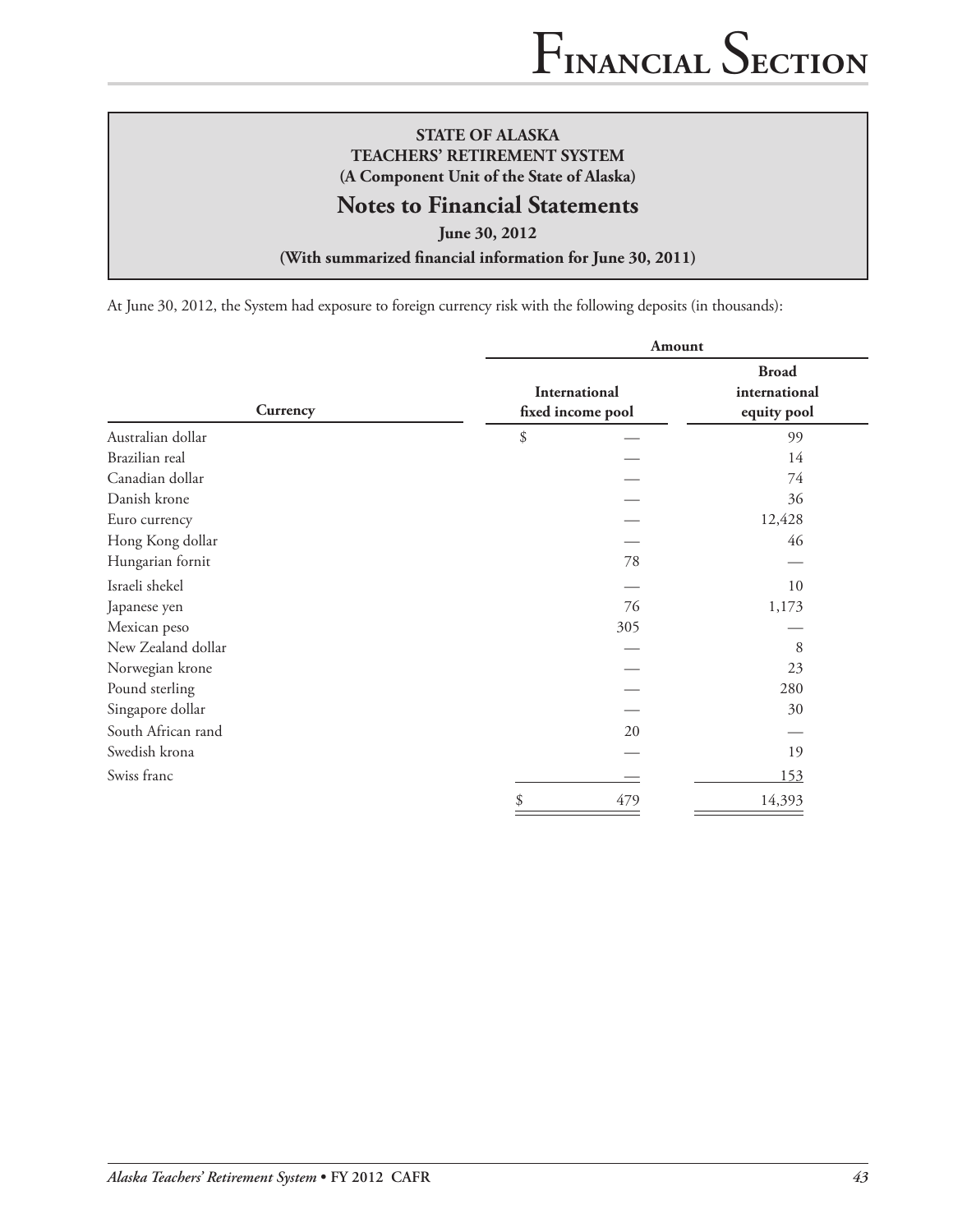**STATE OF ALASKA**
**TEACHERS' RETIREMENT SYSTEM**
**(A Component Unit of the State of Alaska)**

## Notes to Financial Statements

**June 30, 2012**

**(With summarized financial information for June 30, 2011)**

At June 30, 2012, the System had exposure to foreign currency risk with the following deposits (in thousands):

| | Amount | |
|---|---|---|
| Currency | International fixed income pool | Broad international equity pool |
| Australian dollar | $ — | 99 |
| Brazilian real | — | 14 |
| Canadian dollar | — | 74 |
| Danish krone | — | 36 |
| Euro currency | — | 12,428 |
| Hong Kong dollar | — | 46 |
| Hungarian fornit | 78 | — |
| Israeli shekel | — | 10 |
| Japanese yen | 76 | 1,173 |
| Mexican peso | 305 | — |
| New Zealand dollar | — | 8 |
| Norwegian krone | — | 23 |
| Pound sterling | — | 280 |
| Singapore dollar | — | 30 |
| South African rand | 20 | — |
| Swedish krona | — | 19 |
| Swiss franc | — | 153 |
| | $ 479 | 14,393 |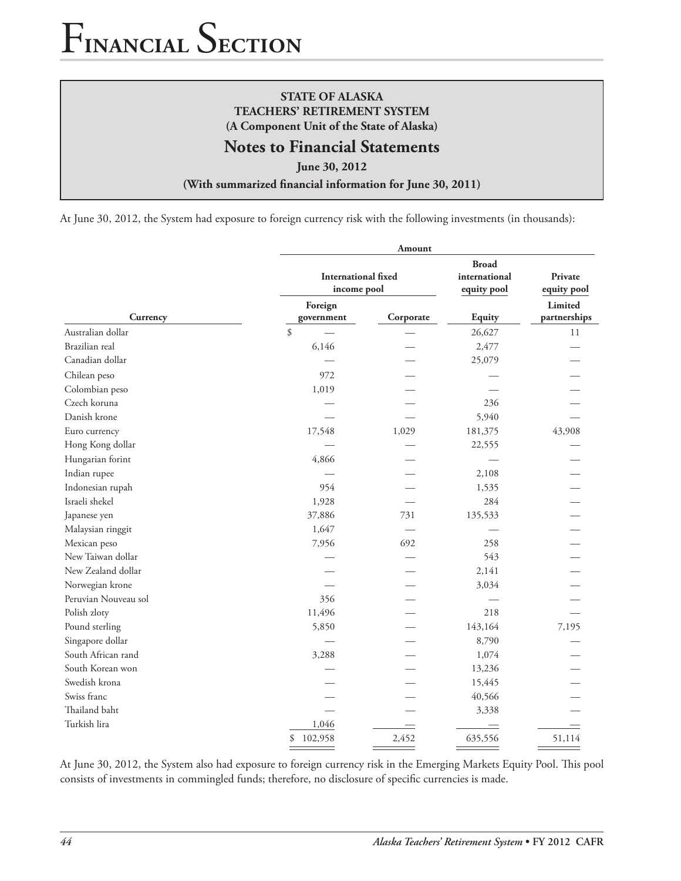**STATE OF ALASKA**
**TEACHERS' RETIREMENT SYSTEM**
**(A Component Unit of the State of Alaska)**

## Notes to Financial Statements

**June 30, 2012**

**(With summarized financial information for June 30, 2011)**

At June 30, 2012, the System had exposure to foreign currency risk with the following investments (in thousands):

| | Amount | | | |
|---|---|---|---|---|
| | International fixed income pool | | Broad international equity pool | Private equity pool |
| Currency | Foreign government | Corporate | Equity | Limited partnerships |
| Australian dollar | $ — | — | 26,627 | 11 |
| Brazilian real | 6,146 | — | 2,477 | — |
| Canadian dollar | — | — | 25,079 | — |
| Chilean peso | 972 | — | — | — |
| Colombian peso | 1,019 | — | — | — |
| Czech koruna | — | — | 236 | — |
| Danish krone | — | — | 5,940 | — |
| Euro currency | 17,548 | 1,029 | 181,375 | 43,908 |
| Hong Kong dollar | — | — | 22,555 | — |
| Hungarian forint | 4,866 | — | — | — |
| Indian rupee | — | — | 2,108 | — |
| Indonesian rupah | 954 | — | 1,535 | — |
| Israeli shekel | 1,928 | — | 284 | — |
| Japanese yen | 37,886 | 731 | 135,533 | — |
| Malaysian ringgit | 1,647 | — | — | — |
| Mexican peso | 7,956 | 692 | 258 | — |
| New Taiwan dollar | — | — | 543 | — |
| New Zealand dollar | — | — | 2,141 | — |
| Norwegian krone | — | — | 3,034 | — |
| Peruvian Nouveau sol | 356 | — | — | — |
| Polish zloty | 11,496 | — | 218 | — |
| Pound sterling | 5,850 | — | 143,164 | 7,195 |
| Singapore dollar | — | — | 8,790 | — |
| South African rand | 3,288 | — | 1,074 | — |
| South Korean won | — | — | 13,236 | — |
| Swedish krona | — | — | 15,445 | — |
| Swiss franc | — | — | 40,566 | — |
| Thailand baht | — | — | 3,338 | — |
| Turkish lira | 1,046 | — | — | — |
| | $ 102,958 | 2,452 | 635,556 | 51,114 |

At June 30, 2012, the System also had exposure to foreign currency risk in the Emerging Markets Equity Pool. This pool consists of investments in commingled funds; therefore, no disclosure of specific currencies is made.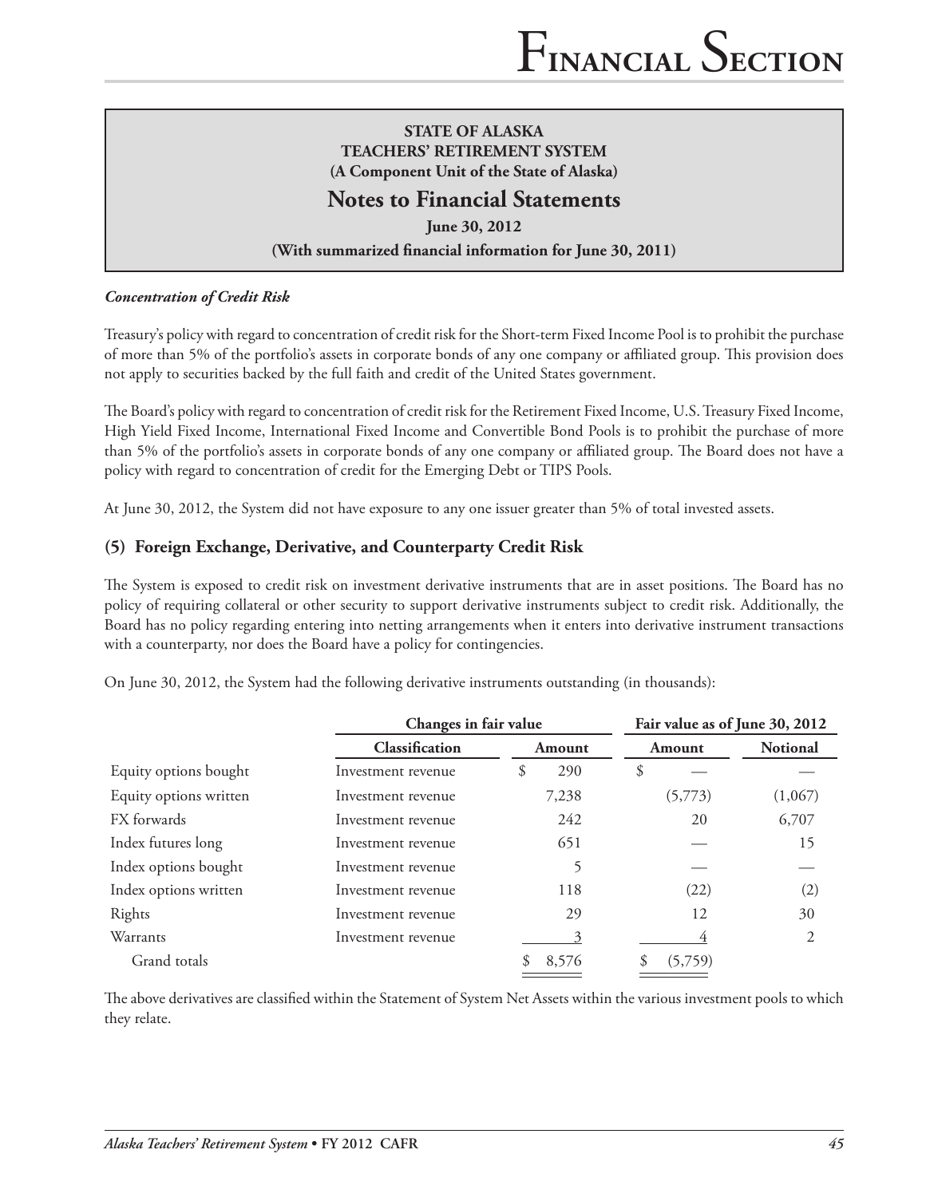**STATE OF ALASKA**
**TEACHERS' RETIREMENT SYSTEM**
**(A Component Unit of the State of Alaska)**

## Notes to Financial Statements

**June 30, 2012**

**(With summarized financial information for June 30, 2011)**

***Concentration of Credit Risk***

Treasury's policy with regard to concentration of credit risk for the Short-term Fixed Income Pool is to prohibit the purchase of more than 5% of the portfolio's assets in corporate bonds of any one company or affiliated group. This provision does not apply to securities backed by the full faith and credit of the United States government.

The Board's policy with regard to concentration of credit risk for the Retirement Fixed Income, U.S. Treasury Fixed Income, High Yield Fixed Income, International Fixed Income and Convertible Bond Pools is to prohibit the purchase of more than 5% of the portfolio's assets in corporate bonds of any one company or affiliated group. The Board does not have a policy with regard to concentration of credit for the Emerging Debt or TIPS Pools.

At June 30, 2012, the System did not have exposure to any one issuer greater than 5% of total invested assets.

### (5) Foreign Exchange, Derivative, and Counterparty Credit Risk

The System is exposed to credit risk on investment derivative instruments that are in asset positions. The Board has no policy of requiring collateral or other security to support derivative instruments subject to credit risk. Additionally, the Board has no policy regarding entering into netting arrangements when it enters into derivative instrument transactions with a counterparty, nor does the Board have a policy for contingencies.

On June 30, 2012, the System had the following derivative instruments outstanding (in thousands):

| | Changes in fair value | | Fair value as of June 30, 2012 | |
|---|---|---|---|---|
| | **Classification** | **Amount** | **Amount** | **Notional** |
| Equity options bought | Investment revenue | $ 290 | $ — | — |
| Equity options written | Investment revenue | 7,238 | (5,773) | (1,067) |
| FX forwards | Investment revenue | 242 | 20 | 6,707 |
| Index futures long | Investment revenue | 651 | — | 15 |
| Index options bought | Investment revenue | 5 | — | — |
| Index options written | Investment revenue | 118 | (22) | (2) |
| Rights | Investment revenue | 29 | 12 | 30 |
| Warrants | Investment revenue | 3 | 4 | 2 |
| Grand totals | | $ 8,576 | $ (5,759) | |

The above derivatives are classified within the Statement of System Net Assets within the various investment pools to which they relate.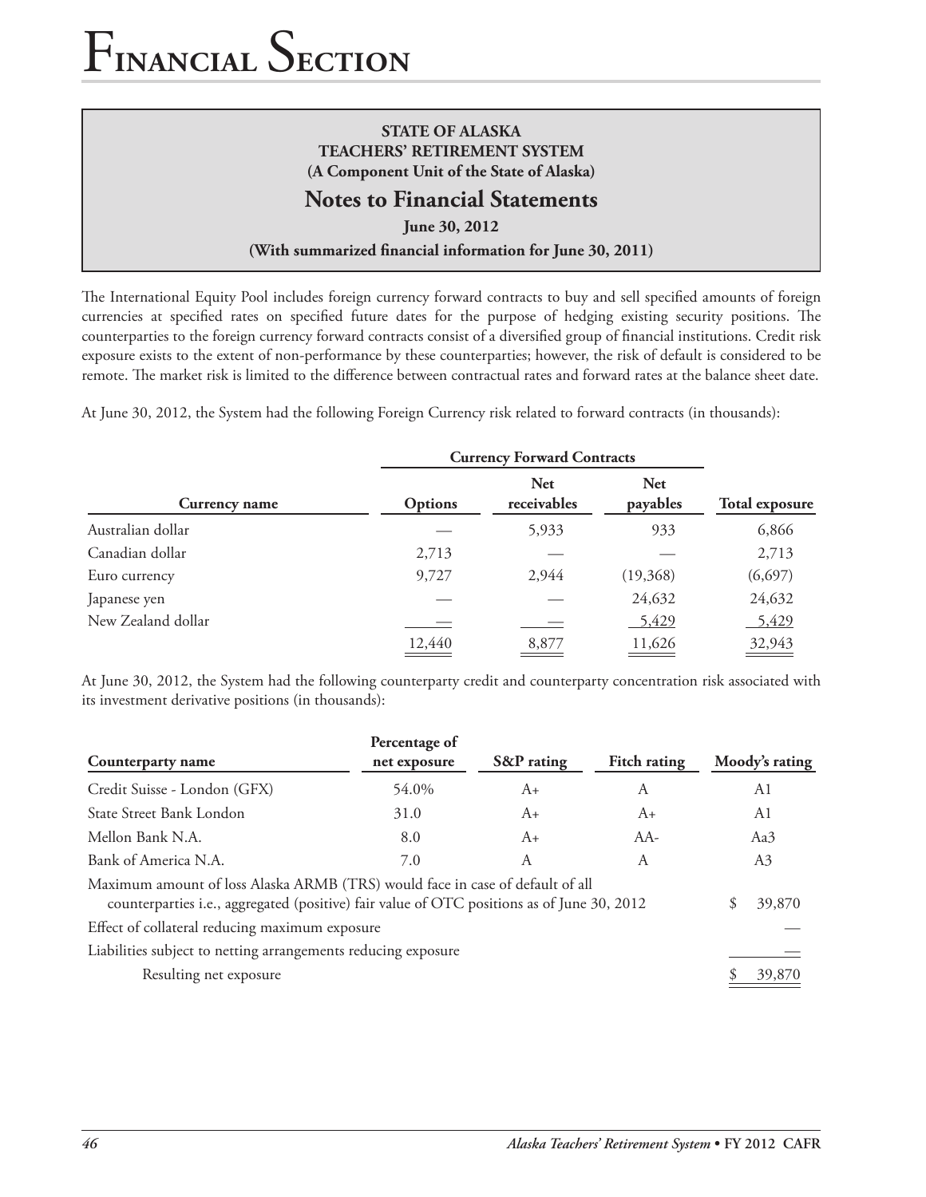**STATE OF ALASKA**
**TEACHERS' RETIREMENT SYSTEM**
**(A Component Unit of the State of Alaska)**

## Notes to Financial Statements

**June 30, 2012**

**(With summarized financial information for June 30, 2011)**

The International Equity Pool includes foreign currency forward contracts to buy and sell specified amounts of foreign currencies at specified rates on specified future dates for the purpose of hedging existing security positions. The counterparties to the foreign currency forward contracts consist of a diversified group of financial institutions. Credit risk exposure exists to the extent of non-performance by these counterparties; however, the risk of default is considered to be remote. The market risk is limited to the difference between contractual rates and forward rates at the balance sheet date.

At June 30, 2012, the System had the following Foreign Currency risk related to forward contracts (in thousands):

| | Currency Forward Contracts | | | |
|---|---|---|---|---|
| **Currency name** | **Options** | **Net receivables** | **Net payables** | **Total exposure** |
| Australian dollar | — | 5,933 | 933 | 6,866 |
| Canadian dollar | 2,713 | — | — | 2,713 |
| Euro currency | 9,727 | 2,944 | (19,368) | (6,697) |
| Japanese yen | — | — | 24,632 | 24,632 |
| New Zealand dollar | — | — | 5,429 | 5,429 |
| | 12,440 | 8,877 | 11,626 | 32,943 |

At June 30, 2012, the System had the following counterparty credit and counterparty concentration risk associated with its investment derivative positions (in thousands):

| Counterparty name | Percentage of net exposure | S&P rating | Fitch rating | Moody's rating |
|---|---|---|---|---|
| Credit Suisse - London (GFX) | 54.0% | A+ | A | A1 |
| State Street Bank London | 31.0 | A+ | A+ | A1 |
| Mellon Bank N.A. | 8.0 | A+ | AA- | Aa3 |
| Bank of America N.A. | 7.0 | A | A | A3 |

| | |
|---|---|
| Maximum amount of loss Alaska ARMB (TRS) would face in case of default of all counterparties i.e., aggregated (positive) fair value of OTC positions as of June 30, 2012 | $ 39,870 |
| Effect of collateral reducing maximum exposure | — |
| Liabilities subject to netting arrangements reducing exposure | — |
| Resulting net exposure | $ 39,870 |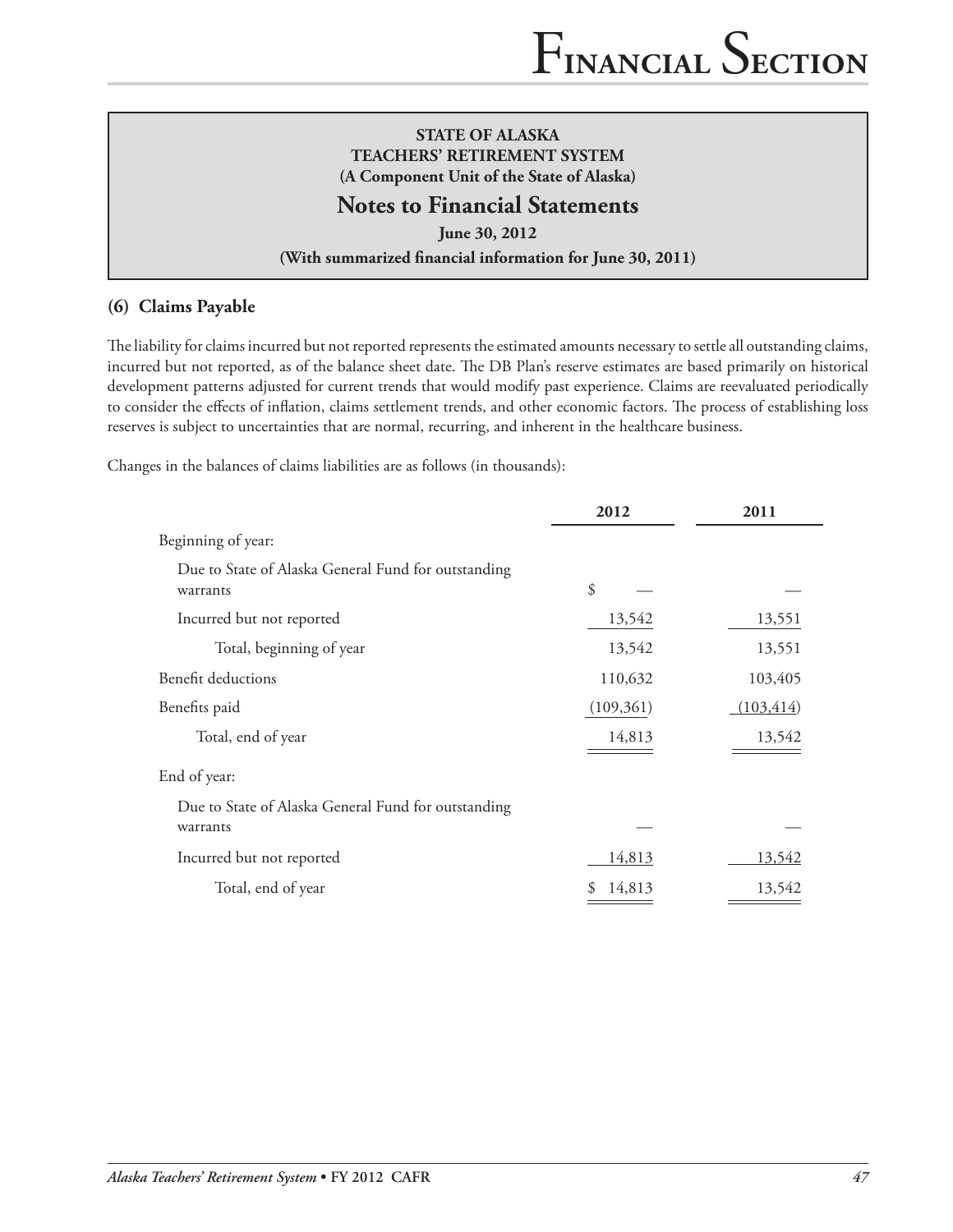**STATE OF ALASKA**
**TEACHERS' RETIREMENT SYSTEM**
**(A Component Unit of the State of Alaska)**

## Notes to Financial Statements

**June 30, 2012**

**(With summarized financial information for June 30, 2011)**

### (6) Claims Payable

The liability for claims incurred but not reported represents the estimated amounts necessary to settle all outstanding claims, incurred but not reported, as of the balance sheet date. The DB Plan's reserve estimates are based primarily on historical development patterns adjusted for current trends that would modify past experience. Claims are reevaluated periodically to consider the effects of inflation, claims settlement trends, and other economic factors. The process of establishing loss reserves is subject to uncertainties that are normal, recurring, and inherent in the healthcare business.

Changes in the balances of claims liabilities are as follows (in thousands):

| | 2012 | 2011 |
|---|---|---|
| Beginning of year: | | |
| Due to State of Alaska General Fund for outstanding warrants | $ — | — |
| Incurred but not reported | 13,542 | 13,551 |
| Total, beginning of year | 13,542 | 13,551 |
| Benefit deductions | 110,632 | 103,405 |
| Benefits paid | (109,361) | (103,414) |
| Total, end of year | 14,813 | 13,542 |
| End of year: | | |
| Due to State of Alaska General Fund for outstanding warrants | — | — |
| Incurred but not reported | 14,813 | 13,542 |
| Total, end of year | $ 14,813 | 13,542 |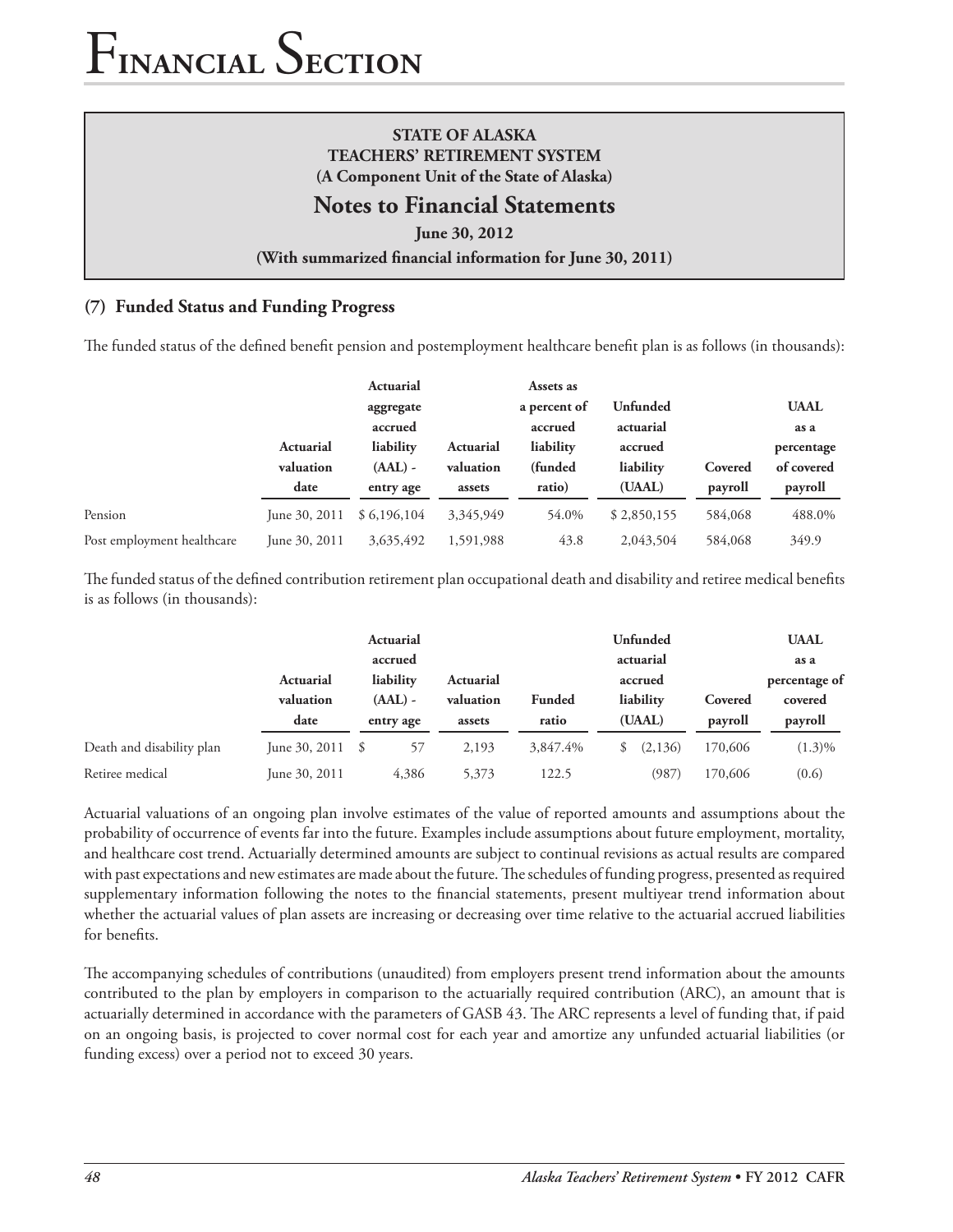**STATE OF ALASKA**
**TEACHERS' RETIREMENT SYSTEM**
**(A Component Unit of the State of Alaska)**

## Notes to Financial Statements

**June 30, 2012**

**(With summarized financial information for June 30, 2011)**

### (7) Funded Status and Funding Progress

The funded status of the defined benefit pension and postemployment healthcare benefit plan is as follows (in thousands):

| | Actuarial valuation date | Actuarial aggregate accrued liability (AAL) - entry age | Actuarial valuation assets | Assets as a percent of accrued liability (funded ratio) | Unfunded actuarial accrued liability (UAAL) | Covered payroll | UAAL as a percentage of covered payroll |
|---|---|---|---|---|---|---|---|
| Pension | June 30, 2011 | $ 6,196,104 | 3,345,949 | 54.0% | $ 2,850,155 | 584,068 | 488.0% |
| Post employment healthcare | June 30, 2011 | 3,635,492 | 1,591,988 | 43.8 | 2,043,504 | 584,068 | 349.9 |

The funded status of the defined contribution retirement plan occupational death and disability and retiree medical benefits is as follows (in thousands):

| | Actuarial valuation date | Actuarial accrued liability (AAL) - entry age | Actuarial valuation assets | Funded ratio | Unfunded actuarial accrued liability (UAAL) | Covered payroll | UAAL as a percentage of covered payroll |
|---|---|---|---|---|---|---|---|
| Death and disability plan | June 30, 2011 | $ 57 | 2,193 | 3,847.4% | $ (2,136) | 170,606 | (1.3)% |
| Retiree medical | June 30, 2011 | 4,386 | 5,373 | 122.5 | (987) | 170,606 | (0.6) |

Actuarial valuations of an ongoing plan involve estimates of the value of reported amounts and assumptions about the probability of occurrence of events far into the future. Examples include assumptions about future employment, mortality, and healthcare cost trend. Actuarially determined amounts are subject to continual revisions as actual results are compared with past expectations and new estimates are made about the future. The schedules of funding progress, presented as required supplementary information following the notes to the financial statements, present multiyear trend information about whether the actuarial values of plan assets are increasing or decreasing over time relative to the actuarial accrued liabilities for benefits.

The accompanying schedules of contributions (unaudited) from employers present trend information about the amounts contributed to the plan by employers in comparison to the actuarially required contribution (ARC), an amount that is actuarially determined in accordance with the parameters of GASB 43. The ARC represents a level of funding that, if paid on an ongoing basis, is projected to cover normal cost for each year and amortize any unfunded actuarial liabilities (or funding excess) over a period not to exceed 30 years.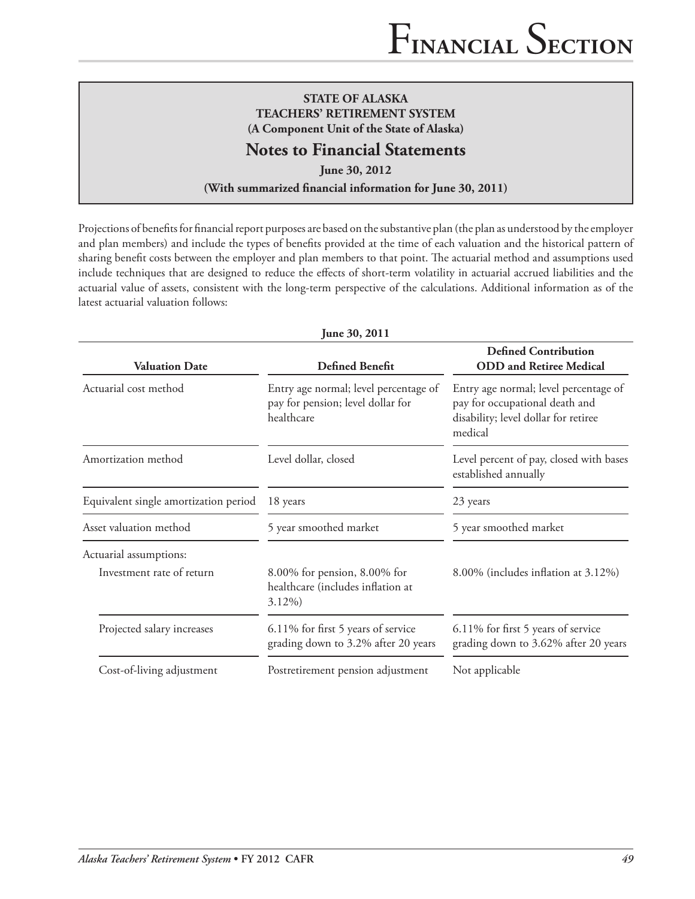**STATE OF ALASKA**
**TEACHERS' RETIREMENT SYSTEM**
**(A Component Unit of the State of Alaska)**

## Notes to Financial Statements

**June 30, 2012**

**(With summarized financial information for June 30, 2011)**

Projections of benefits for financial report purposes are based on the substantive plan (the plan as understood by the employer and plan members) and include the types of benefits provided at the time of each valuation and the historical pattern of sharing benefit costs between the employer and plan members to that point. The actuarial method and assumptions used include techniques that are designed to reduce the effects of short-term volatility in actuarial accrued liabilities and the actuarial value of assets, consistent with the long-term perspective of the calculations. Additional information as of the latest actuarial valuation follows:

**June 30, 2011**

| Valuation Date | Defined Benefit | Defined Contribution ODD and Retiree Medical |
|---|---|---|
| Actuarial cost method | Entry age normal; level percentage of pay for pension; level dollar for healthcare | Entry age normal; level percentage of pay for occupational death and disability; level dollar for retiree medical |
| Amortization method | Level dollar, closed | Level percent of pay, closed with bases established annually |
| Equivalent single amortization period | 18 years | 23 years |
| Asset valuation method | 5 year smoothed market | 5 year smoothed market |
| Actuarial assumptions: | | |
| Investment rate of return | 8.00% for pension, 8.00% for healthcare (includes inflation at 3.12%) | 8.00% (includes inflation at 3.12%) |
| Projected salary increases | 6.11% for first 5 years of service grading down to 3.2% after 20 years | 6.11% for first 5 years of service grading down to 3.62% after 20 years |
| Cost-of-living adjustment | Postretirement pension adjustment | Not applicable |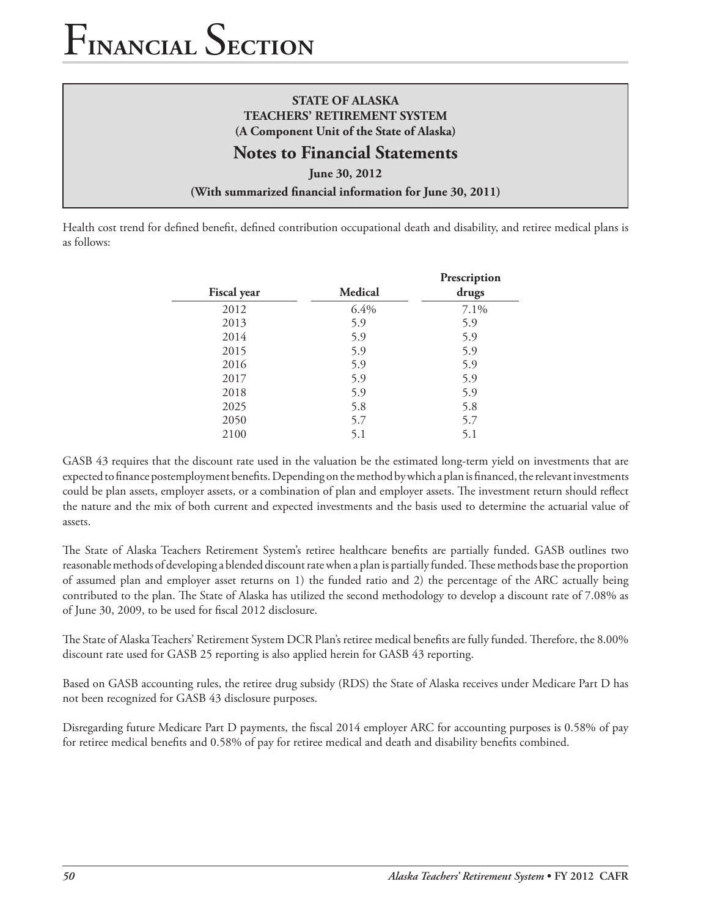**STATE OF ALASKA**
**TEACHERS' RETIREMENT SYSTEM**
**(A Component Unit of the State of Alaska)**

## Notes to Financial Statements

**June 30, 2012**

**(With summarized financial information for June 30, 2011)**

Health cost trend for defined benefit, defined contribution occupational death and disability, and retiree medical plans is as follows:

| Fiscal year | Medical | Prescription drugs |
|---|---|---|
| 2012 | 6.4% | 7.1% |
| 2013 | 5.9 | 5.9 |
| 2014 | 5.9 | 5.9 |
| 2015 | 5.9 | 5.9 |
| 2016 | 5.9 | 5.9 |
| 2017 | 5.9 | 5.9 |
| 2018 | 5.9 | 5.9 |
| 2025 | 5.8 | 5.8 |
| 2050 | 5.7 | 5.7 |
| 2100 | 5.1 | 5.1 |

GASB 43 requires that the discount rate used in the valuation be the estimated long-term yield on investments that are expected to finance postemployment benefits. Depending on the method by which a plan is financed, the relevant investments could be plan assets, employer assets, or a combination of plan and employer assets. The investment return should reflect the nature and the mix of both current and expected investments and the basis used to determine the actuarial value of assets.

The State of Alaska Teachers Retirement System's retiree healthcare benefits are partially funded. GASB outlines two reasonable methods of developing a blended discount rate when a plan is partially funded. These methods base the proportion of assumed plan and employer asset returns on 1) the funded ratio and 2) the percentage of the ARC actually being contributed to the plan. The State of Alaska has utilized the second methodology to develop a discount rate of 7.08% as of June 30, 2009, to be used for fiscal 2012 disclosure.

The State of Alaska Teachers' Retirement System DCR Plan's retiree medical benefits are fully funded. Therefore, the 8.00% discount rate used for GASB 25 reporting is also applied herein for GASB 43 reporting.

Based on GASB accounting rules, the retiree drug subsidy (RDS) the State of Alaska receives under Medicare Part D has not been recognized for GASB 43 disclosure purposes.

Disregarding future Medicare Part D payments, the fiscal 2014 employer ARC for accounting purposes is 0.58% of pay for retiree medical benefits and 0.58% of pay for retiree medical and death and disability benefits combined.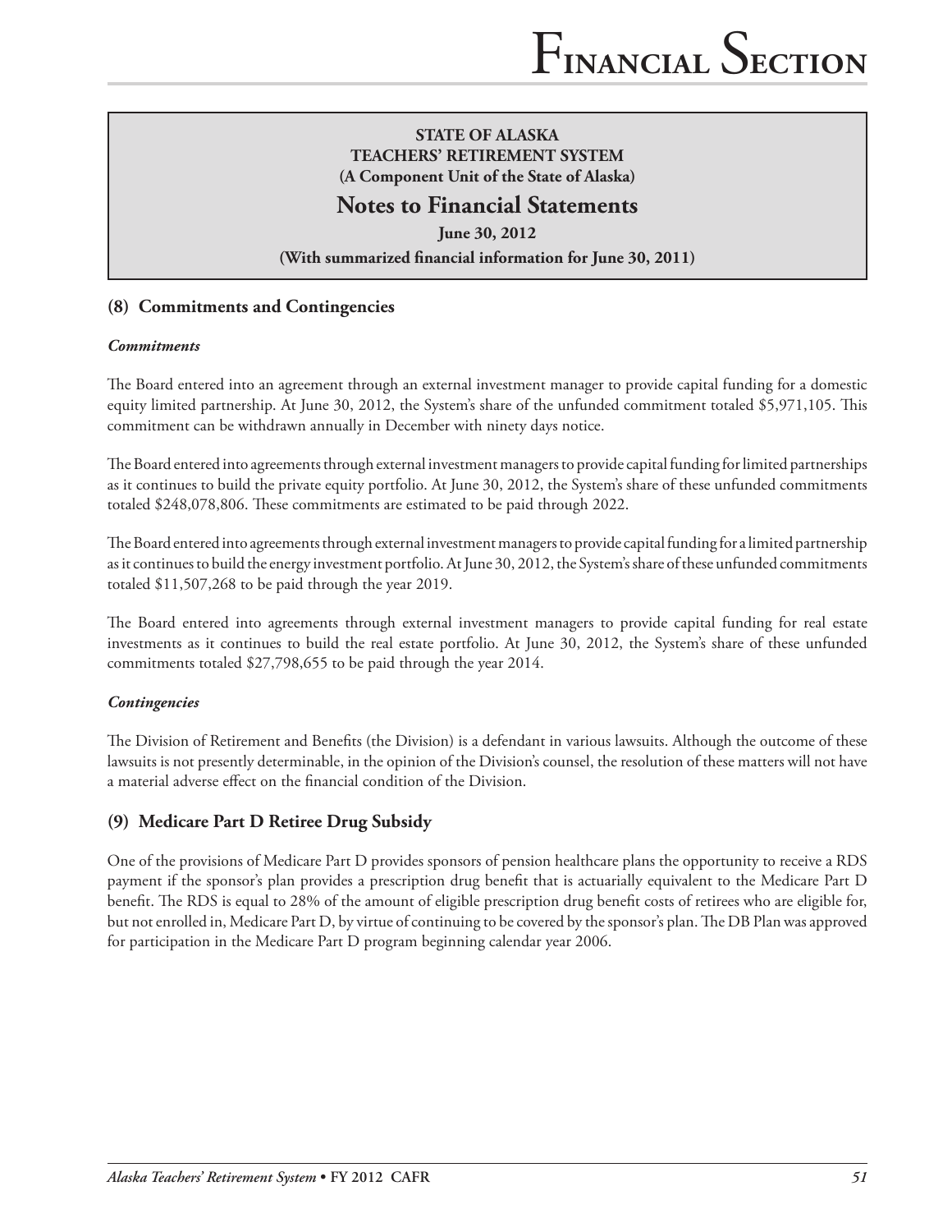**STATE OF ALASKA**
**TEACHERS' RETIREMENT SYSTEM**
**(A Component Unit of the State of Alaska)**

## Notes to Financial Statements

**June 30, 2012**

**(With summarized financial information for June 30, 2011)**

## (8) Commitments and Contingencies

***Commitments***

The Board entered into an agreement through an external investment manager to provide capital funding for a domestic equity limited partnership. At June 30, 2012, the System's share of the unfunded commitment totaled $5,971,105. This commitment can be withdrawn annually in December with ninety days notice.

The Board entered into agreements through external investment managers to provide capital funding for limited partnerships as it continues to build the private equity portfolio. At June 30, 2012, the System's share of these unfunded commitments totaled $248,078,806. These commitments are estimated to be paid through 2022.

The Board entered into agreements through external investment managers to provide capital funding for a limited partnership as it continues to build the energy investment portfolio. At June 30, 2012, the System's share of these unfunded commitments totaled $11,507,268 to be paid through the year 2019.

The Board entered into agreements through external investment managers to provide capital funding for real estate investments as it continues to build the real estate portfolio. At June 30, 2012, the System's share of these unfunded commitments totaled $27,798,655 to be paid through the year 2014.

***Contingencies***

The Division of Retirement and Benefits (the Division) is a defendant in various lawsuits. Although the outcome of these lawsuits is not presently determinable, in the opinion of the Division's counsel, the resolution of these matters will not have a material adverse effect on the financial condition of the Division.

## (9) Medicare Part D Retiree Drug Subsidy

One of the provisions of Medicare Part D provides sponsors of pension healthcare plans the opportunity to receive a RDS payment if the sponsor's plan provides a prescription drug benefit that is actuarially equivalent to the Medicare Part D benefit. The RDS is equal to 28% of the amount of eligible prescription drug benefit costs of retirees who are eligible for, but not enrolled in, Medicare Part D, by virtue of continuing to be covered by the sponsor's plan. The DB Plan was approved for participation in the Medicare Part D program beginning calendar year 2006.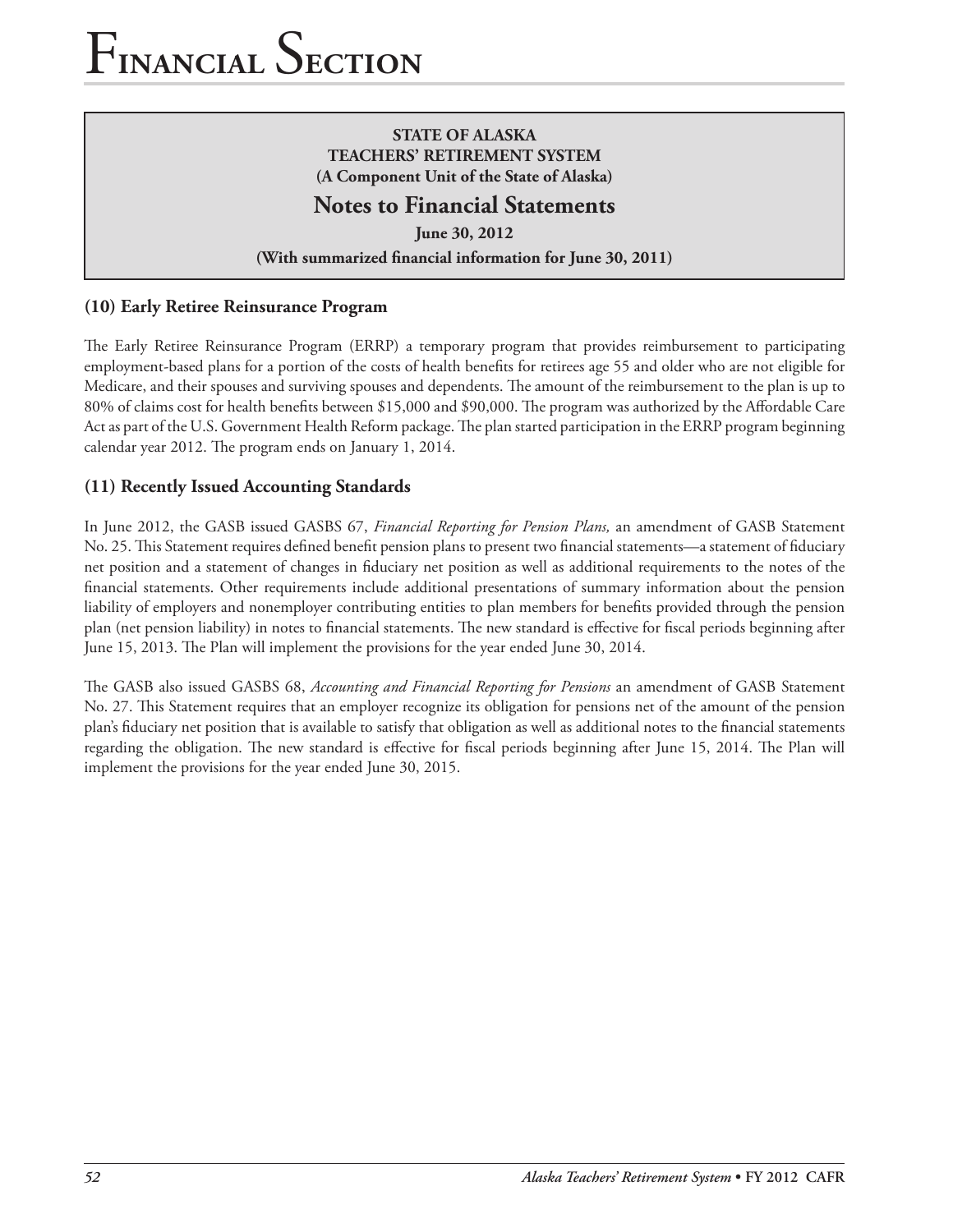**STATE OF ALASKA**
**TEACHERS' RETIREMENT SYSTEM**
**(A Component Unit of the State of Alaska)**

## Notes to Financial Statements

**June 30, 2012**

**(With summarized financial information for June 30, 2011)**

### (10) Early Retiree Reinsurance Program

The Early Retiree Reinsurance Program (ERRP) a temporary program that provides reimbursement to participating employment-based plans for a portion of the costs of health benefits for retirees age 55 and older who are not eligible for Medicare, and their spouses and surviving spouses and dependents. The amount of the reimbursement to the plan is up to 80% of claims cost for health benefits between $15,000 and $90,000. The program was authorized by the Affordable Care Act as part of the U.S. Government Health Reform package. The plan started participation in the ERRP program beginning calendar year 2012. The program ends on January 1, 2014.

### (11) Recently Issued Accounting Standards

In June 2012, the GASB issued GASBS 67, *Financial Reporting for Pension Plans,* an amendment of GASB Statement No. 25. This Statement requires defined benefit pension plans to present two financial statements—a statement of fiduciary net position and a statement of changes in fiduciary net position as well as additional requirements to the notes of the financial statements. Other requirements include additional presentations of summary information about the pension liability of employers and nonemployer contributing entities to plan members for benefits provided through the pension plan (net pension liability) in notes to financial statements. The new standard is effective for fiscal periods beginning after June 15, 2013. The Plan will implement the provisions for the year ended June 30, 2014.

The GASB also issued GASBS 68, *Accounting and Financial Reporting for Pensions* an amendment of GASB Statement No. 27. This Statement requires that an employer recognize its obligation for pensions net of the amount of the pension plan's fiduciary net position that is available to satisfy that obligation as well as additional notes to the financial statements regarding the obligation. The new standard is effective for fiscal periods beginning after June 15, 2014. The Plan will implement the provisions for the year ended June 30, 2015.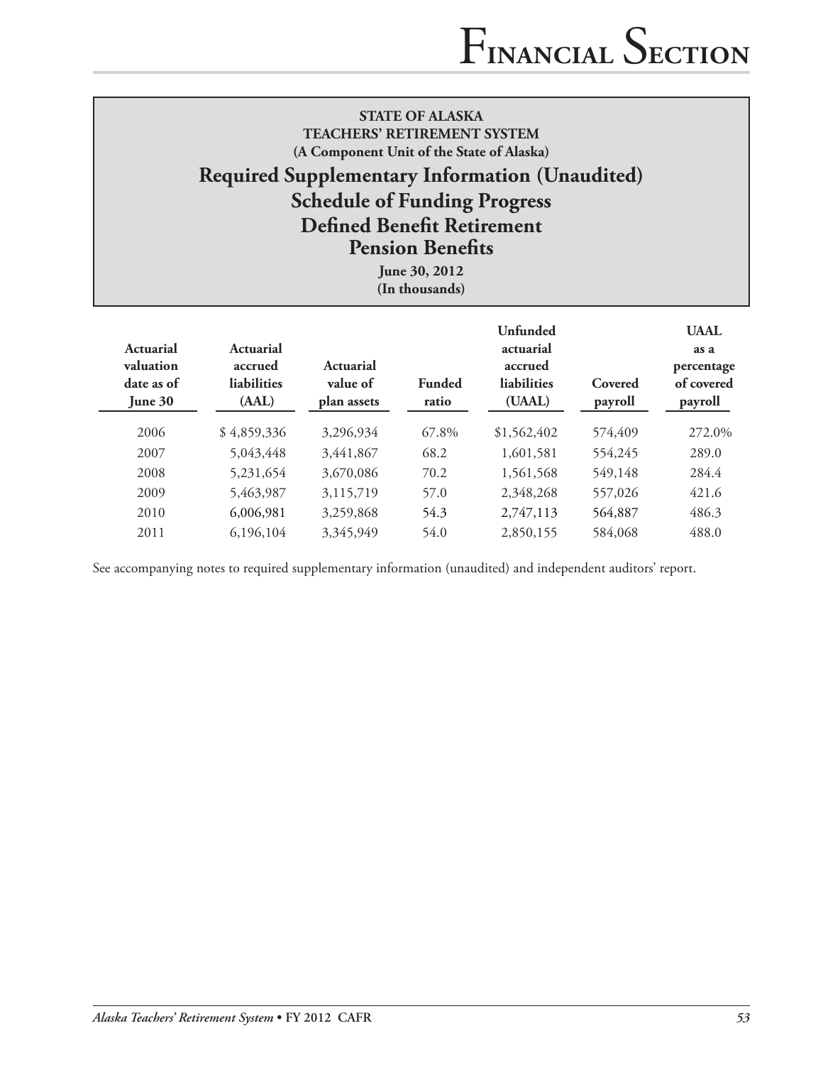**STATE OF ALASKA**
**TEACHERS' RETIREMENT SYSTEM**
**(A Component Unit of the State of Alaska)**

# Required Supplementary Information (Unaudited)
## Schedule of Funding Progress
## Defined Benefit Retirement
## Pension Benefits

**June 30, 2012**
**(In thousands)**

| Actuarial valuation date as of June 30 | Actuarial accrued liabilities (AAL) | Actuarial value of plan assets | Funded ratio | Unfunded actuarial accrued liabilities (UAAL) | Covered payroll | UAAL as a percentage of covered payroll |
|---|---|---|---|---|---|---|
| 2006 | $ 4,859,336 | 3,296,934 | 67.8% | $1,562,402 | 574,409 | 272.0% |
| 2007 | 5,043,448 | 3,441,867 | 68.2 | 1,601,581 | 554,245 | 289.0 |
| 2008 | 5,231,654 | 3,670,086 | 70.2 | 1,561,568 | 549,148 | 284.4 |
| 2009 | 5,463,987 | 3,115,719 | 57.0 | 2,348,268 | 557,026 | 421.6 |
| 2010 | 6,006,981 | 3,259,868 | 54.3 | 2,747,113 | 564,887 | 486.3 |
| 2011 | 6,196,104 | 3,345,949 | 54.0 | 2,850,155 | 584,068 | 488.0 |

See accompanying notes to required supplementary information (unaudited) and independent auditors' report.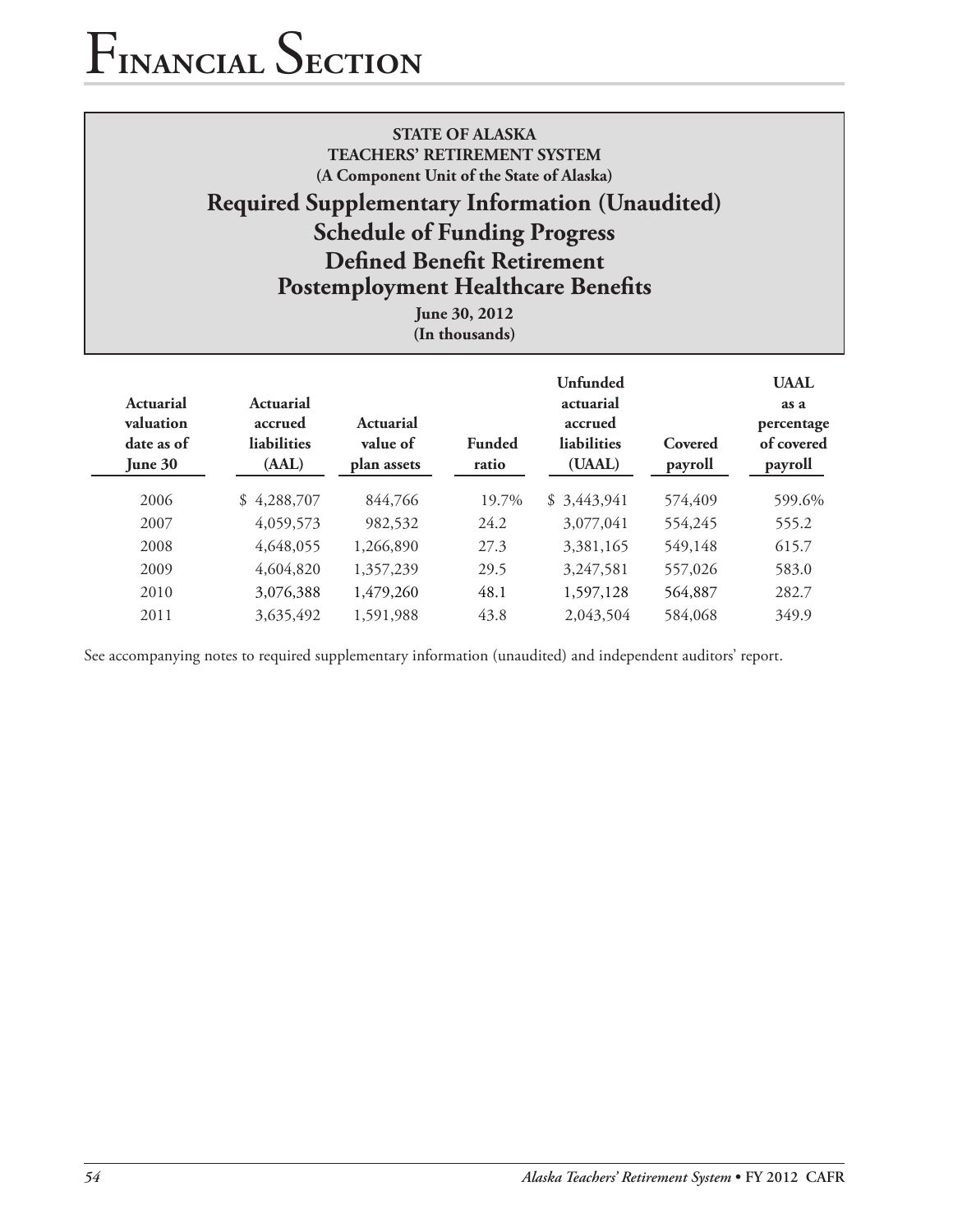# Financial Section

**STATE OF ALASKA**
**TEACHERS' RETIREMENT SYSTEM**
**(A Component Unit of the State of Alaska)**

## Required Supplementary Information (Unaudited)
## Schedule of Funding Progress
## Defined Benefit Retirement
## Postemployment Healthcare Benefits

**June 30, 2012**
**(In thousands)**

| Actuarial valuation date as of June 30 | Actuarial accrued liabilities (AAL) | Actuarial value of plan assets | Funded ratio | Unfunded actuarial accrued liabilities (UAAL) | Covered payroll | UAAL as a percentage of covered payroll |
|---|---|---|---|---|---|---|
| 2006 | $ 4,288,707 | 844,766 | 19.7% | $ 3,443,941 | 574,409 | 599.6% |
| 2007 | 4,059,573 | 982,532 | 24.2 | 3,077,041 | 554,245 | 555.2 |
| 2008 | 4,648,055 | 1,266,890 | 27.3 | 3,381,165 | 549,148 | 615.7 |
| 2009 | 4,604,820 | 1,357,239 | 29.5 | 3,247,581 | 557,026 | 583.0 |
| 2010 | 3,076,388 | 1,479,260 | 48.1 | 1,597,128 | 564,887 | 282.7 |
| 2011 | 3,635,492 | 1,591,988 | 43.8 | 2,043,504 | 584,068 | 349.9 |

See accompanying notes to required supplementary information (unaudited) and independent auditors' report.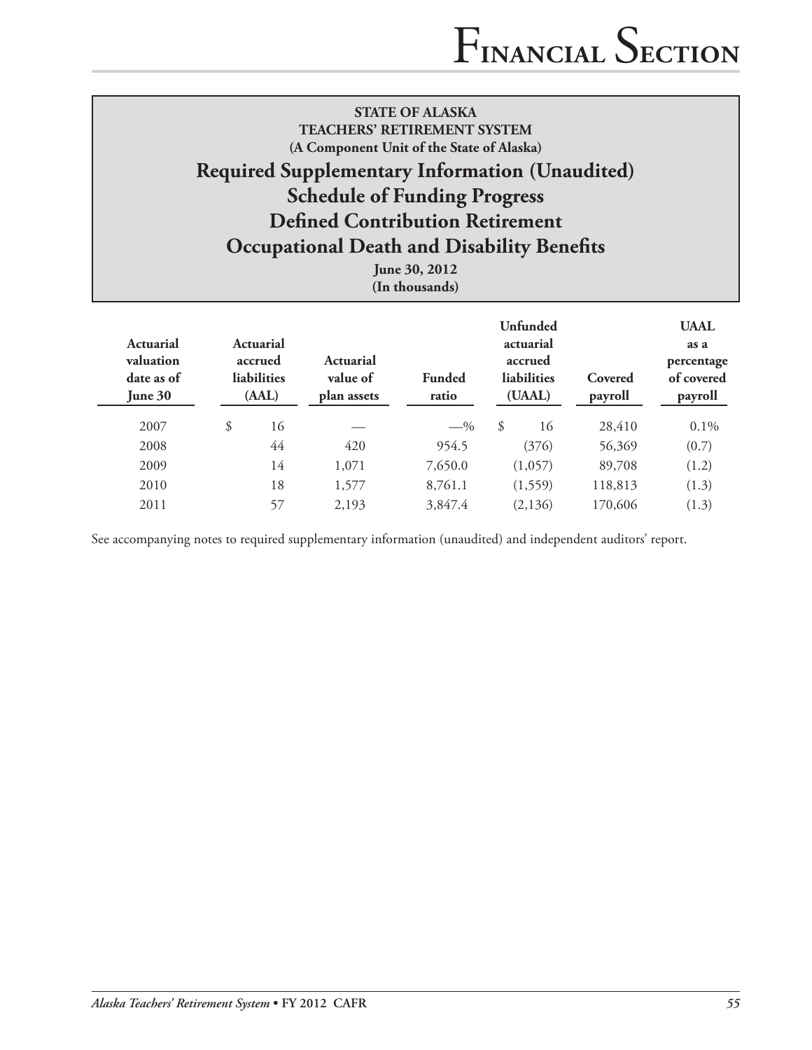**STATE OF ALASKA**
**TEACHERS' RETIREMENT SYSTEM**
**(A Component Unit of the State of Alaska)**

# Required Supplementary Information (Unaudited)
# Schedule of Funding Progress
# Defined Contribution Retirement
# Occupational Death and Disability Benefits

**June 30, 2012**
**(In thousands)**

| Actuarial valuation date as of June 30 | Actuarial accrued liabilities (AAL) | Actuarial value of plan assets | Funded ratio | Unfunded actuarial accrued liabilities (UAAL) | Covered payroll | UAAL as a percentage of covered payroll |
|---|---|---|---|---|---|---|
| 2007 | $ 16 | — | —% | $ 16 | 28,410 | 0.1% |
| 2008 | 44 | 420 | 954.5 | (376) | 56,369 | (0.7) |
| 2009 | 14 | 1,071 | 7,650.0 | (1,057) | 89,708 | (1.2) |
| 2010 | 18 | 1,577 | 8,761.1 | (1,559) | 118,813 | (1.3) |
| 2011 | 57 | 2,193 | 3,847.4 | (2,136) | 170,606 | (1.3) |

See accompanying notes to required supplementary information (unaudited) and independent auditors' report.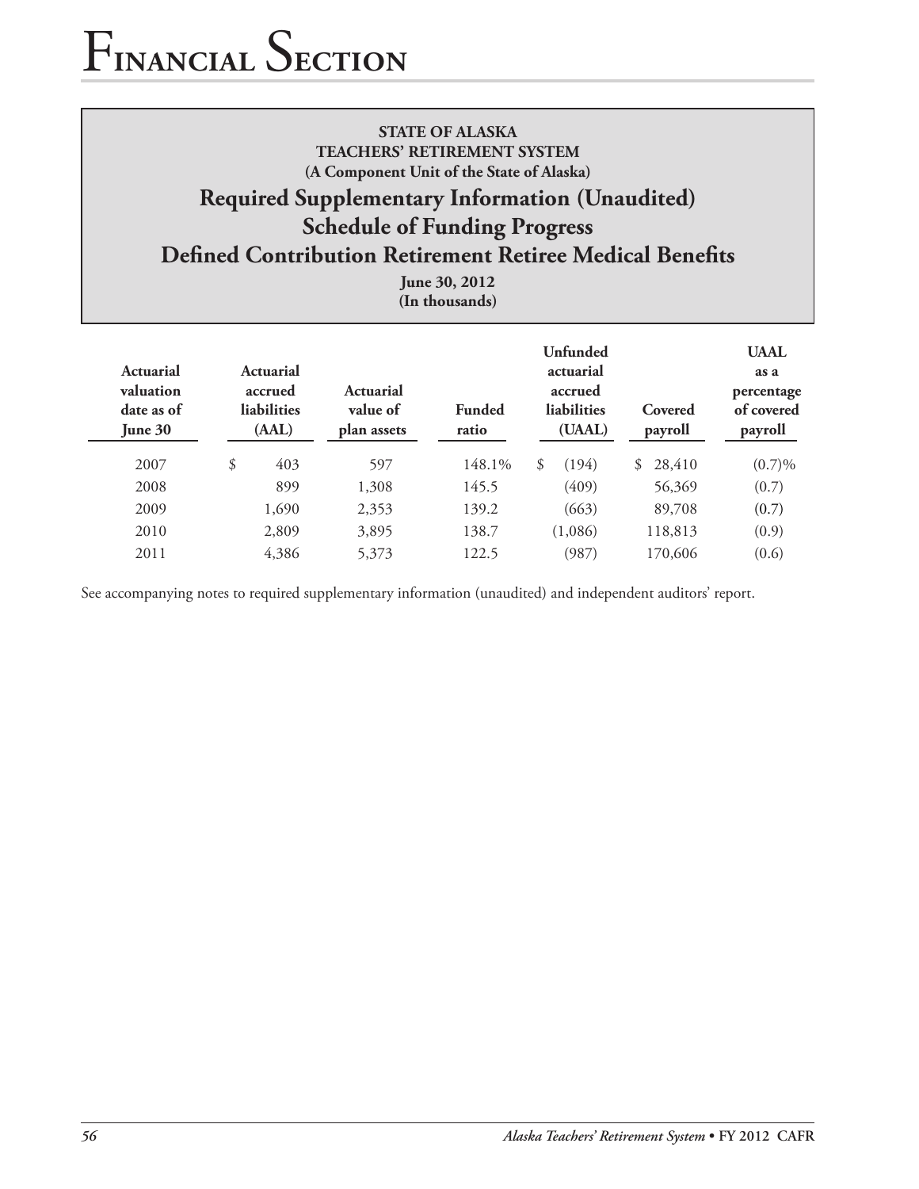# Financial Section

**STATE OF ALASKA**
**TEACHERS' RETIREMENT SYSTEM**
**(A Component Unit of the State of Alaska)**

## Required Supplementary Information (Unaudited)
## Schedule of Funding Progress
## Defined Contribution Retirement Retiree Medical Benefits

**June 30, 2012**
**(In thousands)**

| Actuarial valuation date as of June 30 | Actuarial accrued liabilities (AAL) | Actuarial value of plan assets | Funded ratio | Unfunded actuarial accrued liabilities (UAAL) | Covered payroll | UAAL as a percentage of covered payroll |
|---|---|---|---|---|---|---|
| 2007 | $ 403 | 597 | 148.1% | $ (194) | $ 28,410 | (0.7)% |
| 2008 | 899 | 1,308 | 145.5 | (409) | 56,369 | (0.7) |
| 2009 | 1,690 | 2,353 | 139.2 | (663) | 89,708 | (0.7) |
| 2010 | 2,809 | 3,895 | 138.7 | (1,086) | 118,813 | (0.9) |
| 2011 | 4,386 | 5,373 | 122.5 | (987) | 170,606 | (0.6) |

See accompanying notes to required supplementary information (unaudited) and independent auditors' report.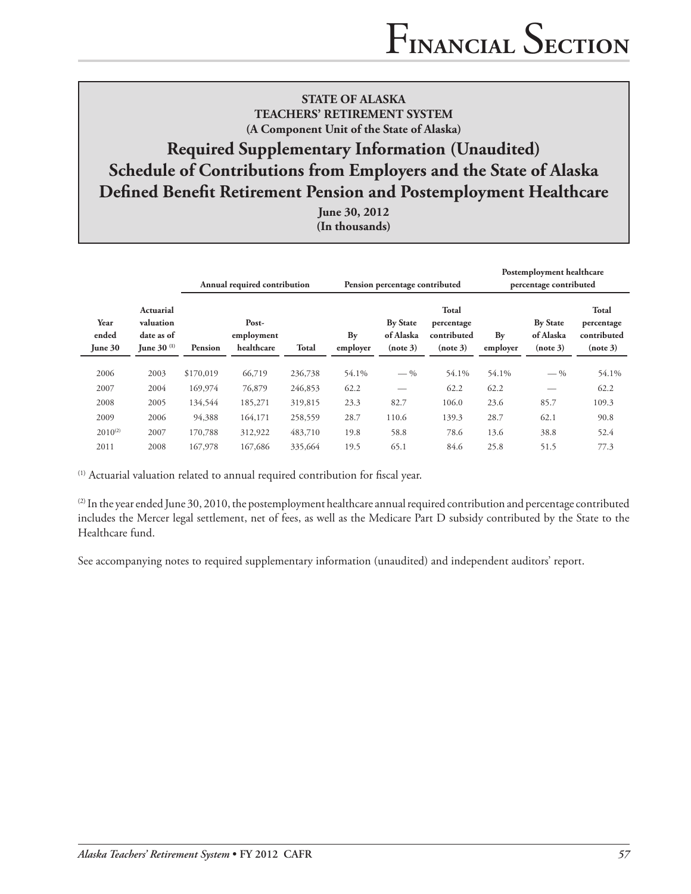**STATE OF ALASKA**
**TEACHERS' RETIREMENT SYSTEM**
**(A Component Unit of the State of Alaska)**

# Required Supplementary Information (Unaudited)
# Schedule of Contributions from Employers and the State of Alaska
# Defined Benefit Retirement Pension and Postemployment Healthcare

**June 30, 2012**
**(In thousands)**

| | | Annual required contribution | | | Pension percentage contributed | | | Postemployment healthcare percentage contributed | | |
|---|---|---|---|---|---|---|---|---|---|---|
| **Year ended June 30** | **Actuarial valuation date as of June 30** [1] | **Pension** | **Post-employment healthcare** | **Total** | **By employer** | **By State of Alaska (note 3)** | **Total percentage contributed (note 3)** | **By employer** | **By State of Alaska (note 3)** | **Total percentage contributed (note 3)** |
| 2006 | 2003 | $170,019 | 66,719 | 236,738 | 54.1% | — % | 54.1% | 54.1% | — % | 54.1% |
| 2007 | 2004 | 169,974 | 76,879 | 246,853 | 62.2 | — | 62.2 | 62.2 | — | 62.2 |
| 2008 | 2005 | 134,544 | 185,271 | 319,815 | 23.3 | 82.7 | 106.0 | 23.6 | 85.7 | 109.3 |
| 2009 | 2006 | 94,388 | 164,171 | 258,559 | 28.7 | 110.6 | 139.3 | 28.7 | 62.1 | 90.8 |
| 2010[2] | 2007 | 170,788 | 312,922 | 483,710 | 19.8 | 58.8 | 78.6 | 13.6 | 38.8 | 52.4 |
| 2011 | 2008 | 167,978 | 167,686 | 335,664 | 19.5 | 65.1 | 84.6 | 25.8 | 51.5 | 77.3 |

[1] Actuarial valuation related to annual required contribution for fiscal year.

[2] In the year ended June 30, 2010, the postemployment healthcare annual required contribution and percentage contributed includes the Mercer legal settlement, net of fees, as well as the Medicare Part D subsidy contributed by the State to the Healthcare fund.

See accompanying notes to required supplementary information (unaudited) and independent auditors' report.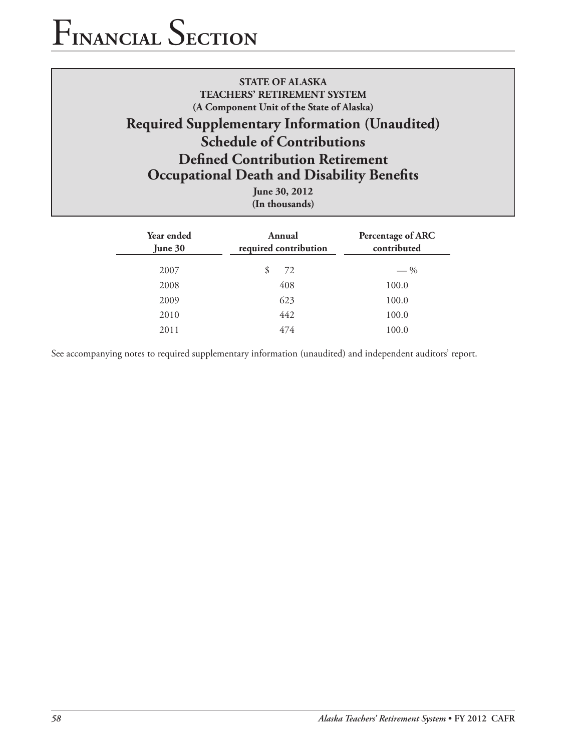STATE OF ALASKA
TEACHERS' RETIREMENT SYSTEM
(A Component Unit of the State of Alaska)

# Required Supplementary Information (Unaudited)
# Schedule of Contributions
# Defined Contribution Retirement
# Occupational Death and Disability Benefits

**June 30, 2012**
**(In thousands)**

| Year ended June 30 | Annual required contribution | Percentage of ARC contributed |
|---|---|---|
| 2007 | $ 72 | — % |
| 2008 | 408 | 100.0 |
| 2009 | 623 | 100.0 |
| 2010 | 442 | 100.0 |
| 2011 | 474 | 100.0 |

See accompanying notes to required supplementary information (unaudited) and independent auditors' report.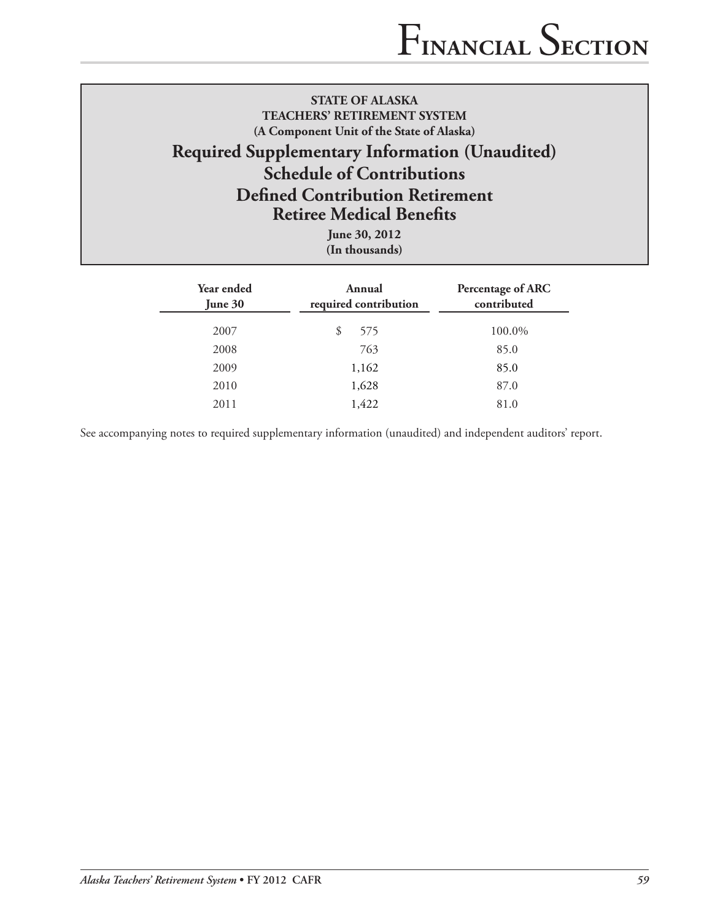**STATE OF ALASKA**
**TEACHERS' RETIREMENT SYSTEM**
**(A Component Unit of the State of Alaska)**

# Required Supplementary Information (Unaudited)
## Schedule of Contributions
## Defined Contribution Retirement
## Retiree Medical Benefits

**June 30, 2012**
**(In thousands)**

| Year ended June 30 | Annual required contribution | Percentage of ARC contributed |
|---|---|---|
| 2007 | $ 575 | 100.0% |
| 2008 | 763 | 85.0 |
| 2009 | 1,162 | 85.0 |
| 2010 | 1,628 | 87.0 |
| 2011 | 1,422 | 81.0 |

See accompanying notes to required supplementary information (unaudited) and independent auditors' report.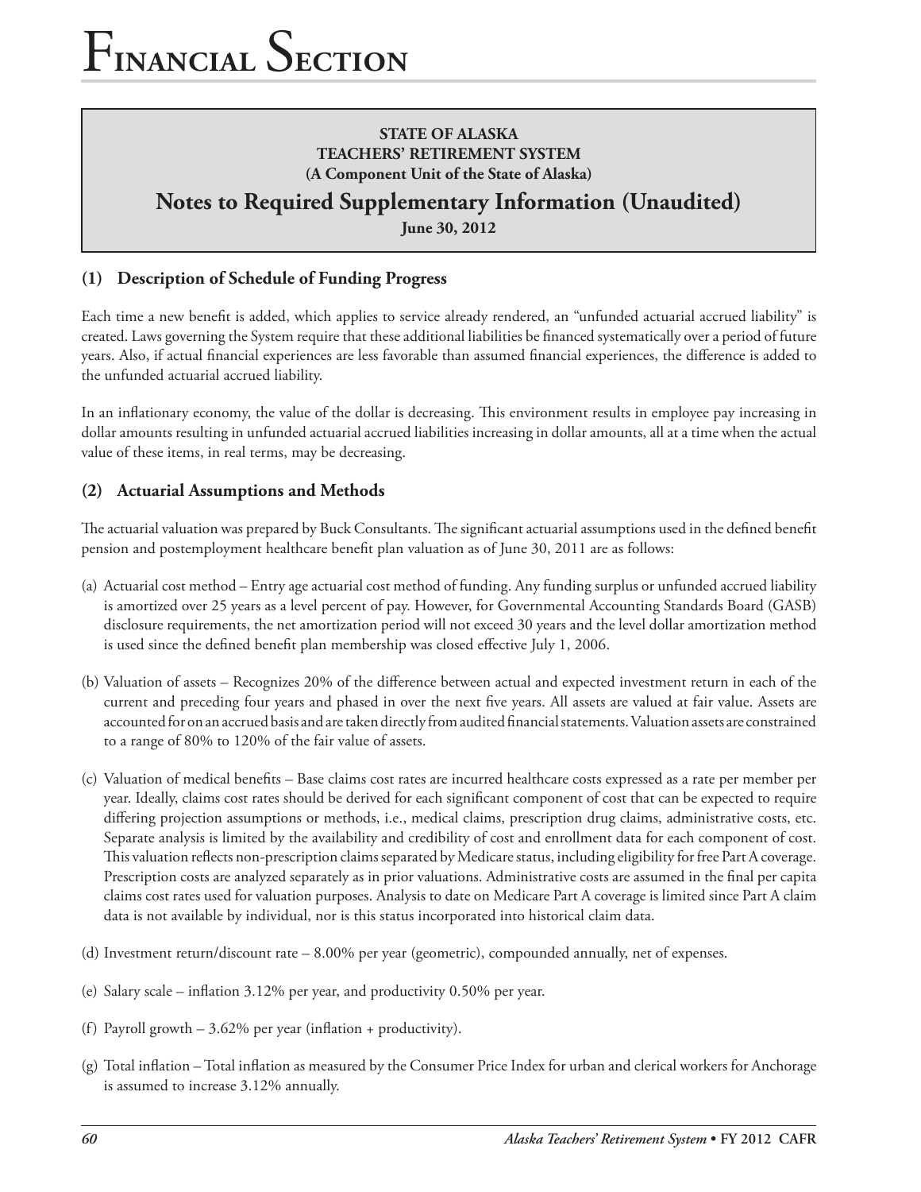# Financial Section

**STATE OF ALASKA**
**TEACHERS' RETIREMENT SYSTEM**
**(A Component Unit of the State of Alaska)**

## Notes to Required Supplementary Information (Unaudited)

**June 30, 2012**

### (1) Description of Schedule of Funding Progress

Each time a new benefit is added, which applies to service already rendered, an "unfunded actuarial accrued liability" is created. Laws governing the System require that these additional liabilities be financed systematically over a period of future years. Also, if actual financial experiences are less favorable than assumed financial experiences, the difference is added to the unfunded actuarial accrued liability.

In an inflationary economy, the value of the dollar is decreasing. This environment results in employee pay increasing in dollar amounts resulting in unfunded actuarial accrued liabilities increasing in dollar amounts, all at a time when the actual value of these items, in real terms, may be decreasing.

### (2) Actuarial Assumptions and Methods

The actuarial valuation was prepared by Buck Consultants. The significant actuarial assumptions used in the defined benefit pension and postemployment healthcare benefit plan valuation as of June 30, 2011 are as follows:

(a) Actuarial cost method – Entry age actuarial cost method of funding. Any funding surplus or unfunded accrued liability is amortized over 25 years as a level percent of pay. However, for Governmental Accounting Standards Board (GASB) disclosure requirements, the net amortization period will not exceed 30 years and the level dollar amortization method is used since the defined benefit plan membership was closed effective July 1, 2006.

(b) Valuation of assets – Recognizes 20% of the difference between actual and expected investment return in each of the current and preceding four years and phased in over the next five years. All assets are valued at fair value. Assets are accounted for on an accrued basis and are taken directly from audited financial statements. Valuation assets are constrained to a range of 80% to 120% of the fair value of assets.

(c) Valuation of medical benefits – Base claims cost rates are incurred healthcare costs expressed as a rate per member per year. Ideally, claims cost rates should be derived for each significant component of cost that can be expected to require differing projection assumptions or methods, i.e., medical claims, prescription drug claims, administrative costs, etc. Separate analysis is limited by the availability and credibility of cost and enrollment data for each component of cost. This valuation reflects non-prescription claims separated by Medicare status, including eligibility for free Part A coverage. Prescription costs are analyzed separately as in prior valuations. Administrative costs are assumed in the final per capita claims cost rates used for valuation purposes. Analysis to date on Medicare Part A coverage is limited since Part A claim data is not available by individual, nor is this status incorporated into historical claim data.

(d) Investment return/discount rate – 8.00% per year (geometric), compounded annually, net of expenses.

(e) Salary scale – inflation 3.12% per year, and productivity 0.50% per year.

(f) Payroll growth – 3.62% per year (inflation + productivity).

(g) Total inflation – Total inflation as measured by the Consumer Price Index for urban and clerical workers for Anchorage is assumed to increase 3.12% annually.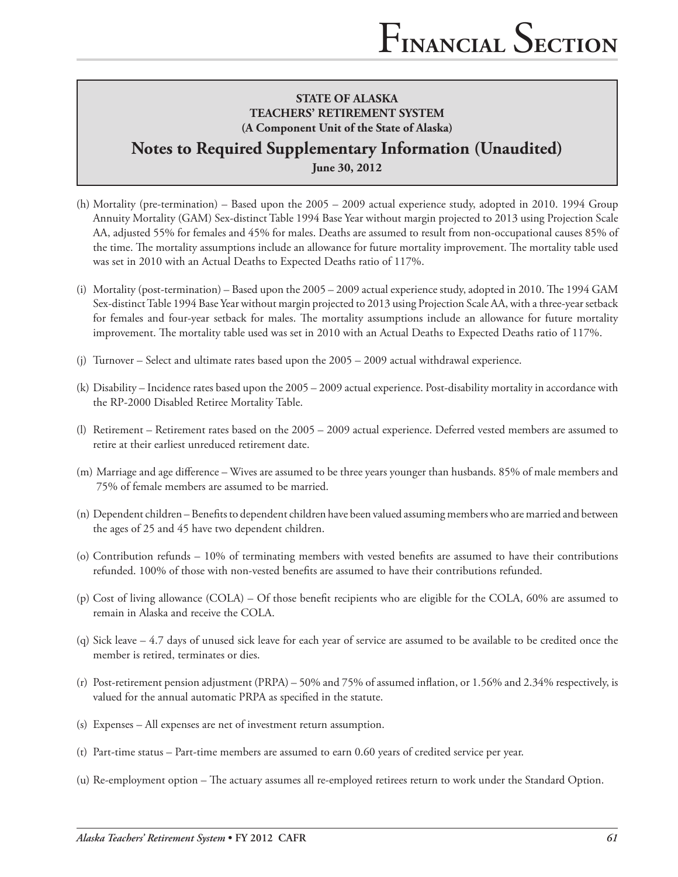**STATE OF ALASKA**
**TEACHERS' RETIREMENT SYSTEM**
**(A Component Unit of the State of Alaska)**

## Notes to Required Supplementary Information (Unaudited)

**June 30, 2012**

(h) Mortality (pre-termination) – Based upon the 2005 – 2009 actual experience study, adopted in 2010. 1994 Group Annuity Mortality (GAM) Sex-distinct Table 1994 Base Year without margin projected to 2013 using Projection Scale AA, adjusted 55% for females and 45% for males. Deaths are assumed to result from non-occupational causes 85% of the time. The mortality assumptions include an allowance for future mortality improvement. The mortality table used was set in 2010 with an Actual Deaths to Expected Deaths ratio of 117%.

(i) Mortality (post-termination) – Based upon the 2005 – 2009 actual experience study, adopted in 2010. The 1994 GAM Sex-distinct Table 1994 Base Year without margin projected to 2013 using Projection Scale AA, with a three-year setback for females and four-year setback for males. The mortality assumptions include an allowance for future mortality improvement. The mortality table used was set in 2010 with an Actual Deaths to Expected Deaths ratio of 117%.

(j) Turnover – Select and ultimate rates based upon the 2005 – 2009 actual withdrawal experience.

(k) Disability – Incidence rates based upon the 2005 – 2009 actual experience. Post-disability mortality in accordance with the RP-2000 Disabled Retiree Mortality Table.

(l) Retirement – Retirement rates based on the 2005 – 2009 actual experience. Deferred vested members are assumed to retire at their earliest unreduced retirement date.

(m) Marriage and age difference – Wives are assumed to be three years younger than husbands. 85% of male members and 75% of female members are assumed to be married.

(n) Dependent children – Benefits to dependent children have been valued assuming members who are married and between the ages of 25 and 45 have two dependent children.

(o) Contribution refunds – 10% of terminating members with vested benefits are assumed to have their contributions refunded. 100% of those with non-vested benefits are assumed to have their contributions refunded.

(p) Cost of living allowance (COLA) – Of those benefit recipients who are eligible for the COLA, 60% are assumed to remain in Alaska and receive the COLA.

(q) Sick leave – 4.7 days of unused sick leave for each year of service are assumed to be available to be credited once the member is retired, terminates or dies.

(r) Post-retirement pension adjustment (PRPA) – 50% and 75% of assumed inflation, or 1.56% and 2.34% respectively, is valued for the annual automatic PRPA as specified in the statute.

(s) Expenses – All expenses are net of investment return assumption.

(t) Part-time status – Part-time members are assumed to earn 0.60 years of credited service per year.

(u) Re-employment option – The actuary assumes all re-employed retirees return to work under the Standard Option.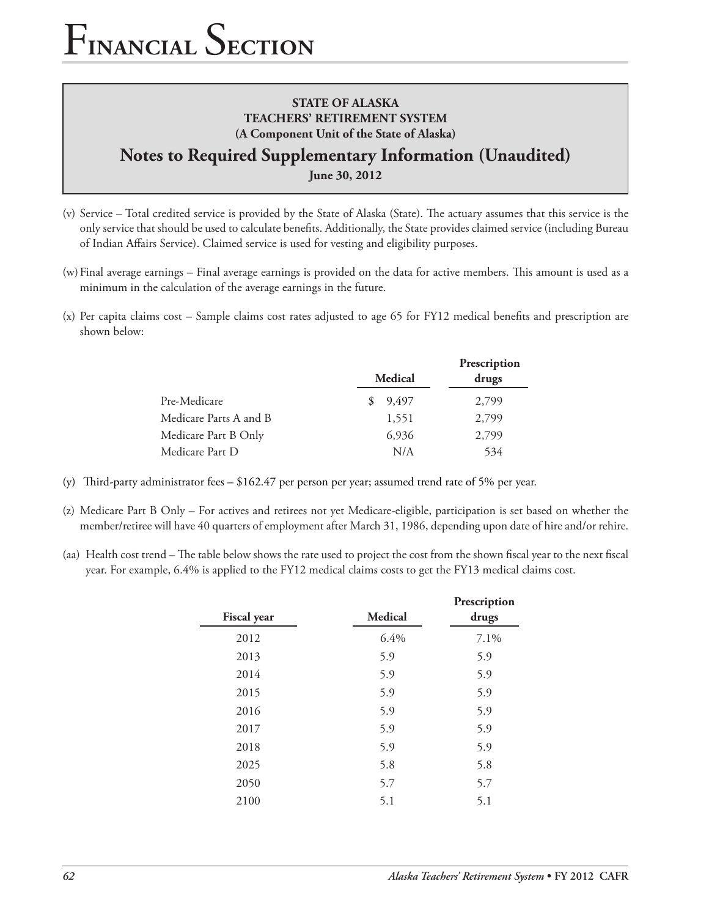**STATE OF ALASKA**
**TEACHERS' RETIREMENT SYSTEM**
**(A Component Unit of the State of Alaska)**

## Notes to Required Supplementary Information (Unaudited)

**June 30, 2012**

(v) Service – Total credited service is provided by the State of Alaska (State). The actuary assumes that this service is the only service that should be used to calculate benefits. Additionally, the State provides claimed service (including Bureau of Indian Affairs Service). Claimed service is used for vesting and eligibility purposes.

(w) Final average earnings – Final average earnings is provided on the data for active members. This amount is used as a minimum in the calculation of the average earnings in the future.

(x) Per capita claims cost – Sample claims cost rates adjusted to age 65 for FY12 medical benefits and prescription are shown below:

| | Medical | Prescription drugs |
|---|---|---|
| Pre-Medicare | $ 9,497 | 2,799 |
| Medicare Parts A and B | 1,551 | 2,799 |
| Medicare Part B Only | 6,936 | 2,799 |
| Medicare Part D | N/A | 534 |

(y) Third-party administrator fees – $162.47 per person per year; assumed trend rate of 5% per year.

(z) Medicare Part B Only – For actives and retirees not yet Medicare-eligible, participation is set based on whether the member/retiree will have 40 quarters of employment after March 31, 1986, depending upon date of hire and/or rehire.

(aa) Health cost trend – The table below shows the rate used to project the cost from the shown fiscal year to the next fiscal year. For example, 6.4% is applied to the FY12 medical claims costs to get the FY13 medical claims cost.

| Fiscal year | Medical | Prescription drugs |
|---|---|---|
| 2012 | 6.4% | 7.1% |
| 2013 | 5.9 | 5.9 |
| 2014 | 5.9 | 5.9 |
| 2015 | 5.9 | 5.9 |
| 2016 | 5.9 | 5.9 |
| 2017 | 5.9 | 5.9 |
| 2018 | 5.9 | 5.9 |
| 2025 | 5.8 | 5.8 |
| 2050 | 5.7 | 5.7 |
| 2100 | 5.1 | 5.1 |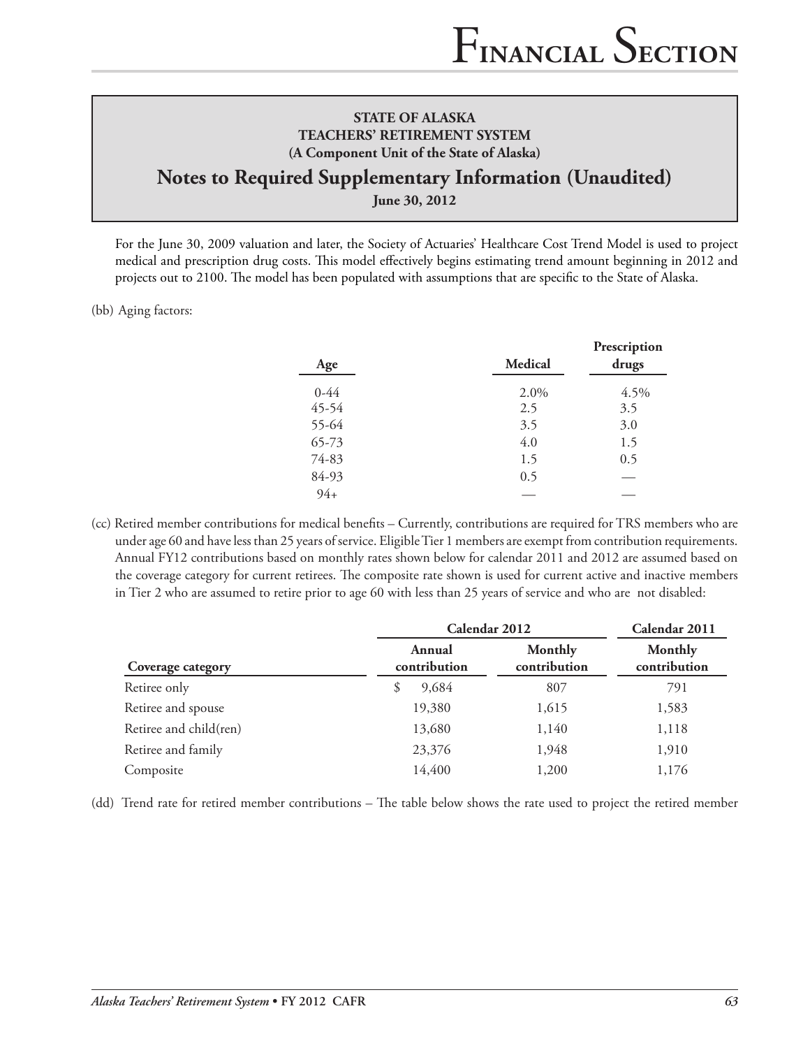**STATE OF ALASKA**
**TEACHERS' RETIREMENT SYSTEM**
**(A Component Unit of the State of Alaska)**

## Notes to Required Supplementary Information (Unaudited)

**June 30, 2012**

For the June 30, 2009 valuation and later, the Society of Actuaries' Healthcare Cost Trend Model is used to project medical and prescription drug costs. This model effectively begins estimating trend amount beginning in 2012 and projects out to 2100. The model has been populated with assumptions that are specific to the State of Alaska.

(bb) Aging factors:

| Age | Medical | Prescription drugs |
|---|---|---|
| 0-44 | 2.0% | 4.5% |
| 45-54 | 2.5 | 3.5 |
| 55-64 | 3.5 | 3.0 |
| 65-73 | 4.0 | 1.5 |
| 74-83 | 1.5 | 0.5 |
| 84-93 | 0.5 | — |
| 94+ | — | — |

(cc) Retired member contributions for medical benefits – Currently, contributions are required for TRS members who are under age 60 and have less than 25 years of service. Eligible Tier 1 members are exempt from contribution requirements. Annual FY12 contributions based on monthly rates shown below for calendar 2011 and 2012 are assumed based on the coverage category for current retirees. The composite rate shown is used for current active and inactive members in Tier 2 who are assumed to retire prior to age 60 with less than 25 years of service and who are not disabled:

| | Calendar 2012 | | Calendar 2011 |
|---|---|---|---|
| Coverage category | Annual contribution | Monthly contribution | Monthly contribution |
| Retiree only | $ 9,684 | 807 | 791 |
| Retiree and spouse | 19,380 | 1,615 | 1,583 |
| Retiree and child(ren) | 13,680 | 1,140 | 1,118 |
| Retiree and family | 23,376 | 1,948 | 1,910 |
| Composite | 14,400 | 1,200 | 1,176 |

(dd) Trend rate for retired member contributions – The table below shows the rate used to project the retired member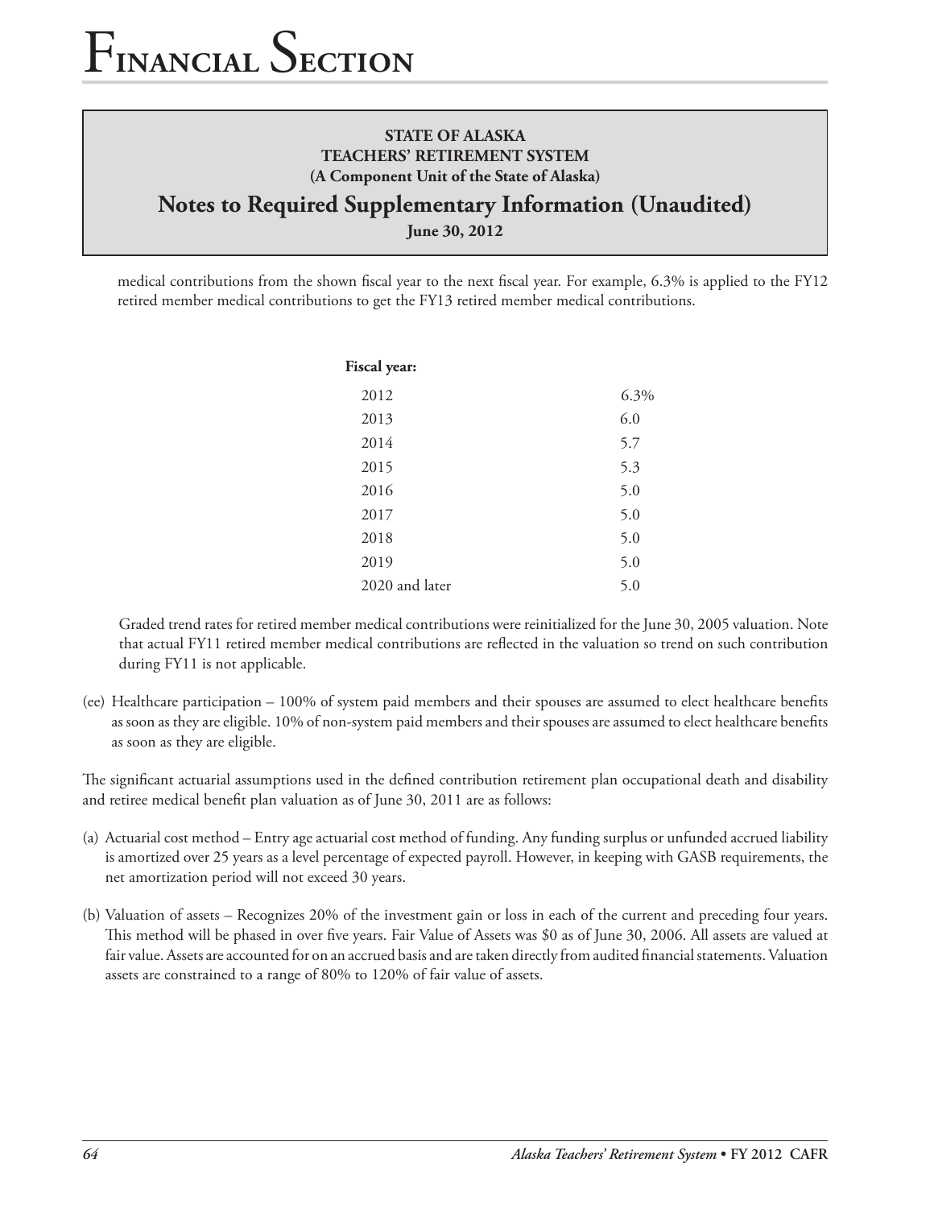# STATE OF ALASKA
## TEACHERS' RETIREMENT SYSTEM
**(A Component Unit of the State of Alaska)**

## Notes to Required Supplementary Information (Unaudited)

**June 30, 2012**

medical contributions from the shown fiscal year to the next fiscal year. For example, 6.3% is applied to the FY12 retired member medical contributions to get the FY13 retired member medical contributions.

| **Fiscal year:** | |
|---|---|
| 2012 | 6.3% |
| 2013 | 6.0 |
| 2014 | 5.7 |
| 2015 | 5.3 |
| 2016 | 5.0 |
| 2017 | 5.0 |
| 2018 | 5.0 |
| 2019 | 5.0 |
| 2020 and later | 5.0 |

Graded trend rates for retired member medical contributions were reinitialized for the June 30, 2005 valuation. Note that actual FY11 retired member medical contributions are reflected in the valuation so trend on such contribution during FY11 is not applicable.

(ee) Healthcare participation – 100% of system paid members and their spouses are assumed to elect healthcare benefits as soon as they are eligible. 10% of non-system paid members and their spouses are assumed to elect healthcare benefits as soon as they are eligible.

The significant actuarial assumptions used in the defined contribution retirement plan occupational death and disability and retiree medical benefit plan valuation as of June 30, 2011 are as follows:

(a) Actuarial cost method – Entry age actuarial cost method of funding. Any funding surplus or unfunded accrued liability is amortized over 25 years as a level percentage of expected payroll. However, in keeping with GASB requirements, the net amortization period will not exceed 30 years.

(b) Valuation of assets – Recognizes 20% of the investment gain or loss in each of the current and preceding four years. This method will be phased in over five years. Fair Value of Assets was $0 as of June 30, 2006. All assets are valued at fair value. Assets are accounted for on an accrued basis and are taken directly from audited financial statements. Valuation assets are constrained to a range of 80% to 120% of fair value of assets.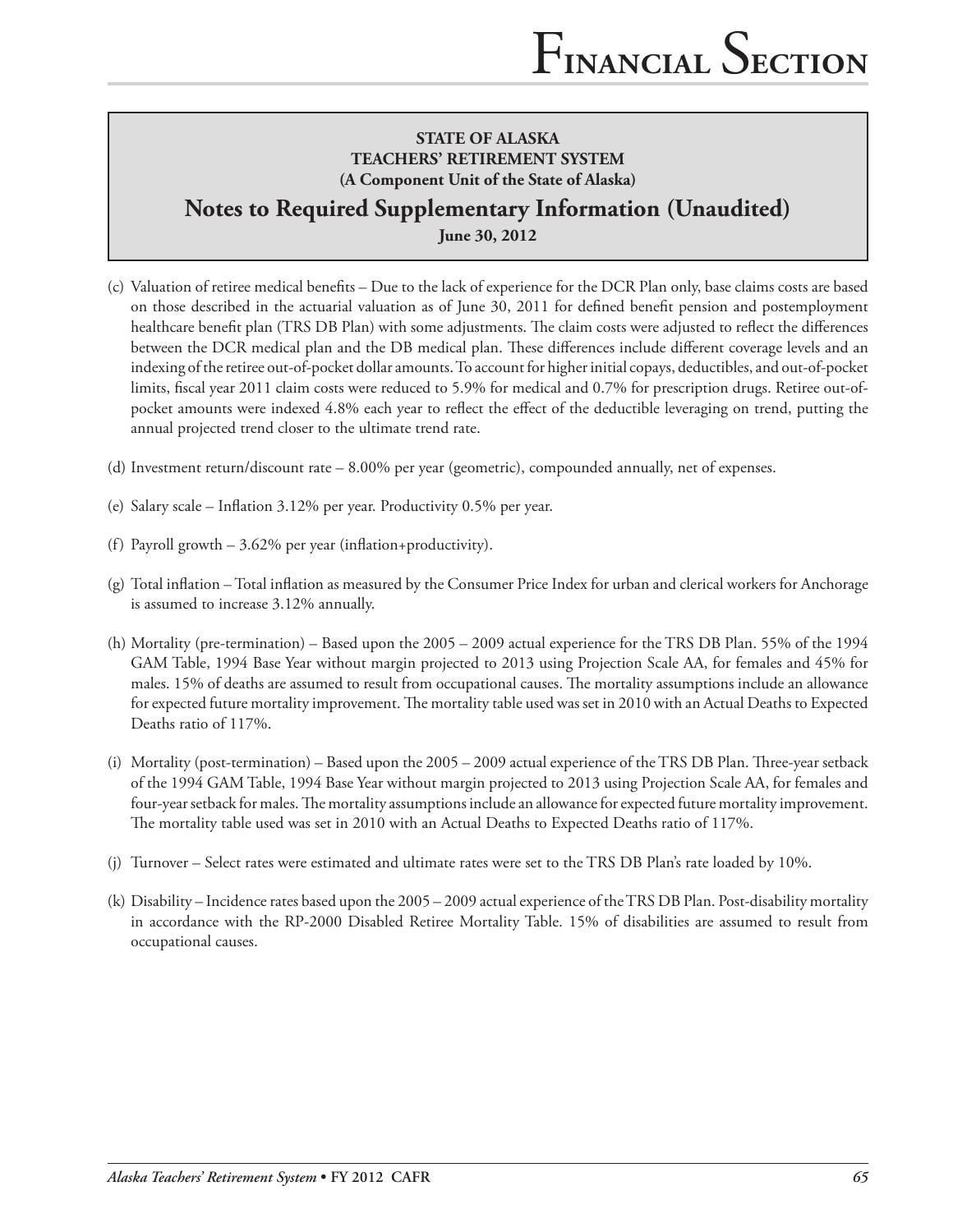**STATE OF ALASKA**
**TEACHERS' RETIREMENT SYSTEM**
**(A Component Unit of the State of Alaska)**

## Notes to Required Supplementary Information (Unaudited)

**June 30, 2012**

(c) Valuation of retiree medical benefits – Due to the lack of experience for the DCR Plan only, base claims costs are based on those described in the actuarial valuation as of June 30, 2011 for defined benefit pension and postemployment healthcare benefit plan (TRS DB Plan) with some adjustments. The claim costs were adjusted to reflect the differences between the DCR medical plan and the DB medical plan. These differences include different coverage levels and an indexing of the retiree out-of-pocket dollar amounts. To account for higher initial copays, deductibles, and out-of-pocket limits, fiscal year 2011 claim costs were reduced to 5.9% for medical and 0.7% for prescription drugs. Retiree out-of-pocket amounts were indexed 4.8% each year to reflect the effect of the deductible leveraging on trend, putting the annual projected trend closer to the ultimate trend rate.

(d) Investment return/discount rate – 8.00% per year (geometric), compounded annually, net of expenses.

(e) Salary scale – Inflation 3.12% per year. Productivity 0.5% per year.

(f) Payroll growth – 3.62% per year (inflation+productivity).

(g) Total inflation – Total inflation as measured by the Consumer Price Index for urban and clerical workers for Anchorage is assumed to increase 3.12% annually.

(h) Mortality (pre-termination) – Based upon the 2005 – 2009 actual experience for the TRS DB Plan. 55% of the 1994 GAM Table, 1994 Base Year without margin projected to 2013 using Projection Scale AA, for females and 45% for males. 15% of deaths are assumed to result from occupational causes. The mortality assumptions include an allowance for expected future mortality improvement. The mortality table used was set in 2010 with an Actual Deaths to Expected Deaths ratio of 117%.

(i) Mortality (post-termination) – Based upon the 2005 – 2009 actual experience of the TRS DB Plan. Three-year setback of the 1994 GAM Table, 1994 Base Year without margin projected to 2013 using Projection Scale AA, for females and four-year setback for males. The mortality assumptions include an allowance for expected future mortality improvement. The mortality table used was set in 2010 with an Actual Deaths to Expected Deaths ratio of 117%.

(j) Turnover – Select rates were estimated and ultimate rates were set to the TRS DB Plan's rate loaded by 10%.

(k) Disability – Incidence rates based upon the 2005 – 2009 actual experience of the TRS DB Plan. Post-disability mortality in accordance with the RP-2000 Disabled Retiree Mortality Table. 15% of disabilities are assumed to result from occupational causes.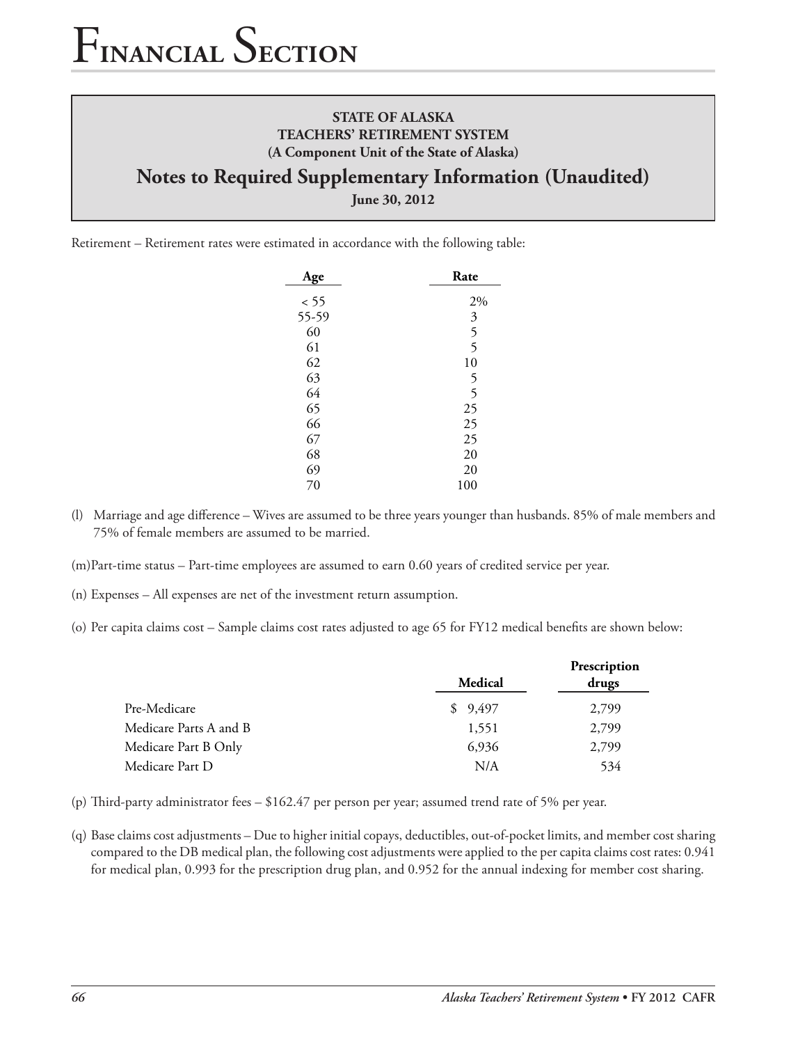# Financial Section

**STATE OF ALASKA**
**TEACHERS' RETIREMENT SYSTEM**
**(A Component Unit of the State of Alaska)**

## Notes to Required Supplementary Information (Unaudited)

**June 30, 2012**

Retirement – Retirement rates were estimated in accordance with the following table:

| Age | Rate |
|---|---|
| < 55 | 2% |
| 55-59 | 3 |
| 60 | 5 |
| 61 | 5 |
| 62 | 10 |
| 63 | 5 |
| 64 | 5 |
| 65 | 25 |
| 66 | 25 |
| 67 | 25 |
| 68 | 20 |
| 69 | 20 |
| 70 | 100 |

(l) Marriage and age difference – Wives are assumed to be three years younger than husbands. 85% of male members and 75% of female members are assumed to be married.

(m)Part-time status – Part-time employees are assumed to earn 0.60 years of credited service per year.

(n) Expenses – All expenses are net of the investment return assumption.

(o) Per capita claims cost – Sample claims cost rates adjusted to age 65 for FY12 medical benefits are shown below:

| | Medical | Prescription drugs |
|---|---|---|
| Pre-Medicare | $ 9,497 | 2,799 |
| Medicare Parts A and B | 1,551 | 2,799 |
| Medicare Part B Only | 6,936 | 2,799 |
| Medicare Part D | N/A | 534 |

(p) Third-party administrator fees – $162.47 per person per year; assumed trend rate of 5% per year.

(q) Base claims cost adjustments – Due to higher initial copays, deductibles, out-of-pocket limits, and member cost sharing compared to the DB medical plan, the following cost adjustments were applied to the per capita claims cost rates: 0.941 for medical plan, 0.993 for the prescription drug plan, and 0.952 for the annual indexing for member cost sharing.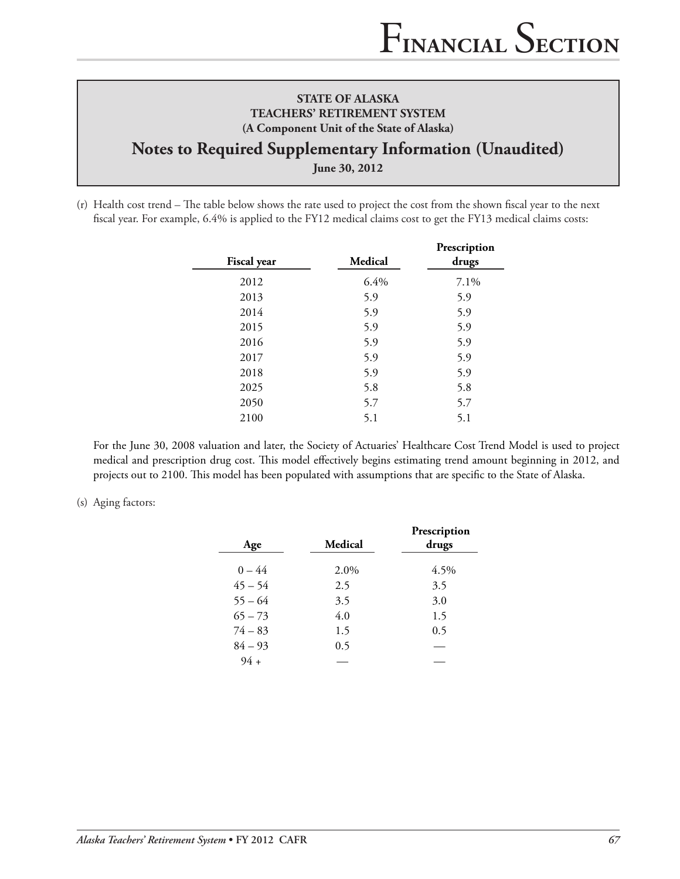**STATE OF ALASKA**
**TEACHERS' RETIREMENT SYSTEM**
**(A Component Unit of the State of Alaska)**

## Notes to Required Supplementary Information (Unaudited)

**June 30, 2012**

(r) Health cost trend – The table below shows the rate used to project the cost from the shown fiscal year to the next fiscal year. For example, 6.4% is applied to the FY12 medical claims cost to get the FY13 medical claims costs:

| Fiscal year | Medical | Prescription drugs |
|---|---|---|
| 2012 | 6.4% | 7.1% |
| 2013 | 5.9 | 5.9 |
| 2014 | 5.9 | 5.9 |
| 2015 | 5.9 | 5.9 |
| 2016 | 5.9 | 5.9 |
| 2017 | 5.9 | 5.9 |
| 2018 | 5.9 | 5.9 |
| 2025 | 5.8 | 5.8 |
| 2050 | 5.7 | 5.7 |
| 2100 | 5.1 | 5.1 |

For the June 30, 2008 valuation and later, the Society of Actuaries' Healthcare Cost Trend Model is used to project medical and prescription drug cost. This model effectively begins estimating trend amount beginning in 2012, and projects out to 2100. This model has been populated with assumptions that are specific to the State of Alaska.

(s) Aging factors:

| Age | Medical | Prescription drugs |
|---|---|---|
| 0 – 44 | 2.0% | 4.5% |
| 45 – 54 | 2.5 | 3.5 |
| 55 – 64 | 3.5 | 3.0 |
| 65 – 73 | 4.0 | 1.5 |
| 74 – 83 | 1.5 | 0.5 |
| 84 – 93 | 0.5 | — |
| 94 + | — | — |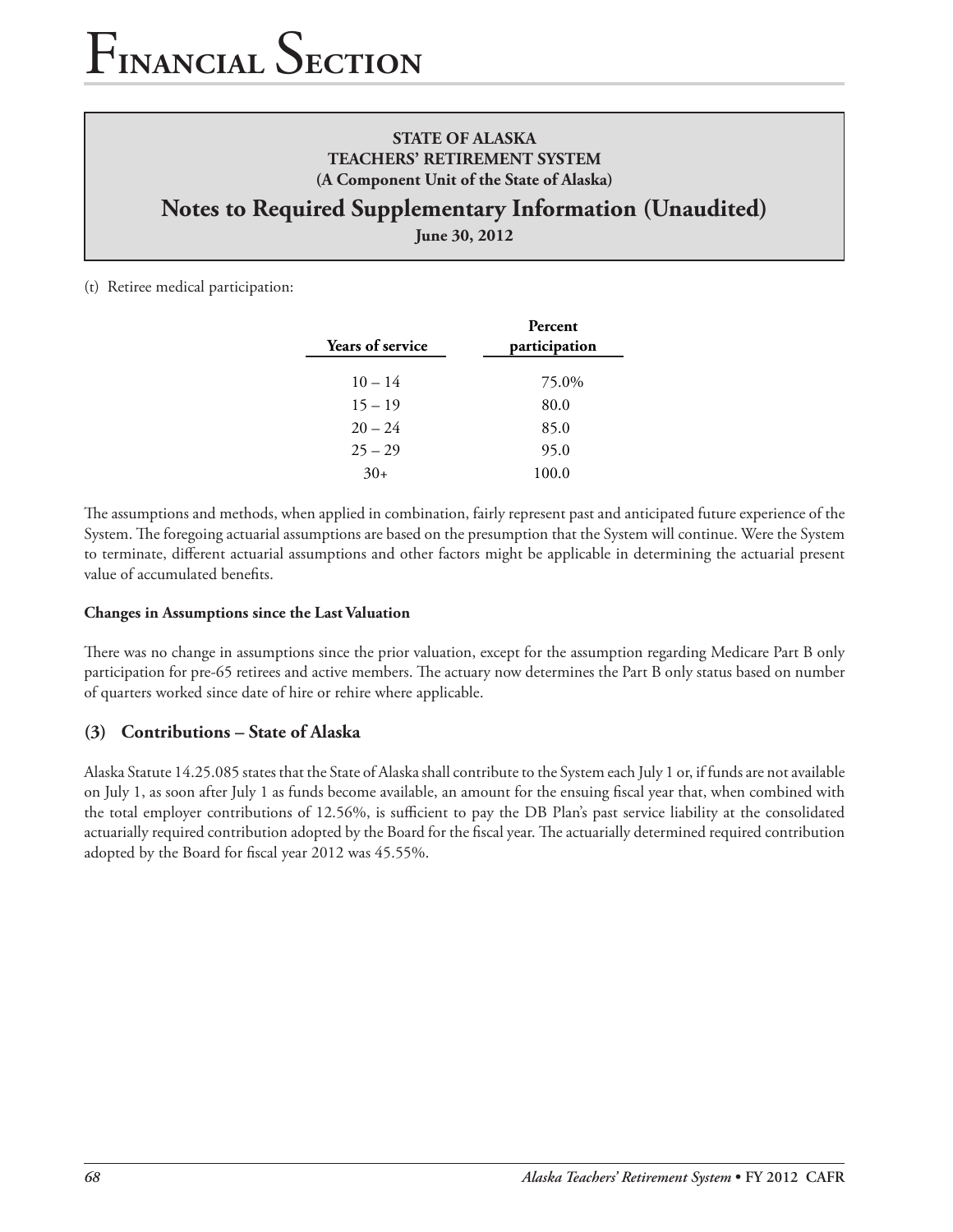# Financial Section

**STATE OF ALASKA**
**TEACHERS' RETIREMENT SYSTEM**
**(A Component Unit of the State of Alaska)**

## Notes to Required Supplementary Information (Unaudited)

**June 30, 2012**

(t) Retiree medical participation:

| Years of service | Percent participation |
|---|---|
| 10 – 14 | 75.0% |
| 15 – 19 | 80.0 |
| 20 – 24 | 85.0 |
| 25 – 29 | 95.0 |
| 30+ | 100.0 |

The assumptions and methods, when applied in combination, fairly represent past and anticipated future experience of the System. The foregoing actuarial assumptions are based on the presumption that the System will continue. Were the System to terminate, different actuarial assumptions and other factors might be applicable in determining the actuarial present value of accumulated benefits.

**Changes in Assumptions since the Last Valuation**

There was no change in assumptions since the prior valuation, except for the assumption regarding Medicare Part B only participation for pre-65 retirees and active members. The actuary now determines the Part B only status based on number of quarters worked since date of hire or rehire where applicable.

### (3) Contributions – State of Alaska

Alaska Statute 14.25.085 states that the State of Alaska shall contribute to the System each July 1 or, if funds are not available on July 1, as soon after July 1 as funds become available, an amount for the ensuing fiscal year that, when combined with the total employer contributions of 12.56%, is sufficient to pay the DB Plan's past service liability at the consolidated actuarially required contribution adopted by the Board for the fiscal year. The actuarially determined required contribution adopted by the Board for fiscal year 2012 was 45.55%.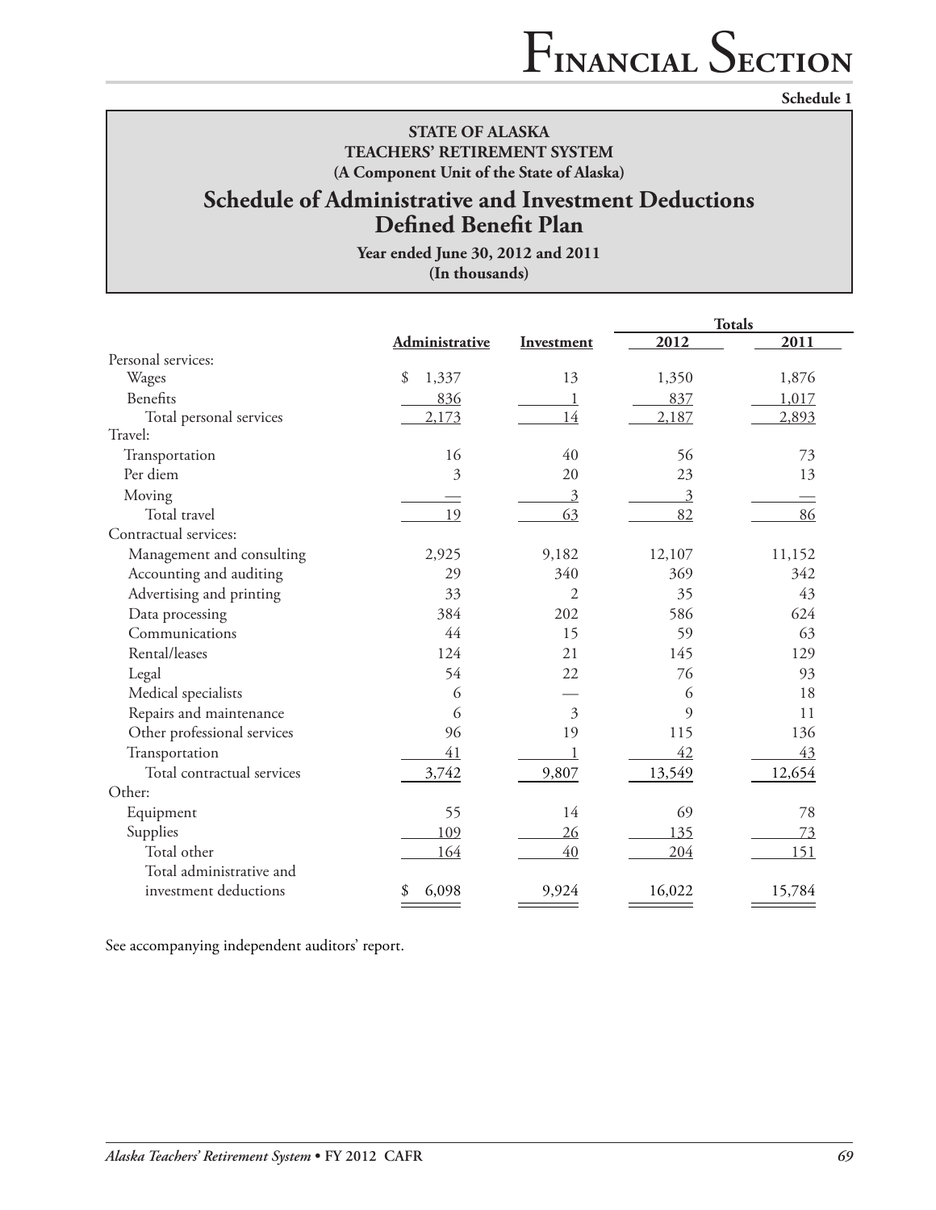Schedule 1

**STATE OF ALASKA**
**TEACHERS' RETIREMENT SYSTEM**
**(A Component Unit of the State of Alaska)**

## Schedule of Administrative and Investment Deductions Defined Benefit Plan

**Year ended June 30, 2012 and 2011**
**(In thousands)**

| | | | Totals | |
|---|---|---|---|---|
| | Administrative | Investment | 2012 | 2011 |
| Personal services: | | | | |
| Wages | $ 1,337 | 13 | 1,350 | 1,876 |
| Benefits | 836 | 1 | 837 | 1,017 |
| Total personal services | 2,173 | 14 | 2,187 | 2,893 |
| Travel: | | | | |
| Transportation | 16 | 40 | 56 | 73 |
| Per diem | 3 | 20 | 23 | 13 |
| Moving | — | 3 | 3 | — |
| Total travel | 19 | 63 | 82 | 86 |
| Contractual services: | | | | |
| Management and consulting | 2,925 | 9,182 | 12,107 | 11,152 |
| Accounting and auditing | 29 | 340 | 369 | 342 |
| Advertising and printing | 33 | 2 | 35 | 43 |
| Data processing | 384 | 202 | 586 | 624 |
| Communications | 44 | 15 | 59 | 63 |
| Rental/leases | 124 | 21 | 145 | 129 |
| Legal | 54 | 22 | 76 | 93 |
| Medical specialists | 6 | — | 6 | 18 |
| Repairs and maintenance | 6 | 3 | 9 | 11 |
| Other professional services | 96 | 19 | 115 | 136 |
| Transportation | 41 | 1 | 42 | 43 |
| Total contractual services | 3,742 | 9,807 | 13,549 | 12,654 |
| Other: | | | | |
| Equipment | 55 | 14 | 69 | 78 |
| Supplies | 109 | 26 | 135 | 73 |
| Total other | 164 | 40 | 204 | 151 |
| Total administrative and investment deductions | $ 6,098 | 9,924 | 16,022 | 15,784 |

See accompanying independent auditors' report.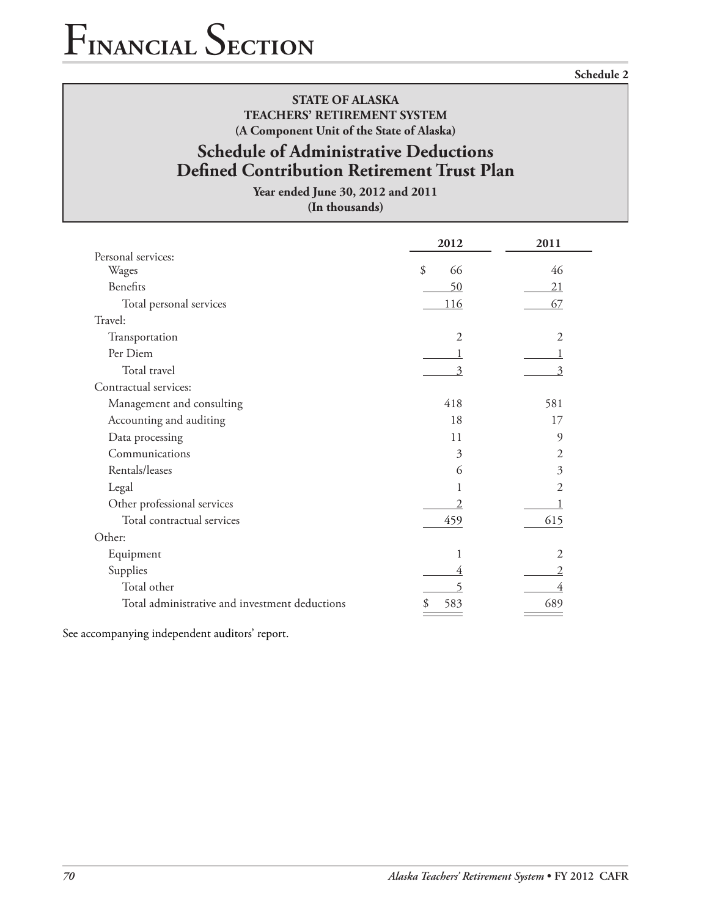Schedule 2

**STATE OF ALASKA**
**TEACHERS' RETIREMENT SYSTEM**
**(A Component Unit of the State of Alaska)**

## Schedule of Administrative Deductions
## Defined Contribution Retirement Trust Plan

**Year ended June 30, 2012 and 2011**
**(In thousands)**

| | 2012 | 2011 |
|---|---|---|
| Personal services: | | |
| Wages | $ 66 | 46 |
| Benefits | 50 | 21 |
| Total personal services | 116 | 67 |
| Travel: | | |
| Transportation | 2 | 2 |
| Per Diem | 1 | 1 |
| Total travel | 3 | 3 |
| Contractual services: | | |
| Management and consulting | 418 | 581 |
| Accounting and auditing | 18 | 17 |
| Data processing | 11 | 9 |
| Communications | 3 | 2 |
| Rentals/leases | 6 | 3 |
| Legal | 1 | 2 |
| Other professional services | 2 | 1 |
| Total contractual services | 459 | 615 |
| Other: | | |
| Equipment | 1 | 2 |
| Supplies | 4 | 2 |
| Total other | 5 | 4 |
| Total administrative and investment deductions | $ 583 | 689 |

See accompanying independent auditors' report.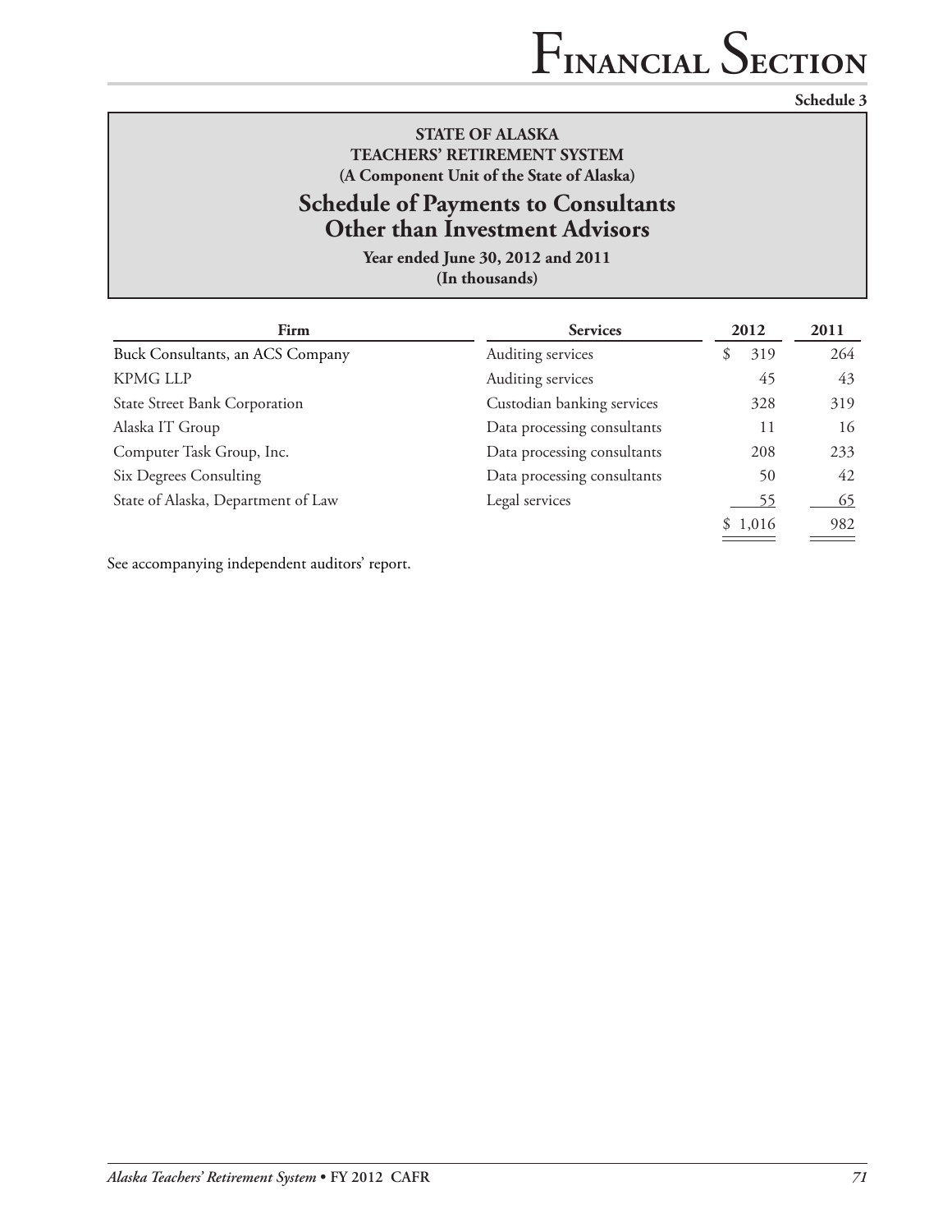Schedule 3

**STATE OF ALASKA**
**TEACHERS' RETIREMENT SYSTEM**
**(A Component Unit of the State of Alaska)**

## Schedule of Payments to Consultants Other than Investment Advisors

**Year ended June 30, 2012 and 2011**
**(In thousands)**

| Firm | Services | 2012 | 2011 |
|---|---|---|---|
| Buck Consultants, an ACS Company | Auditing services | $ 319 | 264 |
| KPMG LLP | Auditing services | 45 | 43 |
| State Street Bank Corporation | Custodian banking services | 328 | 319 |
| Alaska IT Group | Data processing consultants | 11 | 16 |
| Computer Task Group, Inc. | Data processing consultants | 208 | 233 |
| Six Degrees Consulting | Data processing consultants | 50 | 42 |
| State of Alaska, Department of Law | Legal services | 55 | 65 |
| | | $ 1,016 | 982 |

See accompanying independent auditors' report.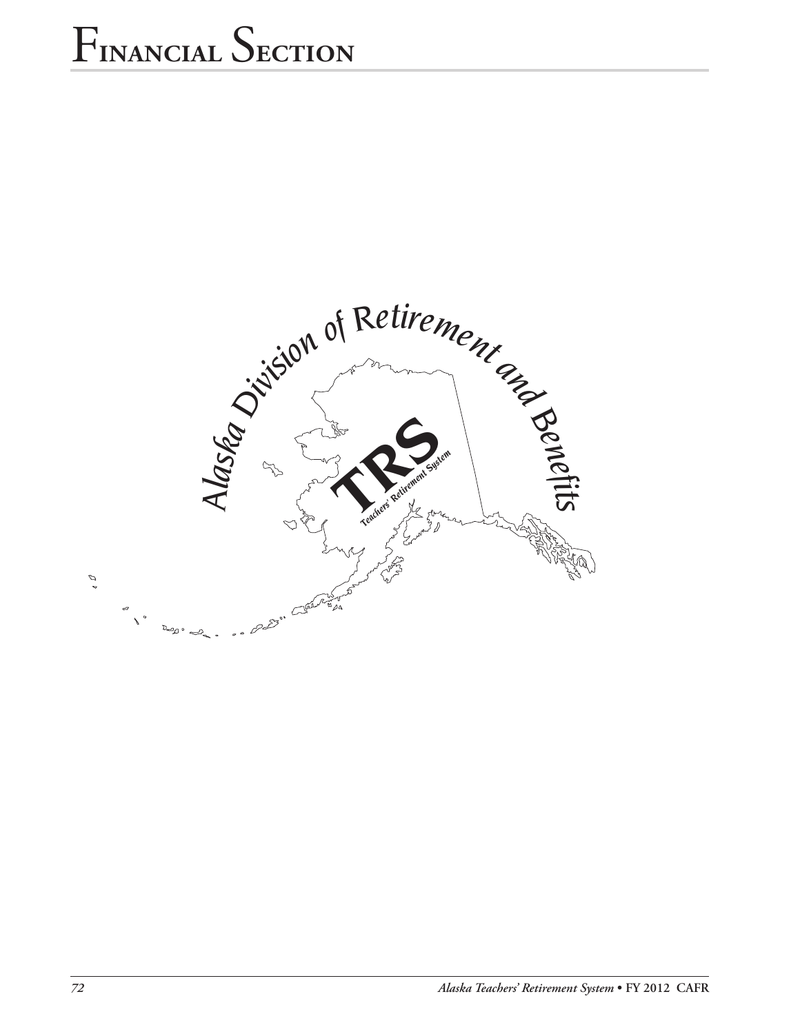Alaska Division of Retirement and Benefits

TRS

Teachers' Retirement System